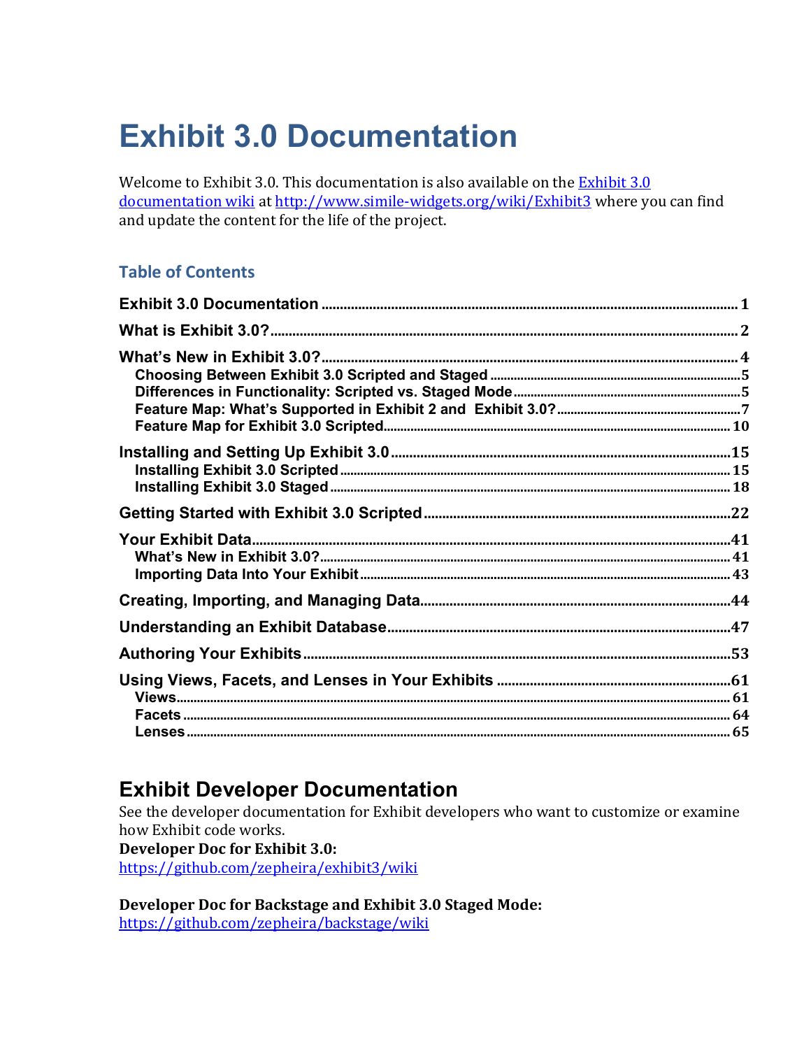# Exhibit 3.0 Documentation

Welcome to Exhibit 3.0. This documentation is also available on the [Exhibit 3.0 documentation wiki](http://www.simile-widgets.org/wiki/Exhibit3) at http://www.simile-widgets.org/wiki/Exhibit3 where you can find and update the content for the life of the project.

## Table of Contents

**Exhibit 3.0 Documentation** ........ 1

**What is Exhibit 3.0?** ........ 2

**What's New in Exhibit 3.0?** ........ 4
- **Choosing Between Exhibit 3.0 Scripted and Staged** ........ 5
- **Differences in Functionality: Scripted vs. Staged Mode** ........ 5
- **Feature Map: What's Supported in Exhibit 2 and Exhibit 3.0?** ........ 7
- **Feature Map for Exhibit 3.0 Scripted** ........ 10

**Installing and Setting Up Exhibit 3.0** ........ 15
- **Installing Exhibit 3.0 Scripted** ........ 15
- **Installing Exhibit 3.0 Staged** ........ 18

**Getting Started with Exhibit 3.0 Scripted** ........ 22

**Your Exhibit Data** ........ 41
- **What's New in Exhibit 3.0?** ........ 41
- **Importing Data Into Your Exhibit** ........ 43

**Creating, Importing, and Managing Data** ........ 44

**Understanding an Exhibit Database** ........ 47

**Authoring Your Exhibits** ........ 53

**Using Views, Facets, and Lenses in Your Exhibits** ........ 61
- **Views** ........ 61
- **Facets** ........ 64
- **Lenses** ........ 65

## Exhibit Developer Documentation

See the developer documentation for Exhibit developers who want to customize or examine how Exhibit code works.

**Developer Doc for Exhibit 3.0:**
https://github.com/zepheira/exhibit3/wiki

**Developer Doc for Backstage and Exhibit 3.0 Staged Mode:**
https://github.com/zepheira/backstage/wiki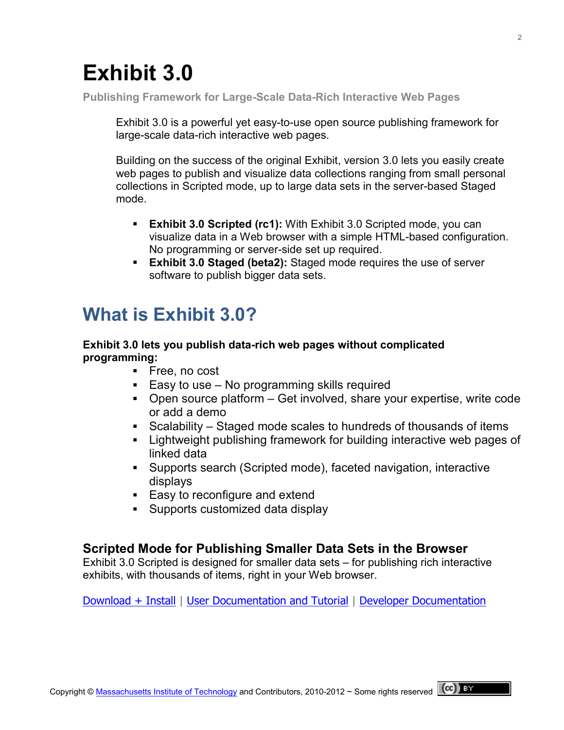# Exhibit 3.0

**Publishing Framework for Large-Scale Data-Rich Interactive Web Pages**

Exhibit 3.0 is a powerful yet easy-to-use open source publishing framework for large-scale data-rich interactive web pages.

Building on the success of the original Exhibit, version 3.0 lets you easily create web pages to publish and visualize data collections ranging from small personal collections in Scripted mode, up to large data sets in the server-based Staged mode.

- **Exhibit 3.0 Scripted (rc1):** With Exhibit 3.0 Scripted mode, you can visualize data in a Web browser with a simple HTML-based configuration. No programming or server-side set up required.
- **Exhibit 3.0 Staged (beta2):** Staged mode requires the use of server software to publish bigger data sets.

## What is Exhibit 3.0?

**Exhibit 3.0 lets you publish data-rich web pages without complicated programming:**

- Free, no cost
- Easy to use – No programming skills required
- Open source platform – Get involved, share your expertise, write code or add a demo
- Scalability – Staged mode scales to hundreds of thousands of items
- Lightweight publishing framework for building interactive web pages of linked data
- Supports search (Scripted mode), faceted navigation, interactive displays
- Easy to reconfigure and extend
- Supports customized data display

### Scripted Mode for Publishing Smaller Data Sets in the Browser

Exhibit 3.0 Scripted is designed for smaller data sets – for publishing rich interactive exhibits, with thousands of items, right in your Web browser.

Download + Install | User Documentation and Tutorial | Developer Documentation

Copyright © Massachusetts Institute of Technology and Contributors, 2010-2012 ~ Some rights reserved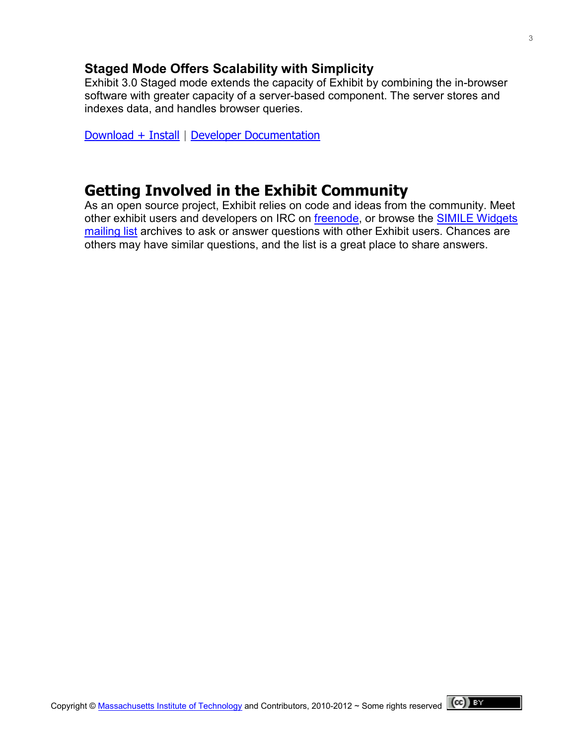### Staged Mode Offers Scalability with Simplicity

Exhibit 3.0 Staged mode extends the capacity of Exhibit by combining the in-browser software with greater capacity of a server-based component. The server stores and indexes data, and handles browser queries.

Download + Install | Developer Documentation

## Getting Involved in the Exhibit Community

As an open source project, Exhibit relies on code and ideas from the community. Meet other exhibit users and developers on IRC on freenode, or browse the SIMILE Widgets mailing list archives to ask or answer questions with other Exhibit users. Chances are others may have similar questions, and the list is a great place to share answers.

Copyright © Massachusetts Institute of Technology and Contributors, 2010-2012 ~ Some rights reserved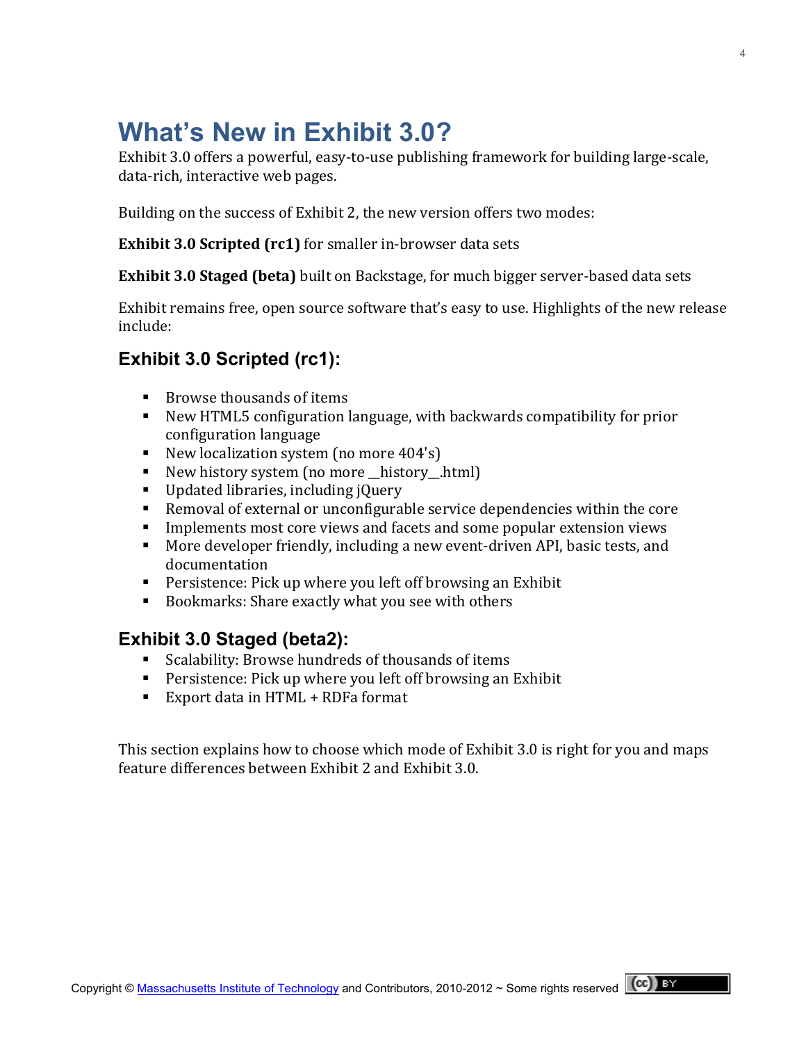# What's New in Exhibit 3.0?

Exhibit 3.0 offers a powerful, easy-to-use publishing framework for building large-scale, data-rich, interactive web pages.

Building on the success of Exhibit 2, the new version offers two modes:

**Exhibit 3.0 Scripted (rc1)** for smaller in-browser data sets

**Exhibit 3.0 Staged (beta)** built on Backstage, for much bigger server-based data sets

Exhibit remains free, open source software that's easy to use. Highlights of the new release include:

## Exhibit 3.0 Scripted (rc1):

- Browse thousands of items
- New HTML5 configuration language, with backwards compatibility for prior configuration language
- New localization system (no more 404's)
- New history system (no more __history__.html)
- Updated libraries, including jQuery
- Removal of external or unconfigurable service dependencies within the core
- Implements most core views and facets and some popular extension views
- More developer friendly, including a new event-driven API, basic tests, and documentation
- Persistence: Pick up where you left off browsing an Exhibit
- Bookmarks: Share exactly what you see with others

## Exhibit 3.0 Staged (beta2):

- Scalability: Browse hundreds of thousands of items
- Persistence: Pick up where you left off browsing an Exhibit
- Export data in HTML + RDFa format

This section explains how to choose which mode of Exhibit 3.0 is right for you and maps feature differences between Exhibit 2 and Exhibit 3.0.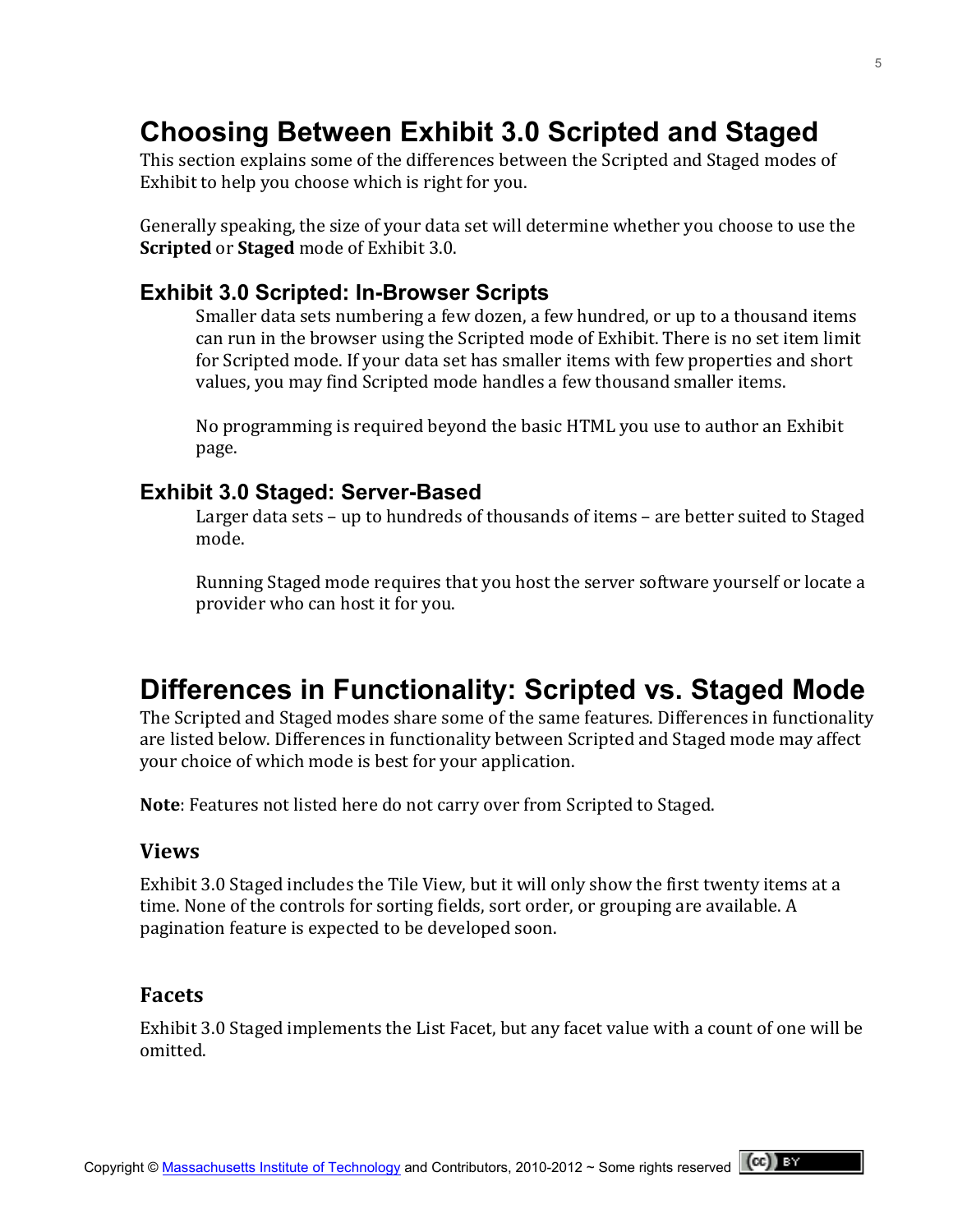# Choosing Between Exhibit 3.0 Scripted and Staged

This section explains some of the differences between the Scripted and Staged modes of Exhibit to help you choose which is right for you.

Generally speaking, the size of your data set will determine whether you choose to use the **Scripted** or **Staged** mode of Exhibit 3.0.

## Exhibit 3.0 Scripted: In-Browser Scripts

Smaller data sets numbering a few dozen, a few hundred, or up to a thousand items can run in the browser using the Scripted mode of Exhibit. There is no set item limit for Scripted mode. If your data set has smaller items with few properties and short values, you may find Scripted mode handles a few thousand smaller items.

No programming is required beyond the basic HTML you use to author an Exhibit page.

## Exhibit 3.0 Staged: Server-Based

Larger data sets – up to hundreds of thousands of items – are better suited to Staged mode.

Running Staged mode requires that you host the server software yourself or locate a provider who can host it for you.

# Differences in Functionality: Scripted vs. Staged Mode

The Scripted and Staged modes share some of the same features. Differences in functionality are listed below. Differences in functionality between Scripted and Staged mode may affect your choice of which mode is best for your application.

**Note**: Features not listed here do not carry over from Scripted to Staged.

### Views

Exhibit 3.0 Staged includes the Tile View, but it will only show the first twenty items at a time. None of the controls for sorting fields, sort order, or grouping are available. A pagination feature is expected to be developed soon.

### Facets

Exhibit 3.0 Staged implements the List Facet, but any facet value with a count of one will be omitted.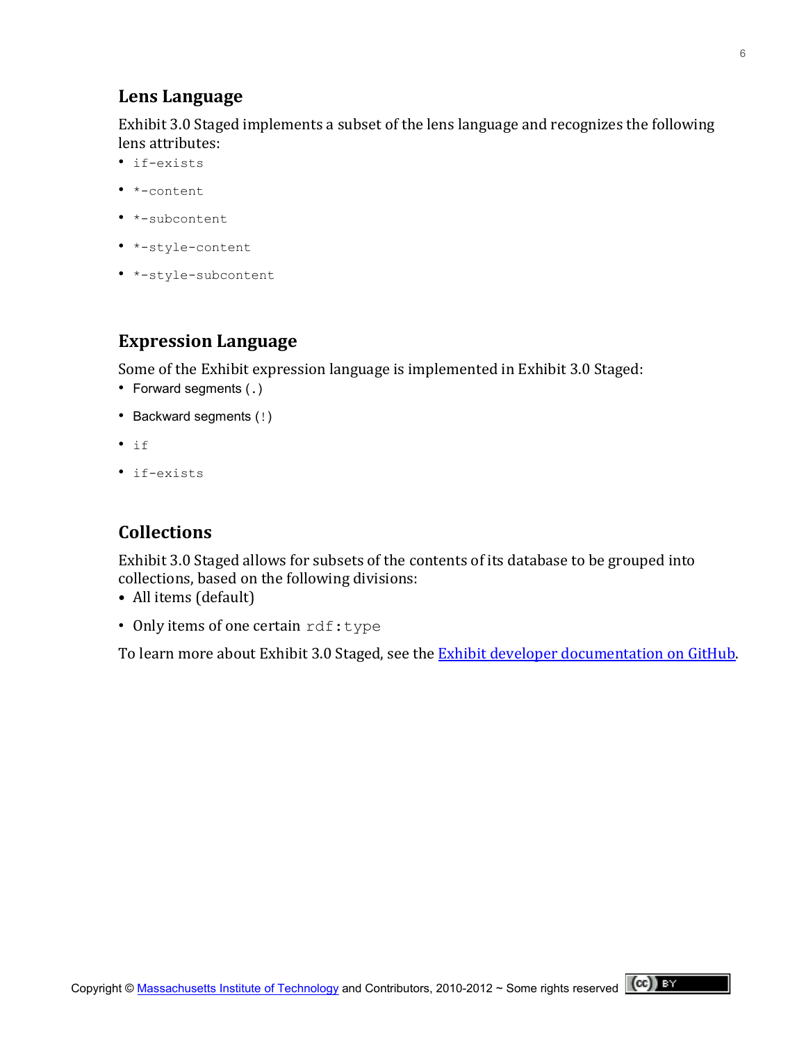## Lens Language

Exhibit 3.0 Staged implements a subset of the lens language and recognizes the following lens attributes:

- `if-exists`
- `*-content`
- `*-subcontent`
- `*-style-content`
- `*-style-subcontent`

## Expression Language

Some of the Exhibit expression language is implemented in Exhibit 3.0 Staged:

- Forward segments (`.`)
- Backward segments (`!`)
- `if`
- `if-exists`

## Collections

Exhibit 3.0 Staged allows for subsets of the contents of its database to be grouped into collections, based on the following divisions:

- All items (default)
- Only items of one certain `rdf:type`

To learn more about Exhibit 3.0 Staged, see the Exhibit developer documentation on GitHub.

Copyright © Massachusetts Institute of Technology and Contributors, 2010-2012 ~ Some rights reserved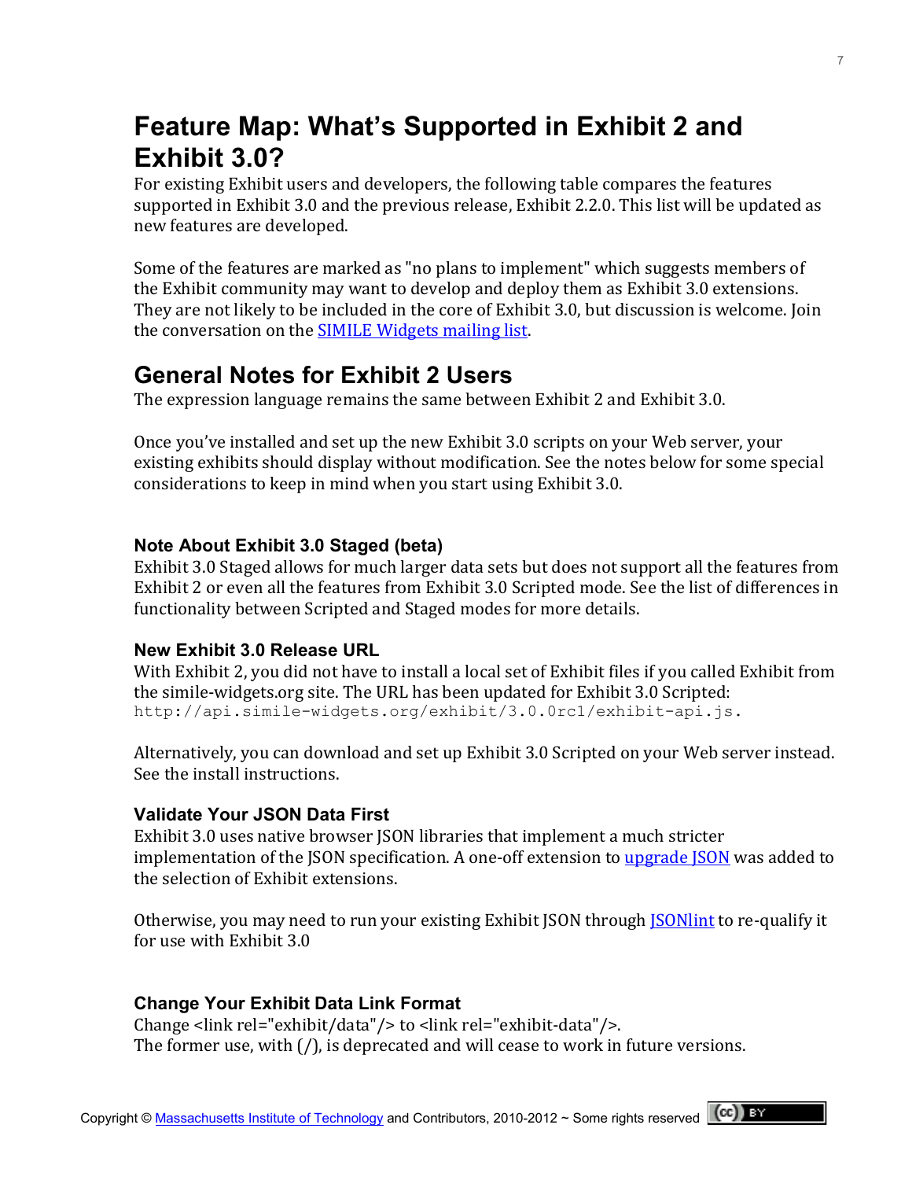# Feature Map: What's Supported in Exhibit 2 and Exhibit 3.0?

For existing Exhibit users and developers, the following table compares the features supported in Exhibit 3.0 and the previous release, Exhibit 2.2.0. This list will be updated as new features are developed.

Some of the features are marked as "no plans to implement" which suggests members of the Exhibit community may want to develop and deploy them as Exhibit 3.0 extensions. They are not likely to be included in the core of Exhibit 3.0, but discussion is welcome. Join the conversation on the [SIMILE Widgets mailing list](#).

## General Notes for Exhibit 2 Users

The expression language remains the same between Exhibit 2 and Exhibit 3.0.

Once you've installed and set up the new Exhibit 3.0 scripts on your Web server, your existing exhibits should display without modification. See the notes below for some special considerations to keep in mind when you start using Exhibit 3.0.

### Note About Exhibit 3.0 Staged (beta)

Exhibit 3.0 Staged allows for much larger data sets but does not support all the features from Exhibit 2 or even all the features from Exhibit 3.0 Scripted mode. See the list of differences in functionality between Scripted and Staged modes for more details.

### New Exhibit 3.0 Release URL

With Exhibit 2, you did not have to install a local set of Exhibit files if you called Exhibit from the simile-widgets.org site. The URL has been updated for Exhibit 3.0 Scripted:
`http://api.simile-widgets.org/exhibit/3.0.0rc1/exhibit-api.js.`

Alternatively, you can download and set up Exhibit 3.0 Scripted on your Web server instead. See the install instructions.

### Validate Your JSON Data First

Exhibit 3.0 uses native browser JSON libraries that implement a much stricter implementation of the JSON specification. A one-off extension to [upgrade JSON](#) was added to the selection of Exhibit extensions.

Otherwise, you may need to run your existing Exhibit JSON through [JSONlint](#) to re-qualify it for use with Exhibit 3.0

### Change Your Exhibit Data Link Format

Change <link rel="exhibit/data"/> to <link rel="exhibit-data"/>.
The former use, with (/), is deprecated and will cease to work in future versions.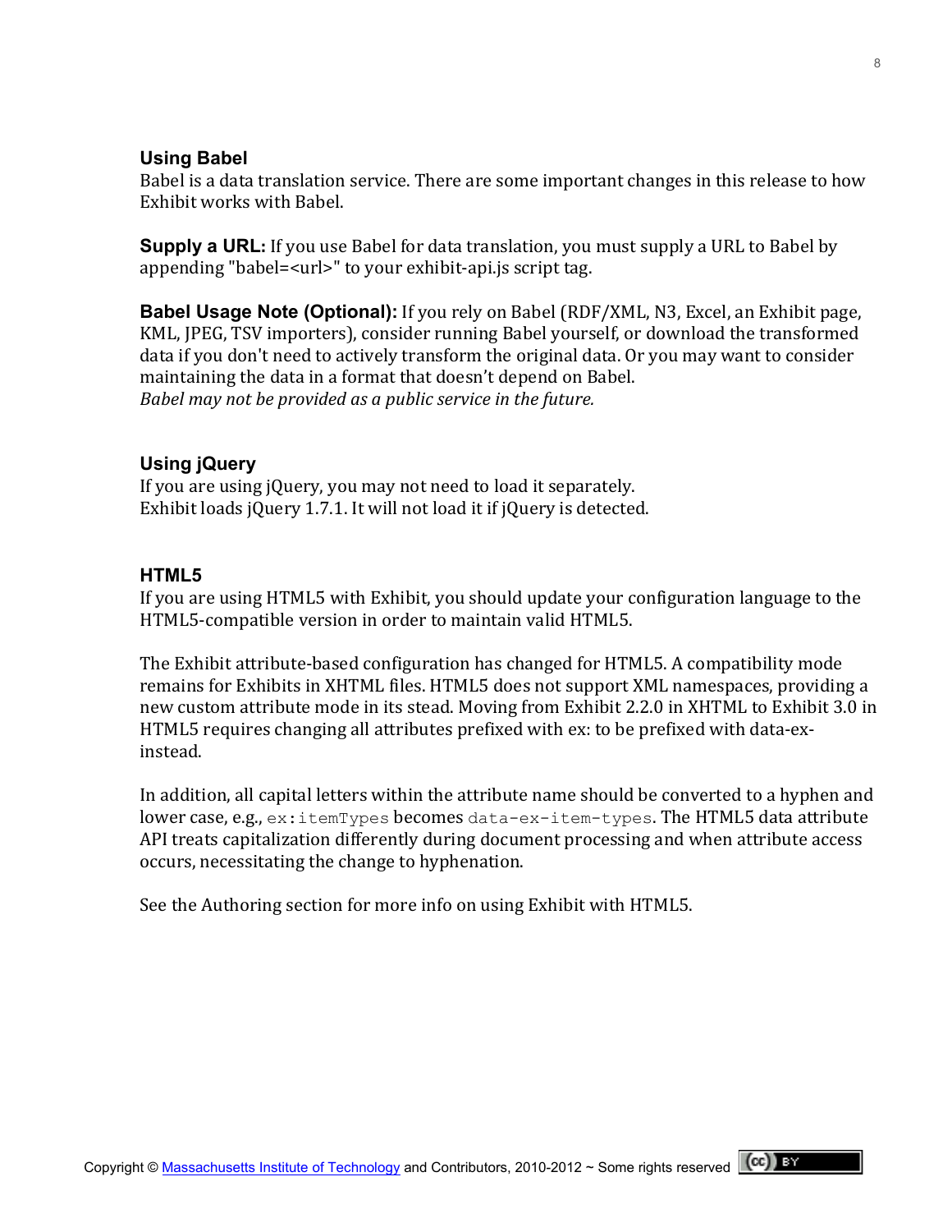### Using Babel

Babel is a data translation service. There are some important changes in this release to how Exhibit works with Babel.

**Supply a URL:** If you use Babel for data translation, you must supply a URL to Babel by appending "babel=<url>" to your exhibit-api.js script tag.

**Babel Usage Note (Optional):** If you rely on Babel (RDF/XML, N3, Excel, an Exhibit page, KML, JPEG, TSV importers), consider running Babel yourself, or download the transformed data if you don't need to actively transform the original data. Or you may want to consider maintaining the data in a format that doesn't depend on Babel.
*Babel may not be provided as a public service in the future.*

### Using jQuery

If you are using jQuery, you may not need to load it separately.
Exhibit loads jQuery 1.7.1. It will not load it if jQuery is detected.

### HTML5

If you are using HTML5 with Exhibit, you should update your configuration language to the HTML5-compatible version in order to maintain valid HTML5.

The Exhibit attribute-based configuration has changed for HTML5. A compatibility mode remains for Exhibits in XHTML files. HTML5 does not support XML namespaces, providing a new custom attribute mode in its stead. Moving from Exhibit 2.2.0 in XHTML to Exhibit 3.0 in HTML5 requires changing all attributes prefixed with ex: to be prefixed with data-ex- instead.

In addition, all capital letters within the attribute name should be converted to a hyphen and lower case, e.g., `ex:itemTypes` becomes `data-ex-item-types`. The HTML5 data attribute API treats capitalization differently during document processing and when attribute access occurs, necessitating the change to hyphenation.

See the Authoring section for more info on using Exhibit with HTML5.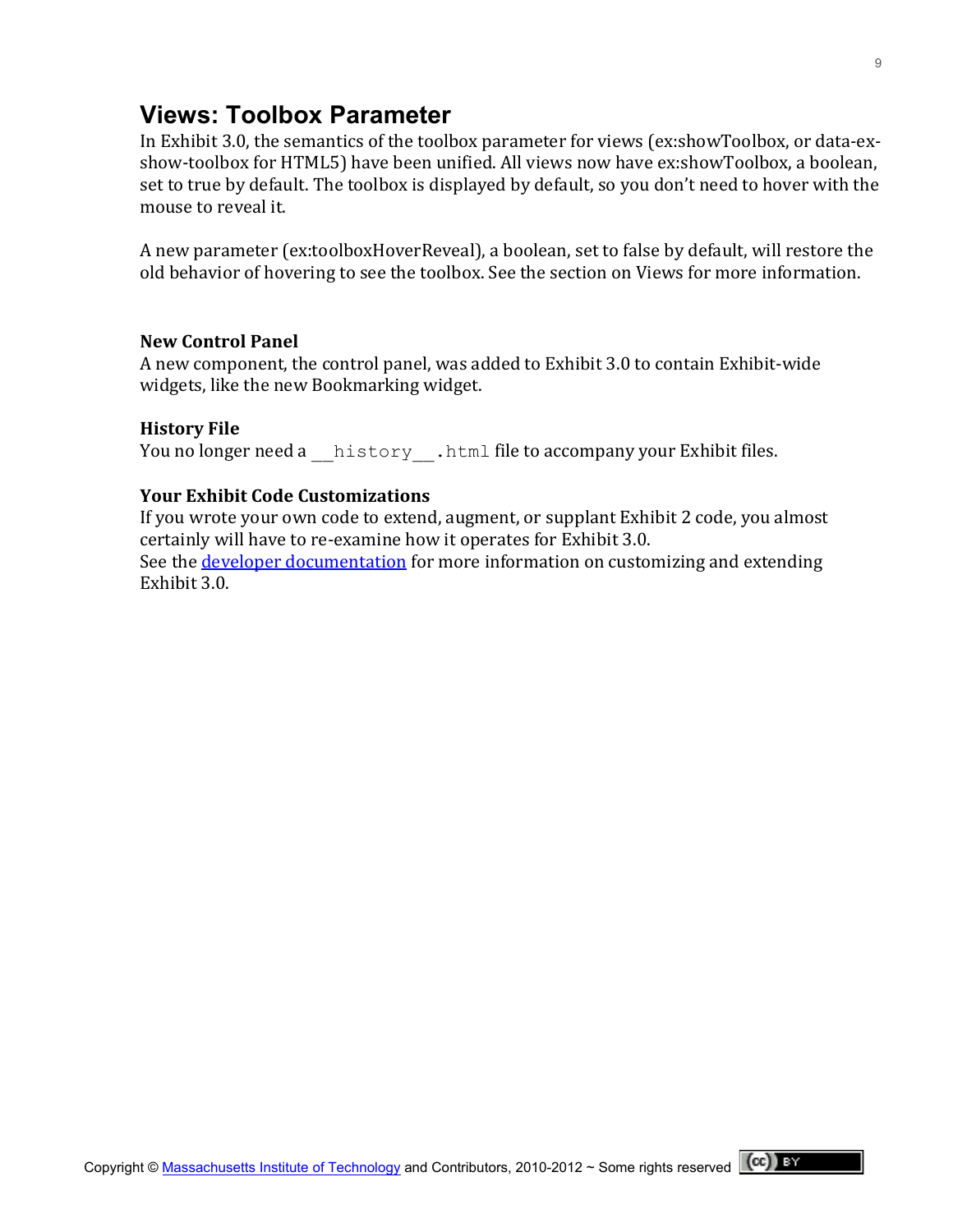## Views: Toolbox Parameter

In Exhibit 3.0, the semantics of the toolbox parameter for views (ex:showToolbox, or data-ex-show-toolbox for HTML5) have been unified. All views now have ex:showToolbox, a boolean, set to true by default. The toolbox is displayed by default, so you don't need to hover with the mouse to reveal it.

A new parameter (ex:toolboxHoverReveal), a boolean, set to false by default, will restore the old behavior of hovering to see the toolbox. See the section on Views for more information.

### New Control Panel

A new component, the control panel, was added to Exhibit 3.0 to contain Exhibit-wide widgets, like the new Bookmarking widget.

### History File

You no longer need a `__history__.html` file to accompany your Exhibit files.

### Your Exhibit Code Customizations

If you wrote your own code to extend, augment, or supplant Exhibit 2 code, you almost certainly will have to re-examine how it operates for Exhibit 3.0.
See the developer documentation for more information on customizing and extending Exhibit 3.0.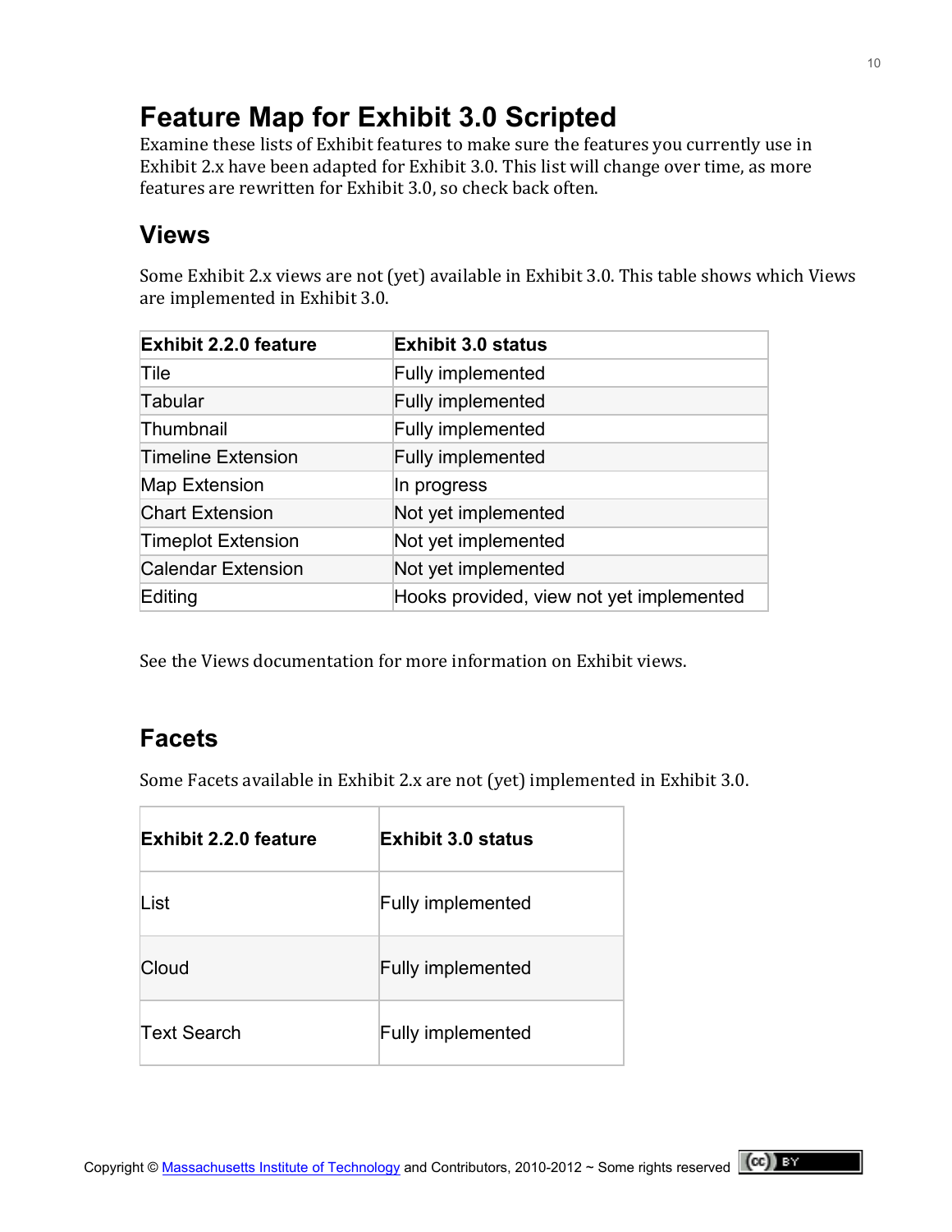# Feature Map for Exhibit 3.0 Scripted

Examine these lists of Exhibit features to make sure the features you currently use in Exhibit 2.x have been adapted for Exhibit 3.0. This list will change over time, as more features are rewritten for Exhibit 3.0, so check back often.

## Views

Some Exhibit 2.x views are not (yet) available in Exhibit 3.0. This table shows which Views are implemented in Exhibit 3.0.

| Exhibit 2.2.0 feature | Exhibit 3.0 status |
|---|---|
| Tile | Fully implemented |
| Tabular | Fully implemented |
| Thumbnail | Fully implemented |
| Timeline Extension | Fully implemented |
| Map Extension | In progress |
| Chart Extension | Not yet implemented |
| Timeplot Extension | Not yet implemented |
| Calendar Extension | Not yet implemented |
| Editing | Hooks provided, view not yet implemented |

See the Views documentation for more information on Exhibit views.

## Facets

Some Facets available in Exhibit 2.x are not (yet) implemented in Exhibit 3.0.

| Exhibit 2.2.0 feature | Exhibit 3.0 status |
|---|---|
| List | Fully implemented |
| Cloud | Fully implemented |
| Text Search | Fully implemented |

Copyright © Massachusetts Institute of Technology and Contributors, 2010-2012 ~ Some rights reserved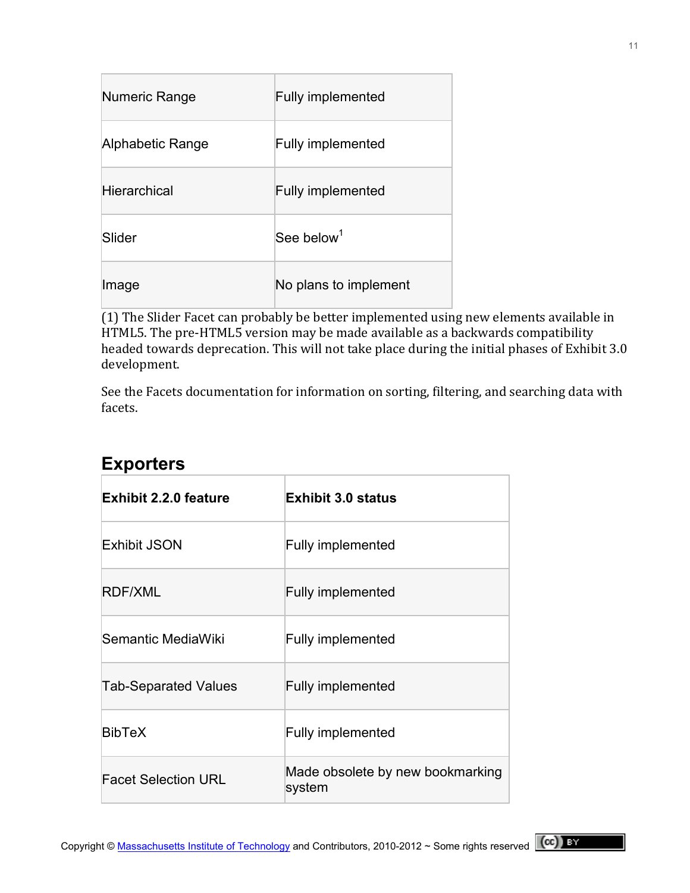| | |
|---|---|
| Numeric Range | Fully implemented |
| Alphabetic Range | Fully implemented |
| Hierarchical | Fully implemented |
| Slider | See below[1] |
| Image | No plans to implement |

(1) The Slider Facet can probably be better implemented using new elements available in HTML5. The pre-HTML5 version may be made available as a backwards compatibility headed towards deprecation. This will not take place during the initial phases of Exhibit 3.0 development.

See the Facets documentation for information on sorting, filtering, and searching data with facets.

## Exporters

| Exhibit 2.2.0 feature | Exhibit 3.0 status |
|---|---|
| Exhibit JSON | Fully implemented |
| RDF/XML | Fully implemented |
| Semantic MediaWiki | Fully implemented |
| Tab-Separated Values | Fully implemented |
| BibTeX | Fully implemented |
| Facet Selection URL | Made obsolete by new bookmarking system |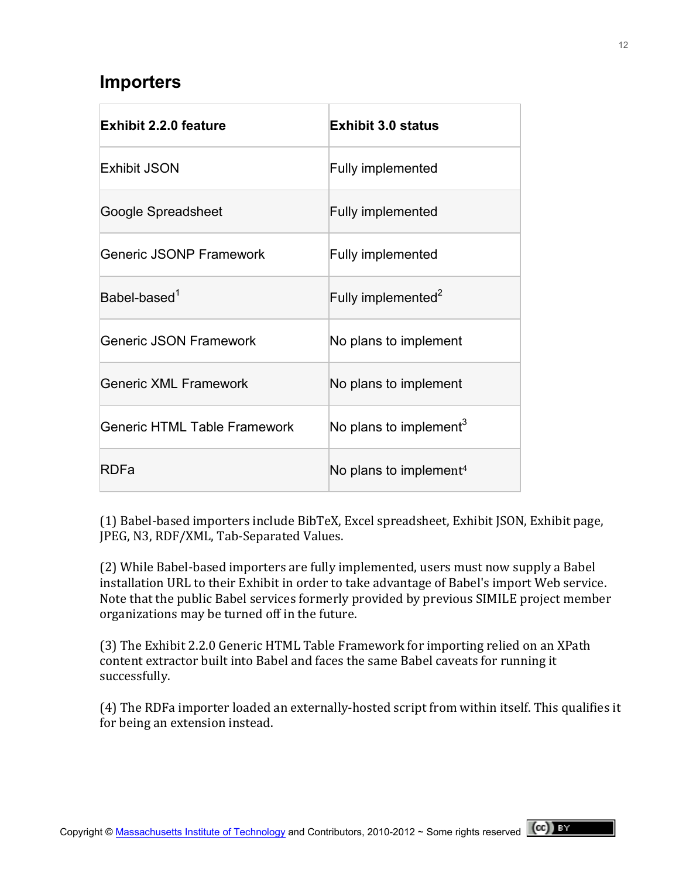## Importers

| Exhibit 2.2.0 feature | Exhibit 3.0 status |
|---|---|
| Exhibit JSON | Fully implemented |
| Google Spreadsheet | Fully implemented |
| Generic JSONP Framework | Fully implemented |
| Babel-based[1] | Fully implemented[2] |
| Generic JSON Framework | No plans to implement |
| Generic XML Framework | No plans to implement |
| Generic HTML Table Framework | No plans to implement[3] |
| RDFa | No plans to implement[4] |

(1) Babel-based importers include BibTeX, Excel spreadsheet, Exhibit JSON, Exhibit page, JPEG, N3, RDF/XML, Tab-Separated Values.

(2) While Babel-based importers are fully implemented, users must now supply a Babel installation URL to their Exhibit in order to take advantage of Babel's import Web service. Note that the public Babel services formerly provided by previous SIMILE project member organizations may be turned off in the future.

(3) The Exhibit 2.2.0 Generic HTML Table Framework for importing relied on an XPath content extractor built into Babel and faces the same Babel caveats for running it successfully.

(4) The RDFa importer loaded an externally-hosted script from within itself. This qualifies it for being an extension instead.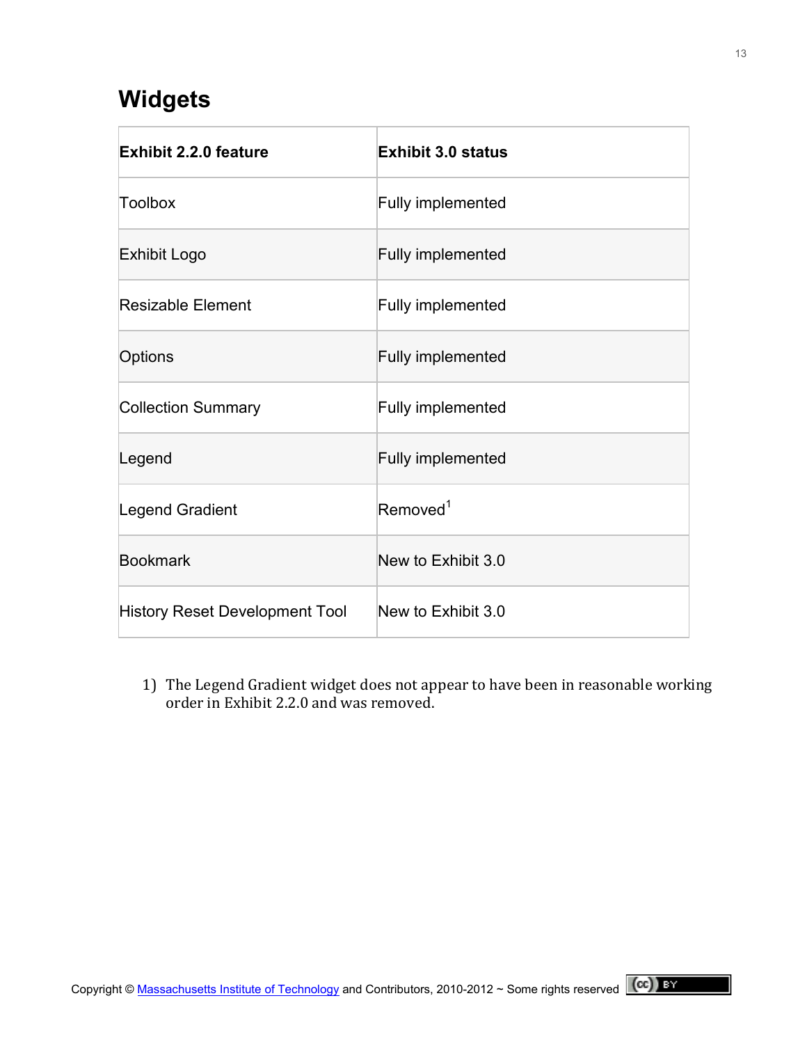## Widgets

| Exhibit 2.2.0 feature | Exhibit 3.0 status |
| --- | --- |
| Toolbox | Fully implemented |
| Exhibit Logo | Fully implemented |
| Resizable Element | Fully implemented |
| Options | Fully implemented |
| Collection Summary | Fully implemented |
| Legend | Fully implemented |
| Legend Gradient | Removed[1] |
| Bookmark | New to Exhibit 3.0 |
| History Reset Development Tool | New to Exhibit 3.0 |

1) The Legend Gradient widget does not appear to have been in reasonable working order in Exhibit 2.2.0 and was removed.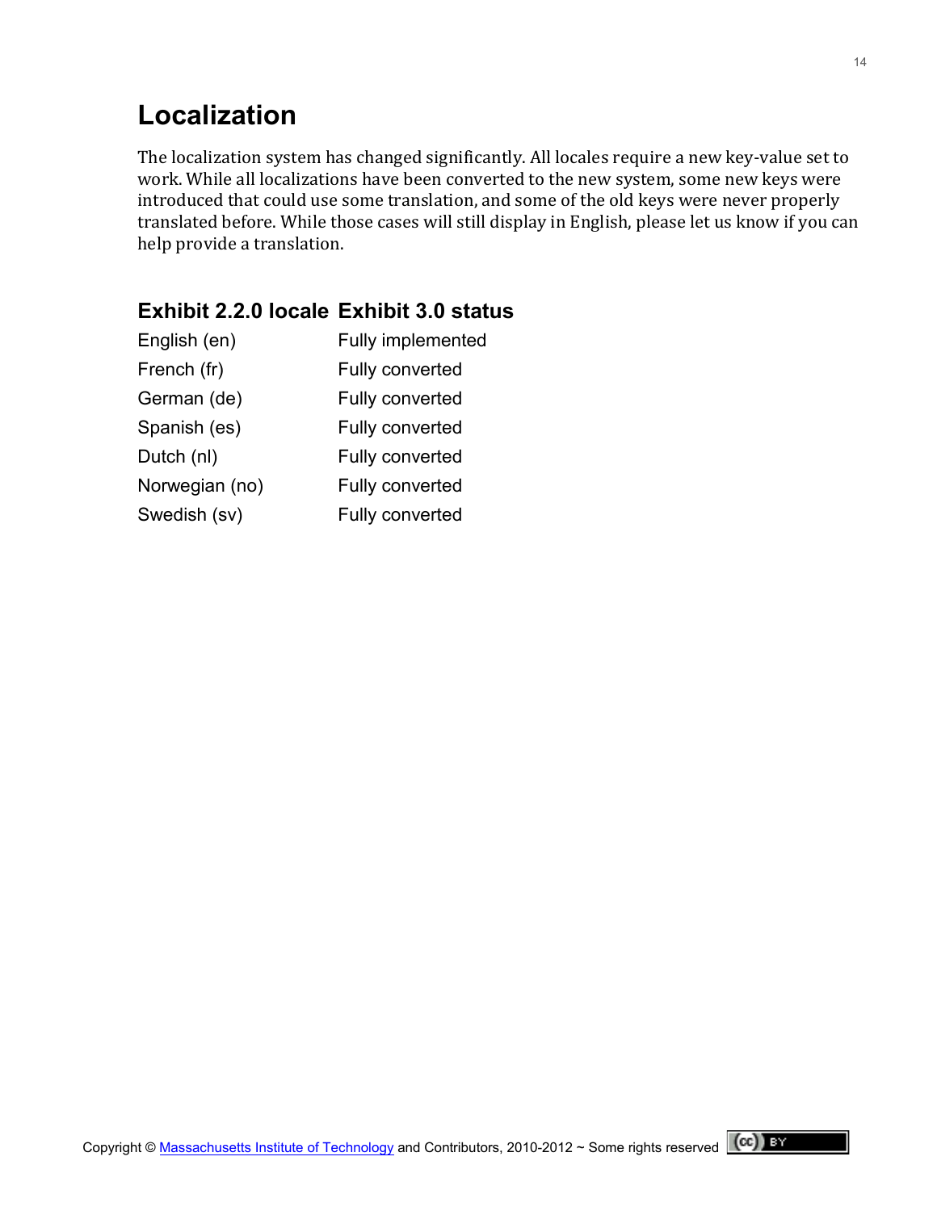# Localization

The localization system has changed significantly. All locales require a new key-value set to work. While all localizations have been converted to the new system, some new keys were introduced that could use some translation, and some of the old keys were never properly translated before. While those cases will still display in English, please let us know if you can help provide a translation.

| Exhibit 2.2.0 locale | Exhibit 3.0 status |
| --- | --- |
| English (en) | Fully implemented |
| French (fr) | Fully converted |
| German (de) | Fully converted |
| Spanish (es) | Fully converted |
| Dutch (nl) | Fully converted |
| Norwegian (no) | Fully converted |
| Swedish (sv) | Fully converted |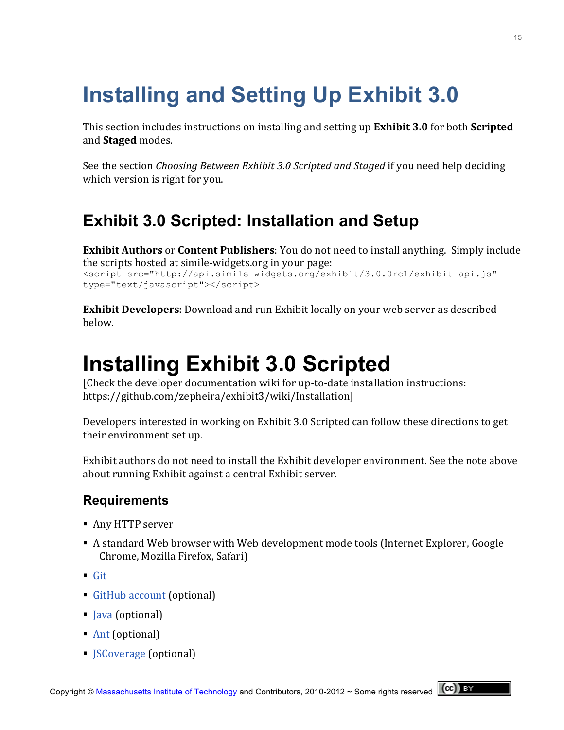# Installing and Setting Up Exhibit 3.0

This section includes instructions on installing and setting up **Exhibit 3.0** for both **Scripted** and **Staged** modes.

See the section *Choosing Between Exhibit 3.0 Scripted and Staged* if you need help deciding which version is right for you.

## Exhibit 3.0 Scripted: Installation and Setup

**Exhibit Authors** or **Content Publishers**: You do not need to install anything. Simply include the scripts hosted at simile-widgets.org in your page:

```
<script src="http://api.simile-widgets.org/exhibit/3.0.0rc1/exhibit-api.js"
type="text/javascript"></script>
```

**Exhibit Developers**: Download and run Exhibit locally on your web server as described below.

# Installing Exhibit 3.0 Scripted

[Check the developer documentation wiki for up-to-date installation instructions: https://github.com/zepheira/exhibit3/wiki/Installation]

Developers interested in working on Exhibit 3.0 Scripted can follow these directions to get their environment set up.

Exhibit authors do not need to install the Exhibit developer environment. See the note above about running Exhibit against a central Exhibit server.

## Requirements

- Any HTTP server
- A standard Web browser with Web development mode tools (Internet Explorer, Google Chrome, Mozilla Firefox, Safari)
- Git
- GitHub account (optional)
- Java (optional)
- Ant (optional)
- JSCoverage (optional)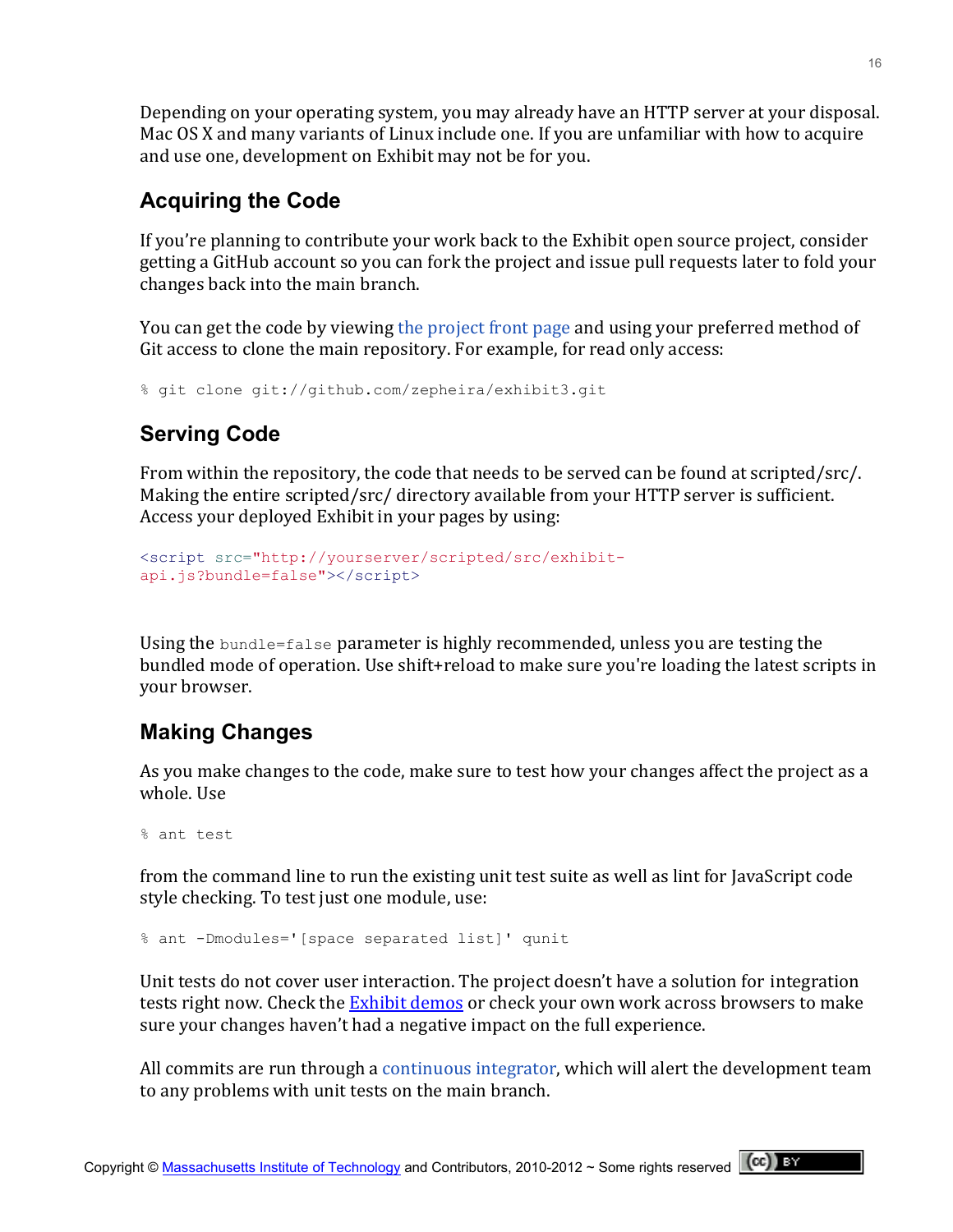Depending on your operating system, you may already have an HTTP server at your disposal. Mac OS X and many variants of Linux include one. If you are unfamiliar with how to acquire and use one, development on Exhibit may not be for you.

## Acquiring the Code

If you're planning to contribute your work back to the Exhibit open source project, consider getting a GitHub account so you can fork the project and issue pull requests later to fold your changes back into the main branch.

You can get the code by viewing the project front page and using your preferred method of Git access to clone the main repository. For example, for read only access:

```
% git clone git://github.com/zepheira/exhibit3.git
```

## Serving Code

From within the repository, the code that needs to be served can be found at scripted/src/. Making the entire scripted/src/ directory available from your HTTP server is sufficient. Access your deployed Exhibit in your pages by using:

```
<script src="http://yourserver/scripted/src/exhibit-api.js?bundle=false"></script>
```

Using the `bundle=false` parameter is highly recommended, unless you are testing the bundled mode of operation. Use shift+reload to make sure you're loading the latest scripts in your browser.

## Making Changes

As you make changes to the code, make sure to test how your changes affect the project as a whole. Use

```
% ant test
```

from the command line to run the existing unit test suite as well as lint for JavaScript code style checking. To test just one module, use:

```
% ant -Dmodules='[space separated list]' qunit
```

Unit tests do not cover user interaction. The project doesn't have a solution for integration tests right now. Check the Exhibit demos or check your own work across browsers to make sure your changes haven't had a negative impact on the full experience.

All commits are run through a continuous integrator, which will alert the development team to any problems with unit tests on the main branch.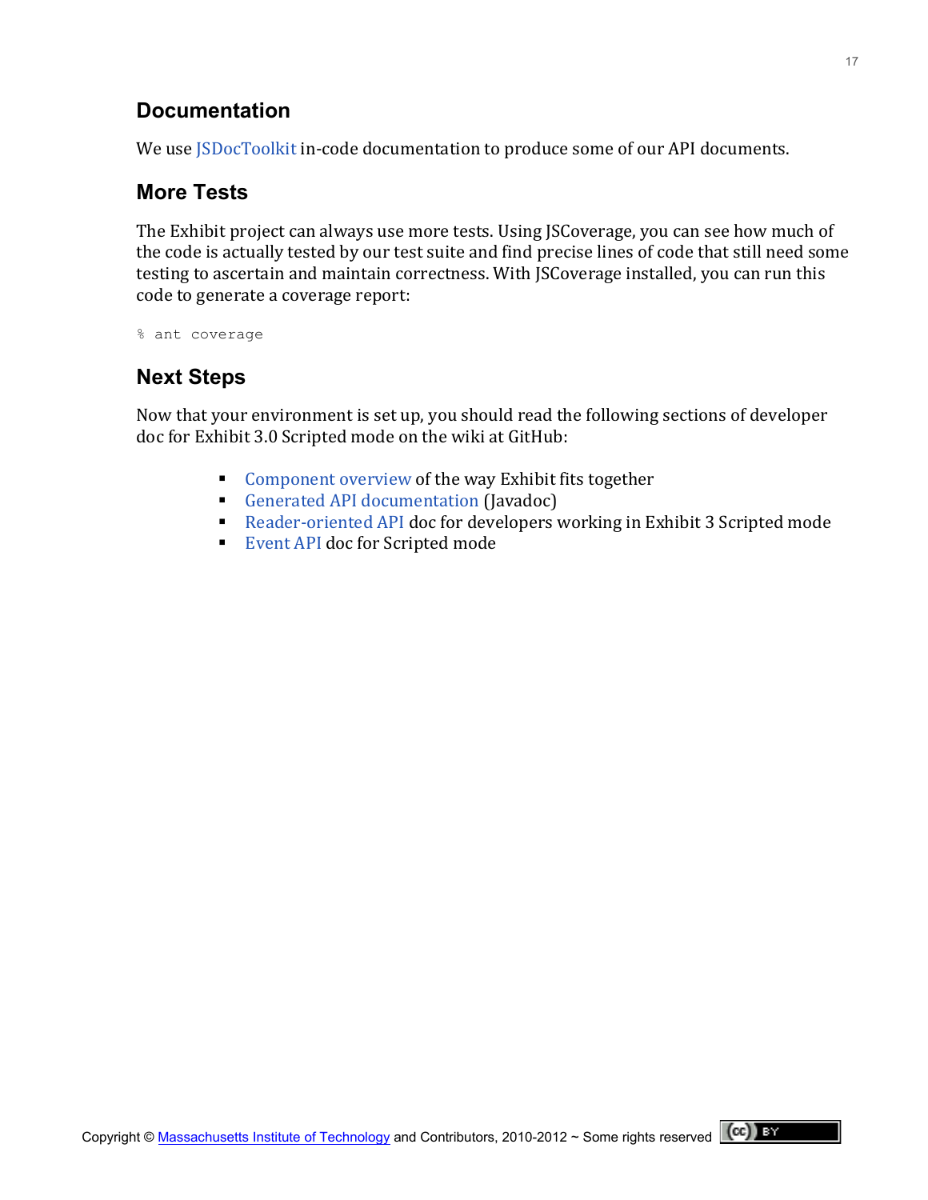## Documentation

We use JSDocToolkit in-code documentation to produce some of our API documents.

## More Tests

The Exhibit project can always use more tests. Using JSCoverage, you can see how much of the code is actually tested by our test suite and find precise lines of code that still need some testing to ascertain and maintain correctness. With JSCoverage installed, you can run this code to generate a coverage report:

```
% ant coverage
```

## Next Steps

Now that your environment is set up, you should read the following sections of developer doc for Exhibit 3.0 Scripted mode on the wiki at GitHub:

- Component overview of the way Exhibit fits together
- Generated API documentation (Javadoc)
- Reader-oriented API doc for developers working in Exhibit 3 Scripted mode
- Event API doc for Scripted mode

Copyright © Massachusetts Institute of Technology and Contributors, 2010-2012 ~ Some rights reserved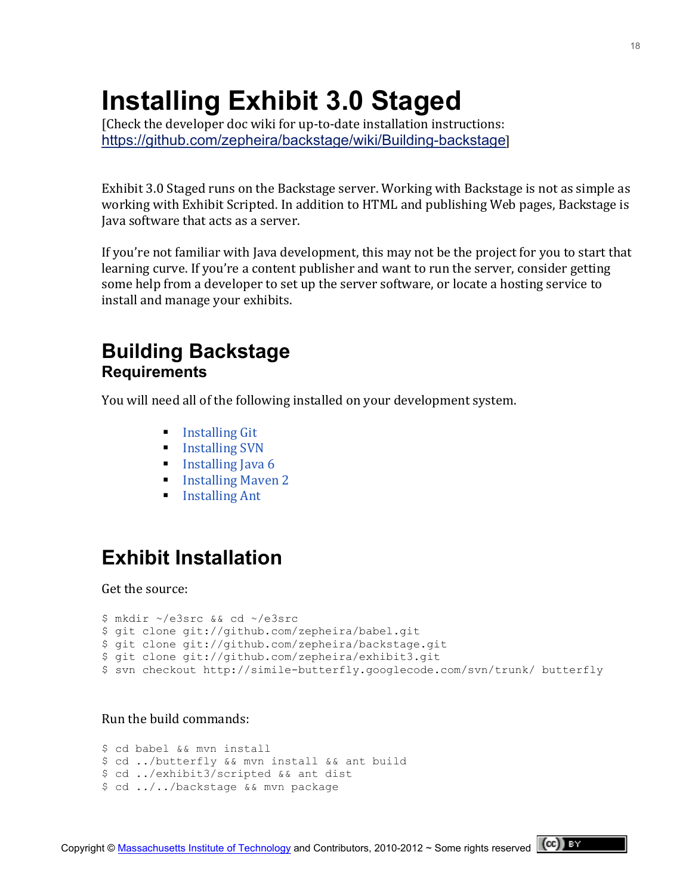# Installing Exhibit 3.0 Staged

[Check the developer doc wiki for up-to-date installation instructions: https://github.com/zepheira/backstage/wiki/Building-backstage]

Exhibit 3.0 Staged runs on the Backstage server. Working with Backstage is not as simple as working with Exhibit Scripted. In addition to HTML and publishing Web pages, Backstage is Java software that acts as a server.

If you're not familiar with Java development, this may not be the project for you to start that learning curve. If you're a content publisher and want to run the server, consider getting some help from a developer to set up the server software, or locate a hosting service to install and manage your exhibits.

## Building Backstage

### Requirements

You will need all of the following installed on your development system.

- Installing Git
- Installing SVN
- Installing Java 6
- Installing Maven 2
- Installing Ant

## Exhibit Installation

Get the source:

```
$ mkdir ~/e3src && cd ~/e3src
$ git clone git://github.com/zepheira/babel.git
$ git clone git://github.com/zepheira/backstage.git
$ git clone git://github.com/zepheira/exhibit3.git
$ svn checkout http://simile-butterfly.googlecode.com/svn/trunk/ butterfly
```

Run the build commands:

```
$ cd babel && mvn install
$ cd ../butterfly && mvn install && ant build
$ cd ../exhibit3/scripted && ant dist
$ cd ../../backstage && mvn package
```

Copyright © Massachusetts Institute of Technology and Contributors, 2010-2012 ~ Some rights reserved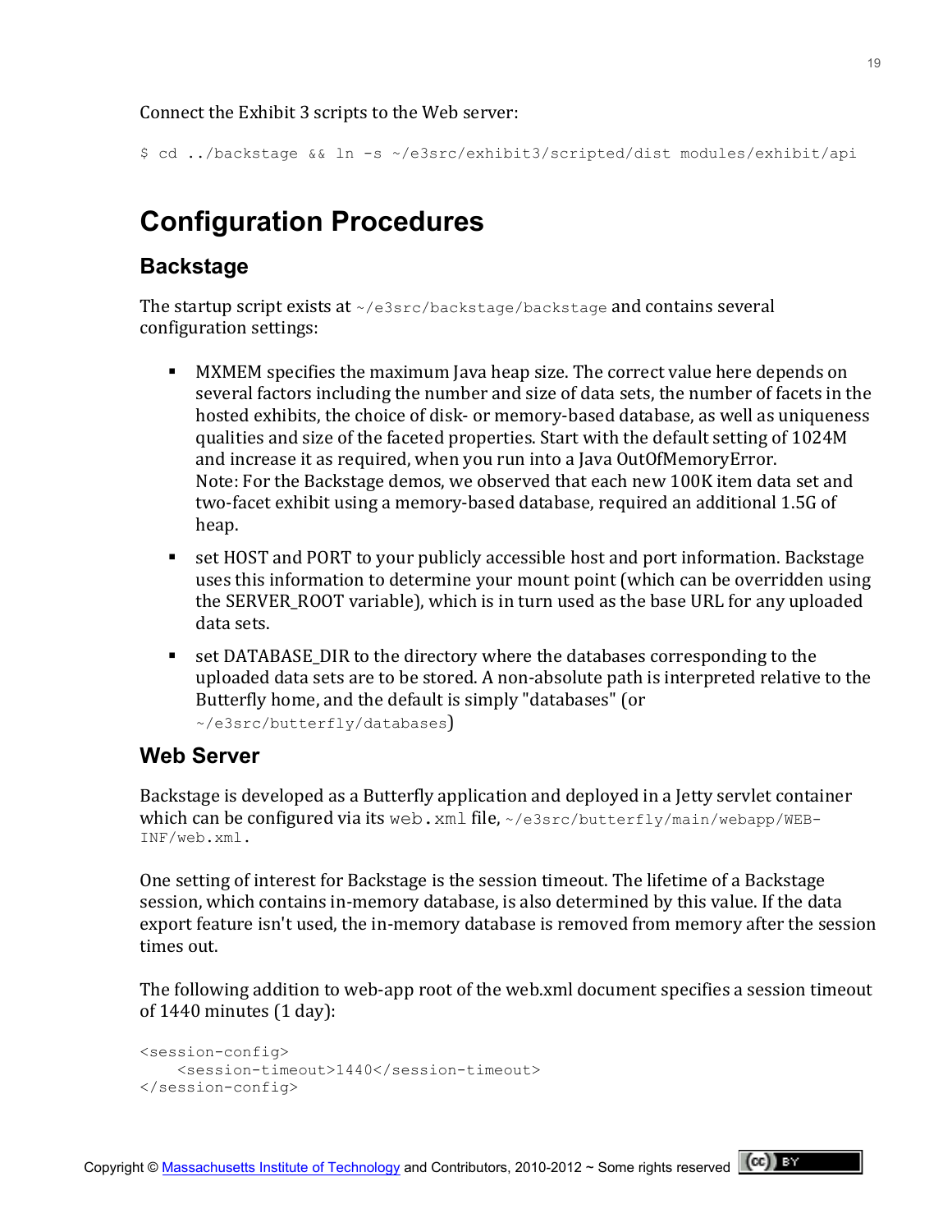Connect the Exhibit 3 scripts to the Web server:

```
$ cd ../backstage && ln -s ~/e3src/exhibit3/scripted/dist modules/exhibit/api
```

# Configuration Procedures

## Backstage

The startup script exists at `~/e3src/backstage/backstage` and contains several configuration settings:

- MXMEM specifies the maximum Java heap size. The correct value here depends on several factors including the number and size of data sets, the number of facets in the hosted exhibits, the choice of disk- or memory-based database, as well as uniqueness qualities and size of the faceted properties. Start with the default setting of 1024M and increase it as required, when you run into a Java OutOfMemoryError.
  Note: For the Backstage demos, we observed that each new 100K item data set and two-facet exhibit using a memory-based database, required an additional 1.5G of heap.
- set HOST and PORT to your publicly accessible host and port information. Backstage uses this information to determine your mount point (which can be overridden using the SERVER_ROOT variable), which is in turn used as the base URL for any uploaded data sets.
- set DATABASE_DIR to the directory where the databases corresponding to the uploaded data sets are to be stored. A non-absolute path is interpreted relative to the Butterfly home, and the default is simply "databases" (or `~/e3src/butterfly/databases`)

## Web Server

Backstage is developed as a Butterfly application and deployed in a Jetty servlet container which can be configured via its `web.xml` file, `~/e3src/butterfly/main/webapp/WEB-INF/web.xml`.

One setting of interest for Backstage is the session timeout. The lifetime of a Backstage session, which contains in-memory database, is also determined by this value. If the data export feature isn't used, the in-memory database is removed from memory after the session times out.

The following addition to web-app root of the web.xml document specifies a session timeout of 1440 minutes (1 day):

```
<session-config>
    <session-timeout>1440</session-timeout>
</session-config>
```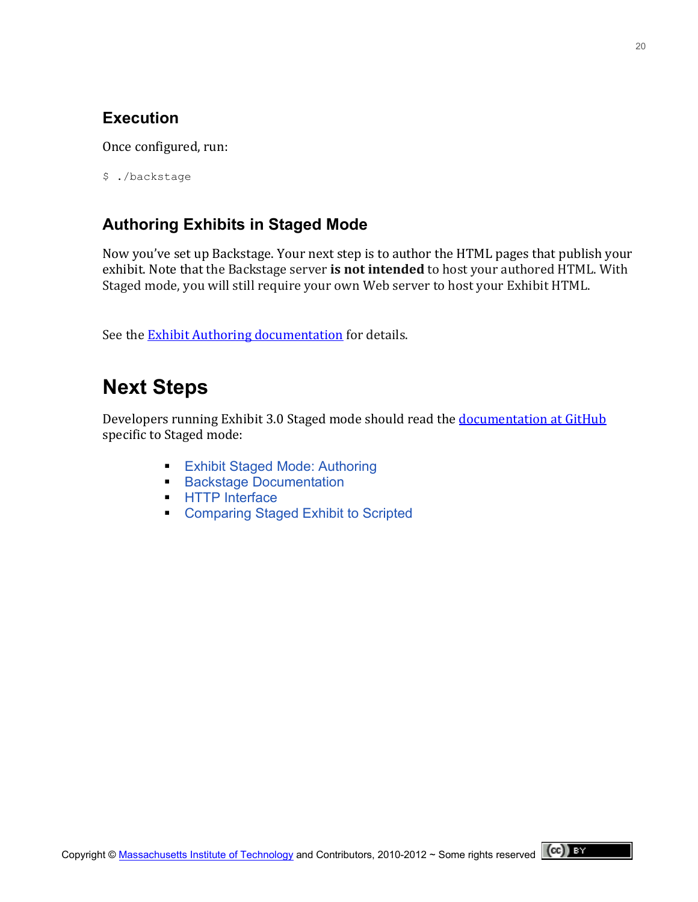### Execution

Once configured, run:

```
$ ./backstage
```

### Authoring Exhibits in Staged Mode

Now you've set up Backstage. Your next step is to author the HTML pages that publish your exhibit. Note that the Backstage server **is not intended** to host your authored HTML. With Staged mode, you will still require your own Web server to host your Exhibit HTML.

See the Exhibit Authoring documentation for details.

## Next Steps

Developers running Exhibit 3.0 Staged mode should read the documentation at GitHub specific to Staged mode:

- Exhibit Staged Mode: Authoring
- Backstage Documentation
- HTTP Interface
- Comparing Staged Exhibit to Scripted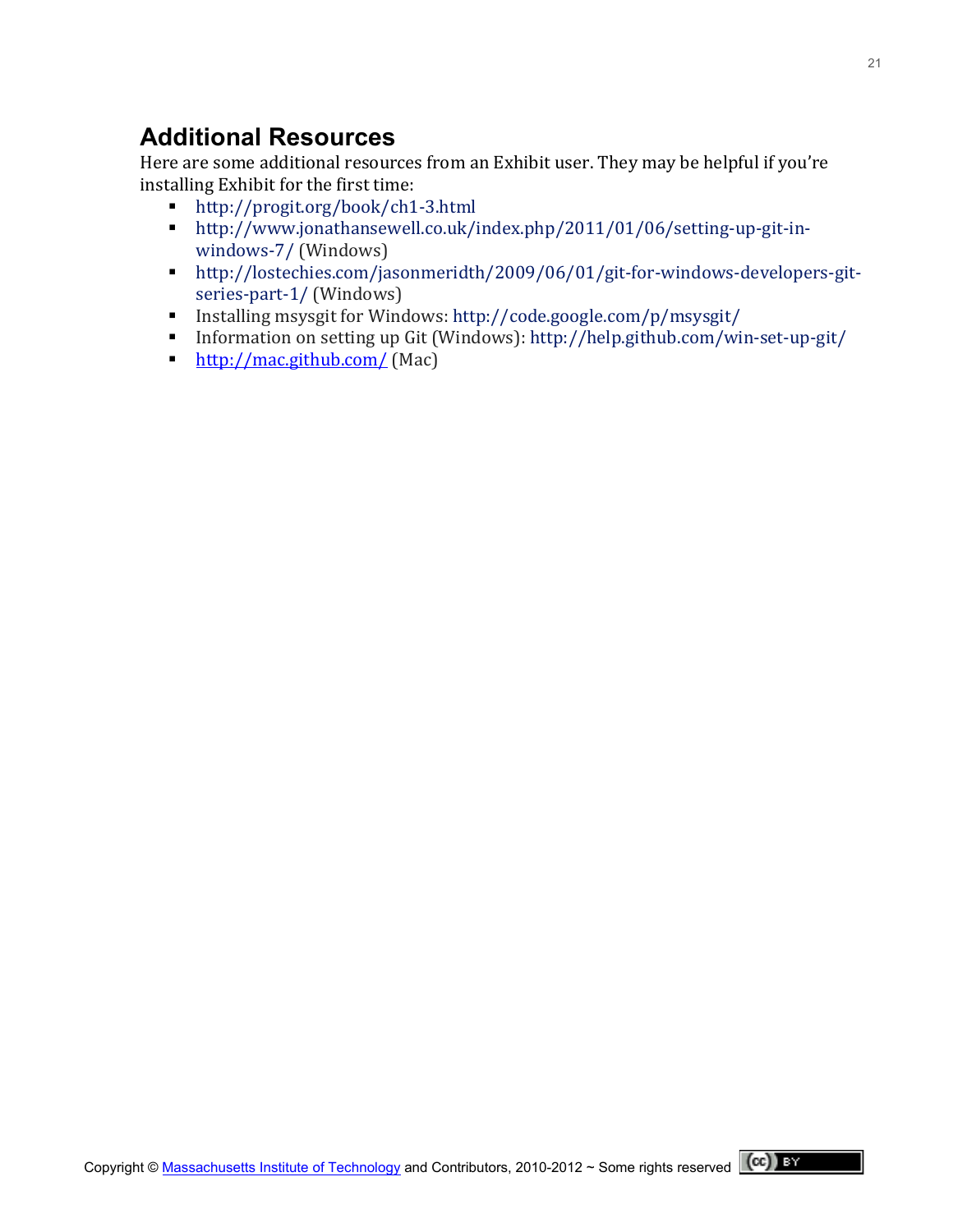## Additional Resources

Here are some additional resources from an Exhibit user. They may be helpful if you're installing Exhibit for the first time:

- http://progit.org/book/ch1-3.html
- http://www.jonathansewell.co.uk/index.php/2011/01/06/setting-up-git-in-windows-7/ (Windows)
- http://lostechies.com/jasonmeridth/2009/06/01/git-for-windows-developers-git-series-part-1/ (Windows)
- Installing msysgit for Windows: http://code.google.com/p/msysgit/
- Information on setting up Git (Windows): http://help.github.com/win-set-up-git/
- http://mac.github.com/ (Mac)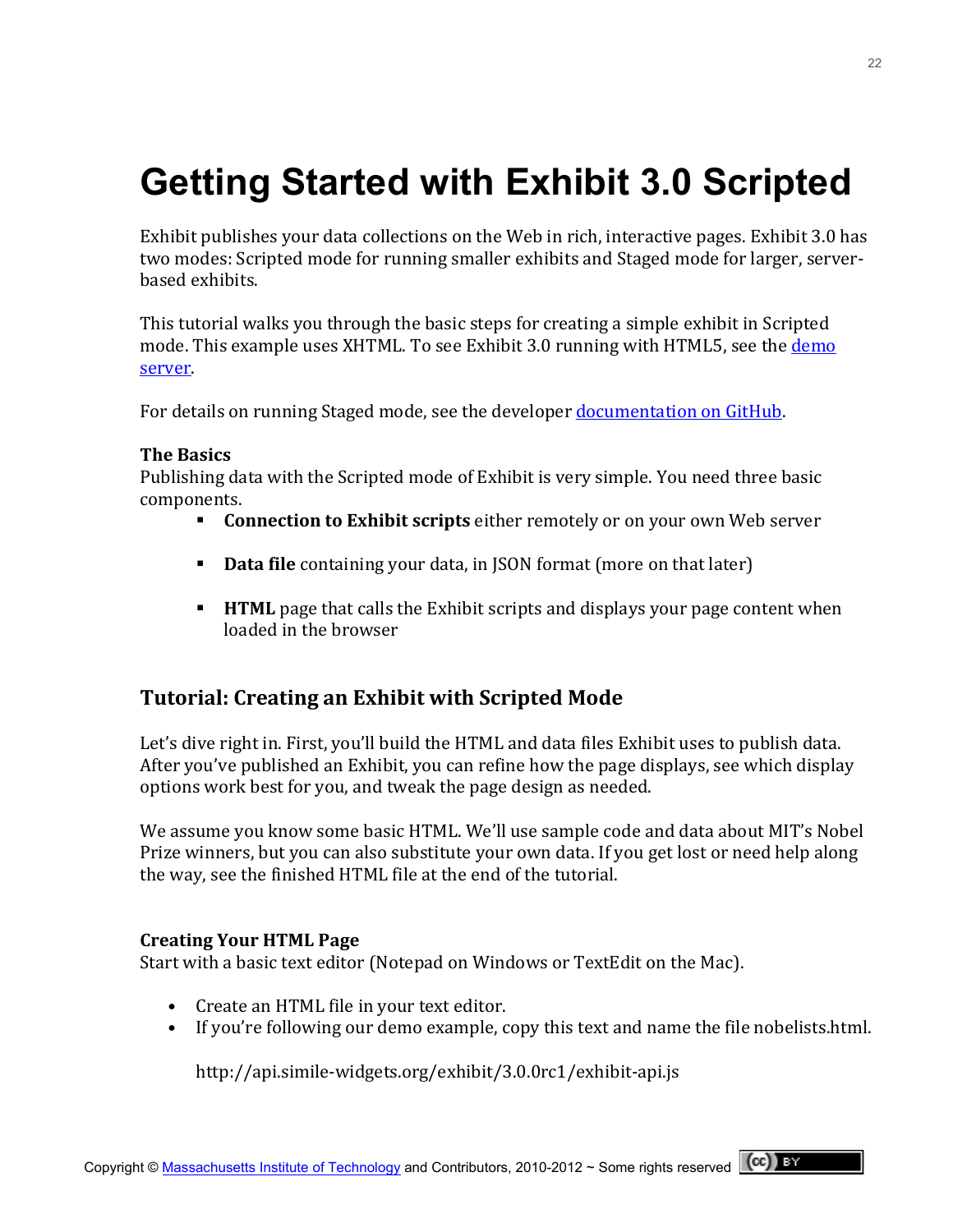# Getting Started with Exhibit 3.0 Scripted

Exhibit publishes your data collections on the Web in rich, interactive pages. Exhibit 3.0 has two modes: Scripted mode for running smaller exhibits and Staged mode for larger, server-based exhibits.

This tutorial walks you through the basic steps for creating a simple exhibit in Scripted mode. This example uses XHTML. To see Exhibit 3.0 running with HTML5, see the demo server.

For details on running Staged mode, see the developer documentation on GitHub.

**The Basics**

Publishing data with the Scripted mode of Exhibit is very simple. You need three basic components.

- **Connection to Exhibit scripts** either remotely or on your own Web server
- **Data file** containing your data, in JSON format (more on that later)
- **HTML** page that calls the Exhibit scripts and displays your page content when loaded in the browser

## Tutorial: Creating an Exhibit with Scripted Mode

Let's dive right in. First, you'll build the HTML and data files Exhibit uses to publish data. After you've published an Exhibit, you can refine how the page displays, see which display options work best for you, and tweak the page design as needed.

We assume you know some basic HTML. We'll use sample code and data about MIT's Nobel Prize winners, but you can also substitute your own data. If you get lost or need help along the way, see the finished HTML file at the end of the tutorial.

**Creating Your HTML Page**

Start with a basic text editor (Notepad on Windows or TextEdit on the Mac).

- Create an HTML file in your text editor.
- If you're following our demo example, copy this text and name the file nobelists.html.

```
http://api.simile-widgets.org/exhibit/3.0.0rc1/exhibit-api.js
```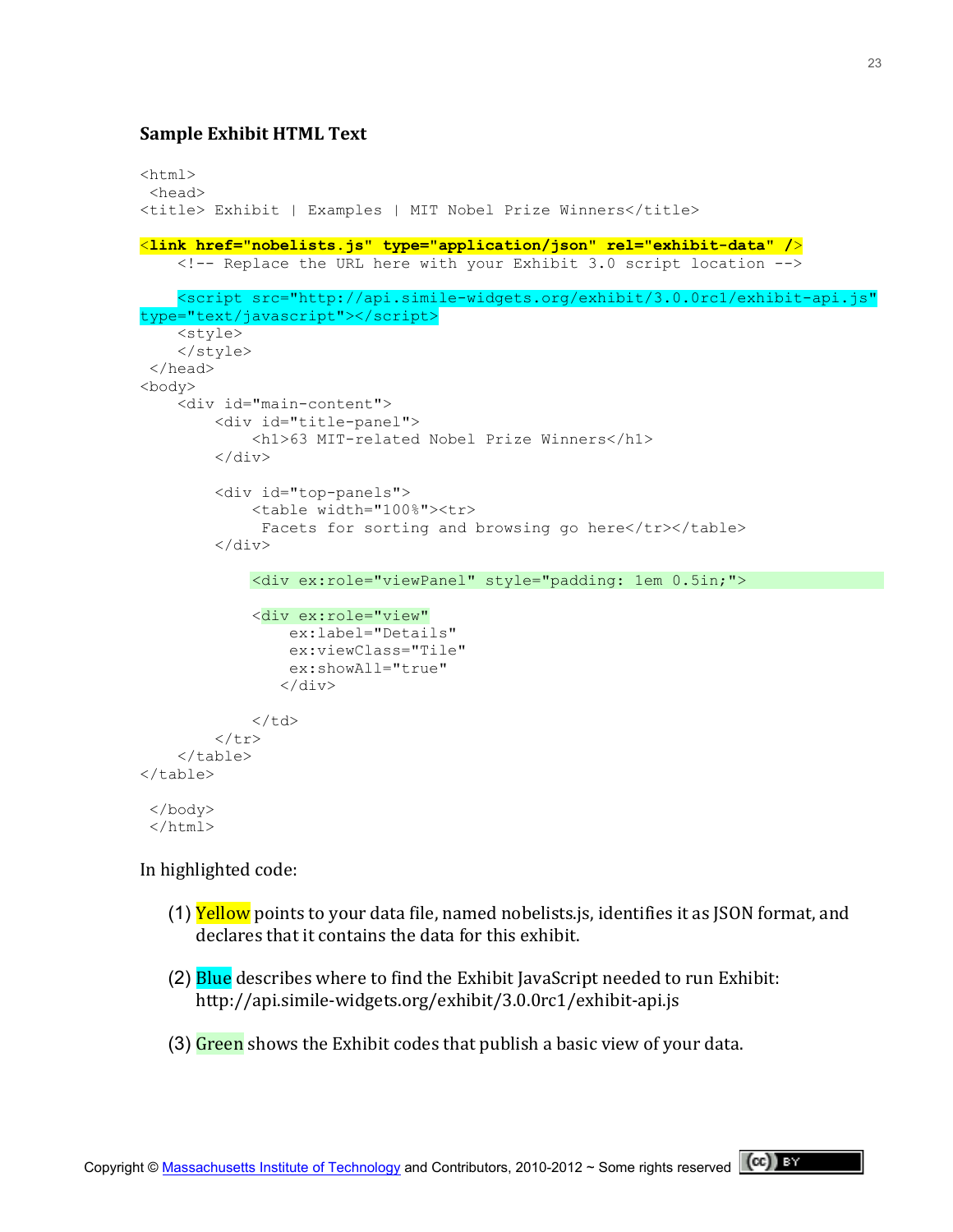### Sample Exhibit HTML Text

```
<html>
 <head>
<title> Exhibit | Examples | MIT Nobel Prize Winners</title>

<link href="nobelists.js" type="application/json" rel="exhibit-data" />
    <!-- Replace the URL here with your Exhibit 3.0 script location -->

    <script src="http://api.simile-widgets.org/exhibit/3.0.0rc1/exhibit-api.js"
type="text/javascript"></script>
    <style>
    </style>
 </head>
<body>
    <div id="main-content">
        <div id="title-panel">
            <h1>63 MIT-related Nobel Prize Winners</h1>
        </div>

        <div id="top-panels">
            <table width="100%"><tr>
             Facets for sorting and browsing go here</tr></table>
        </div>

            <div ex:role="viewPanel" style="padding: 1em 0.5in;">

            <div ex:role="view"
                ex:label="Details"
                ex:viewClass="Tile"
                ex:showAll="true"
               </div>

            </td>
        </tr>
    </table>
</table>

 </body>
 </html>
```

In highlighted code:

(1) Yellow points to your data file, named nobelists.js, identifies it as JSON format, and declares that it contains the data for this exhibit.

(2) Blue describes where to find the Exhibit JavaScript needed to run Exhibit: http://api.simile-widgets.org/exhibit/3.0.0rc1/exhibit-api.js

(3) Green shows the Exhibit codes that publish a basic view of your data.

Copyright © Massachusetts Institute of Technology and Contributors, 2010-2012 ~ Some rights reserved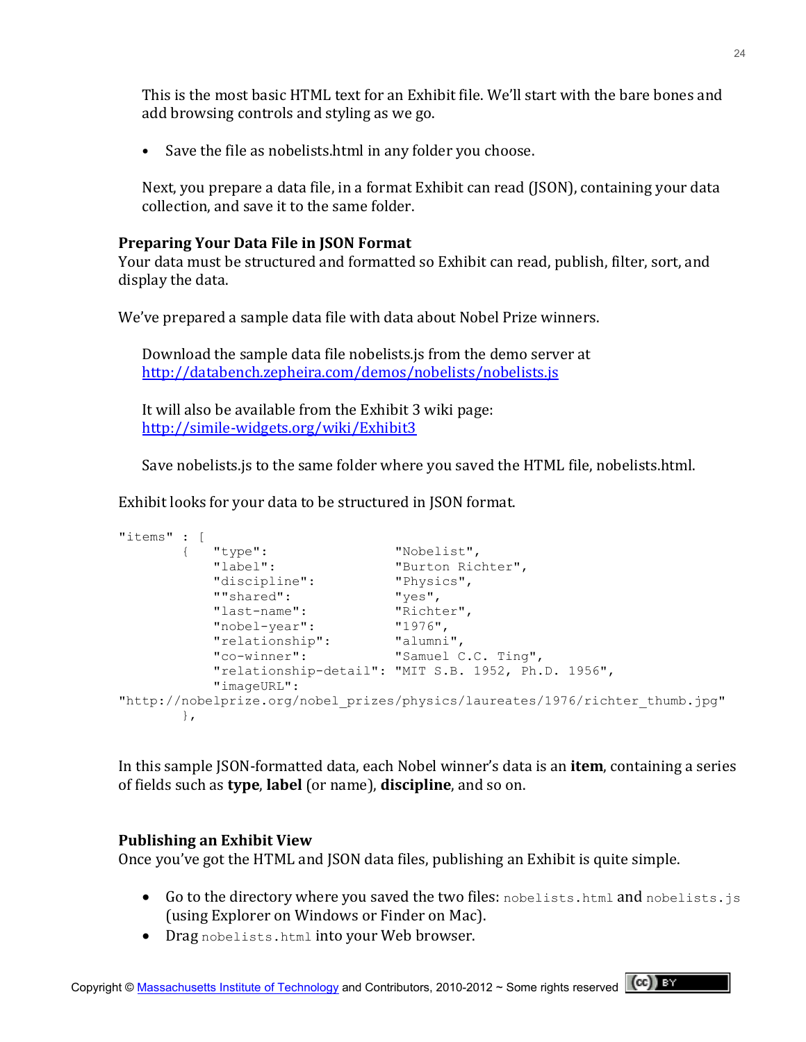This is the most basic HTML text for an Exhibit file. We'll start with the bare bones and add browsing controls and styling as we go.

- Save the file as nobelists.html in any folder you choose.

Next, you prepare a data file, in a format Exhibit can read (JSON), containing your data collection, and save it to the same folder.

### Preparing Your Data File in JSON Format

Your data must be structured and formatted so Exhibit can read, publish, filter, sort, and display the data.

We've prepared a sample data file with data about Nobel Prize winners.

Download the sample data file nobelists.js from the demo server at [http://databench.zepheira.com/demos/nobelists/nobelists.js](http://databench.zepheira.com/demos/nobelists/nobelists.js)

It will also be available from the Exhibit 3 wiki page: [http://simile-widgets.org/wiki/Exhibit3](http://simile-widgets.org/wiki/Exhibit3)

Save nobelists.js to the same folder where you saved the HTML file, nobelists.html.

Exhibit looks for your data to be structured in JSON format.

```
"items" : [
        {   "type":                 "Nobelist",
            "label":                "Burton Richter",
            "discipline":           "Physics",
            ""shared":               "yes",
            "last-name":            "Richter",
            "nobel-year":           "1976",
            "relationship":         "alumni",
            "co-winner":            "Samuel C.C. Ting",
            "relationship-detail":  "MIT S.B. 1952, Ph.D. 1956",
            "imageURL":
"http://nobelprize.org/nobel_prizes/physics/laureates/1976/richter_thumb.jpg"
        },
```

In this sample JSON-formatted data, each Nobel winner's data is an **item**, containing a series of fields such as **type**, **label** (or name), **discipline**, and so on.

### Publishing an Exhibit View

Once you've got the HTML and JSON data files, publishing an Exhibit is quite simple.

- Go to the directory where you saved the two files: `nobelists.html` and `nobelists.js` (using Explorer on Windows or Finder on Mac).
- Drag `nobelists.html` into your Web browser.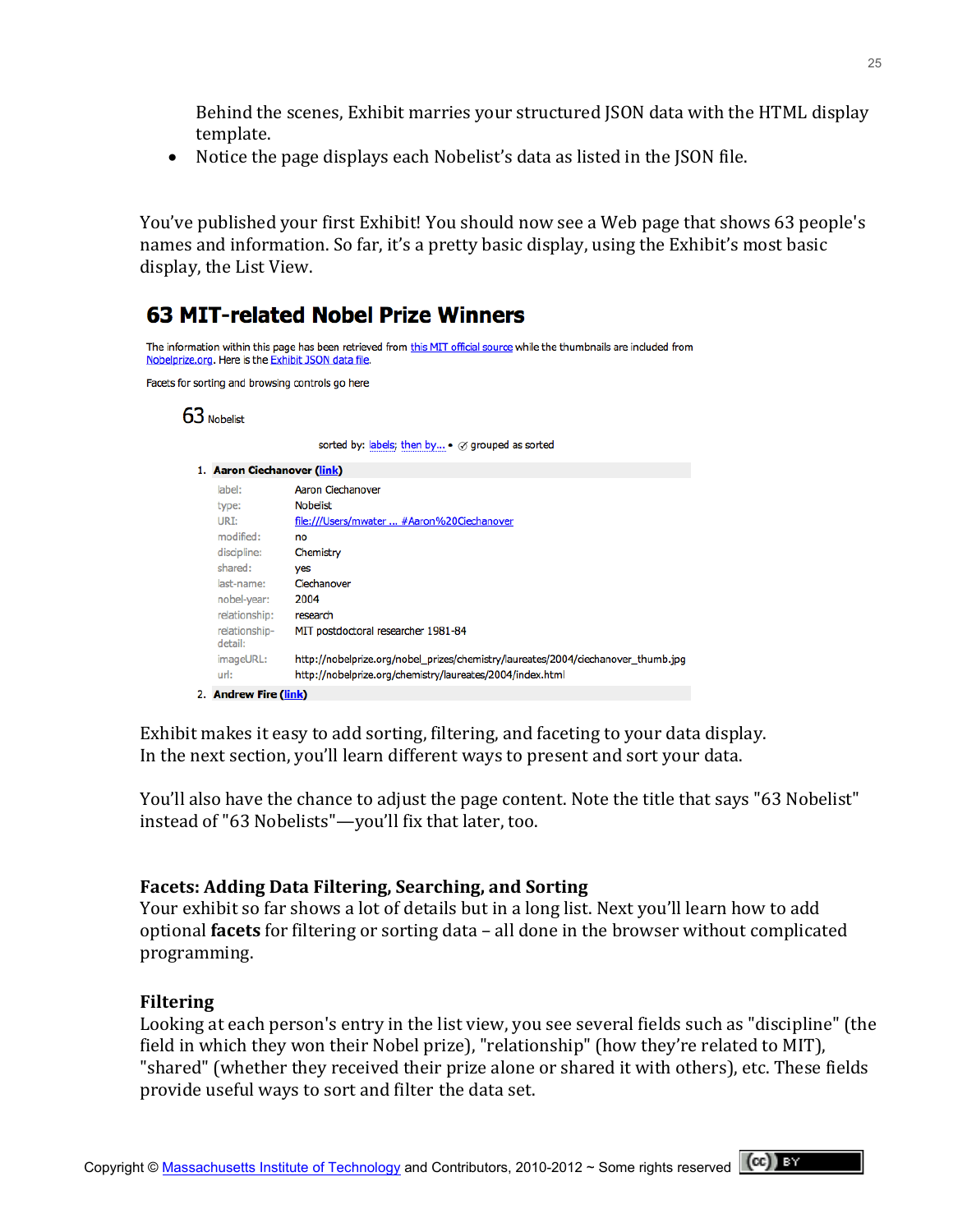Behind the scenes, Exhibit marries your structured JSON data with the HTML display template.

- Notice the page displays each Nobelist's data as listed in the JSON file.

You've published your first Exhibit! You should now see a Web page that shows 63 people's names and information. So far, it's a pretty basic display, using the Exhibit's most basic display, the List View.

## 63 MIT-related Nobel Prize Winners

The information within this page has been retrieved from this MIT official source while the thumbnails are included from Nobelprize.org. Here is the Exhibit JSON data file.

Facets for sorting and browsing controls go here

63 Nobelist

sorted by: labels; then by... • grouped as sorted

1. **Aaron Ciechanover (link)**

| | |
|---|---|
| label: | Aaron Ciechanover |
| type: | Nobelist |
| URI: | file:///Users/mwater ... #Aaron%20Ciechanover |
| modified: | no |
| discipline: | Chemistry |
| shared: | yes |
| last-name: | Ciechanover |
| nobel-year: | 2004 |
| relationship: | research |
| relationship-detail: | MIT postdoctoral researcher 1981-84 |
| imageURL: | http://nobelprize.org/nobel_prizes/chemistry/laureates/2004/ciechanover_thumb.jpg |
| url: | http://nobelprize.org/chemistry/laureates/2004/index.html |

2. **Andrew Fire (link)**

Exhibit makes it easy to add sorting, filtering, and faceting to your data display. In the next section, you'll learn different ways to present and sort your data.

You'll also have the chance to adjust the page content. Note the title that says "63 Nobelist" instead of "63 Nobelists"—you'll fix that later, too.

### Facets: Adding Data Filtering, Searching, and Sorting

Your exhibit so far shows a lot of details but in a long list. Next you'll learn how to add optional **facets** for filtering or sorting data – all done in the browser without complicated programming.

### Filtering

Looking at each person's entry in the list view, you see several fields such as "discipline" (the field in which they won their Nobel prize), "relationship" (how they're related to MIT), "shared" (whether they received their prize alone or shared it with others), etc. These fields provide useful ways to sort and filter the data set.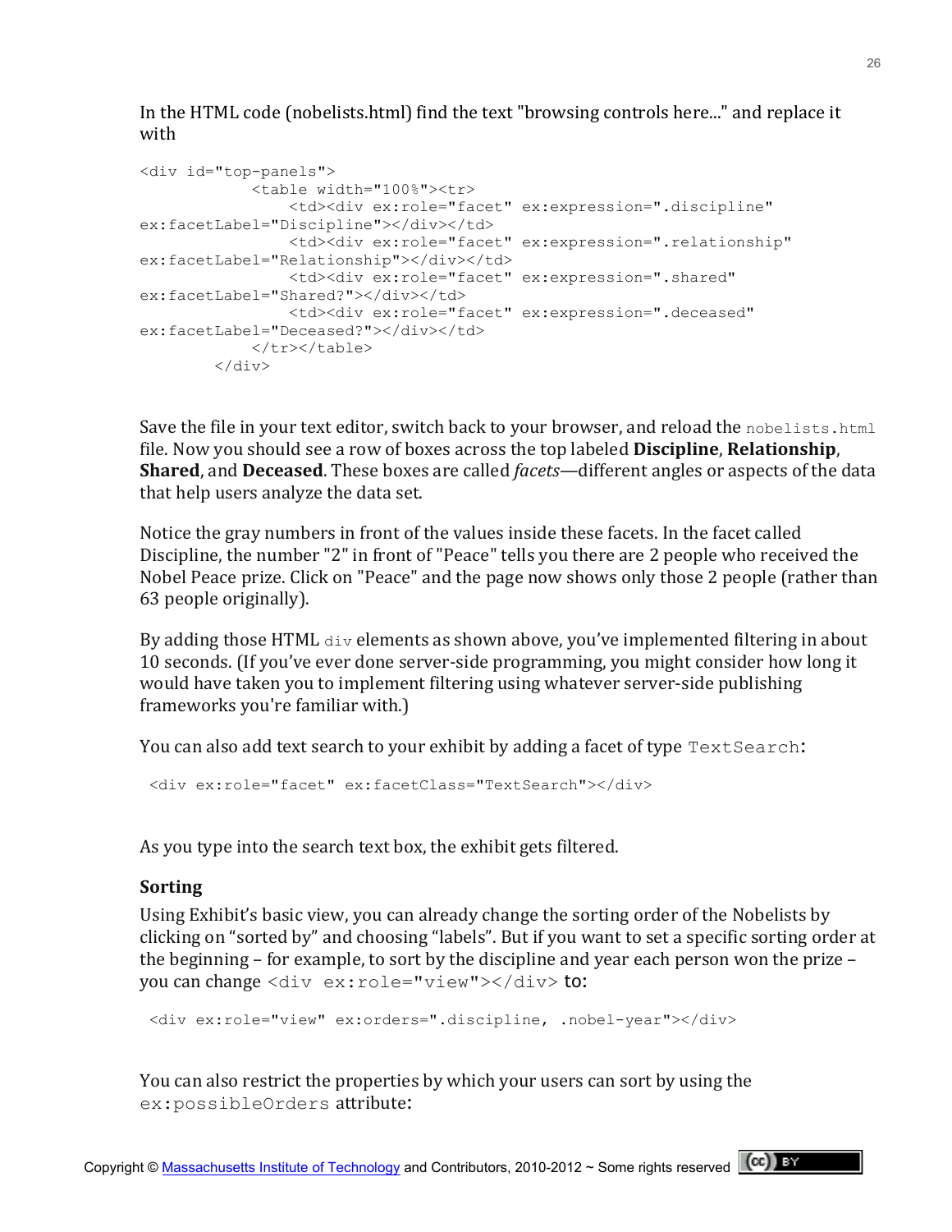In the HTML code (nobelists.html) find the text "browsing controls here..." and replace it with

```
<div id="top-panels">
            <table width="100%"><tr>
                <td><div ex:role="facet" ex:expression=".discipline"
ex:facetLabel="Discipline"></div></td>
                <td><div ex:role="facet" ex:expression=".relationship"
ex:facetLabel="Relationship"></div></td>
                <td><div ex:role="facet" ex:expression=".shared"
ex:facetLabel="Shared?"></div></td>
                <td><div ex:role="facet" ex:expression=".deceased"
ex:facetLabel="Deceased?"></div></td>
            </tr></table>
        </div>
```

Save the file in your text editor, switch back to your browser, and reload the `nobelists.html` file. Now you should see a row of boxes across the top labeled **Discipline**, **Relationship**, **Shared**, and **Deceased**. These boxes are called *facets*—different angles or aspects of the data that help users analyze the data set.

Notice the gray numbers in front of the values inside these facets. In the facet called Discipline, the number "2" in front of "Peace" tells you there are 2 people who received the Nobel Peace prize. Click on "Peace" and the page now shows only those 2 people (rather than 63 people originally).

By adding those HTML `div` elements as shown above, you've implemented filtering in about 10 seconds. (If you've ever done server-side programming, you might consider how long it would have taken you to implement filtering using whatever server-side publishing frameworks you're familiar with.)

You can also add text search to your exhibit by adding a facet of type `TextSearch`:

```
<div ex:role="facet" ex:facetClass="TextSearch"></div>
```

As you type into the search text box, the exhibit gets filtered.

### Sorting

Using Exhibit's basic view, you can already change the sorting order of the Nobelists by clicking on "sorted by" and choosing "labels". But if you want to set a specific sorting order at the beginning – for example, to sort by the discipline and year each person won the prize – you can change `<div ex:role="view"></div>` to:

```
<div ex:role="view" ex:orders=".discipline, .nobel-year"></div>
```

You can also restrict the properties by which your users can sort by using the `ex:possibleOrders` attribute: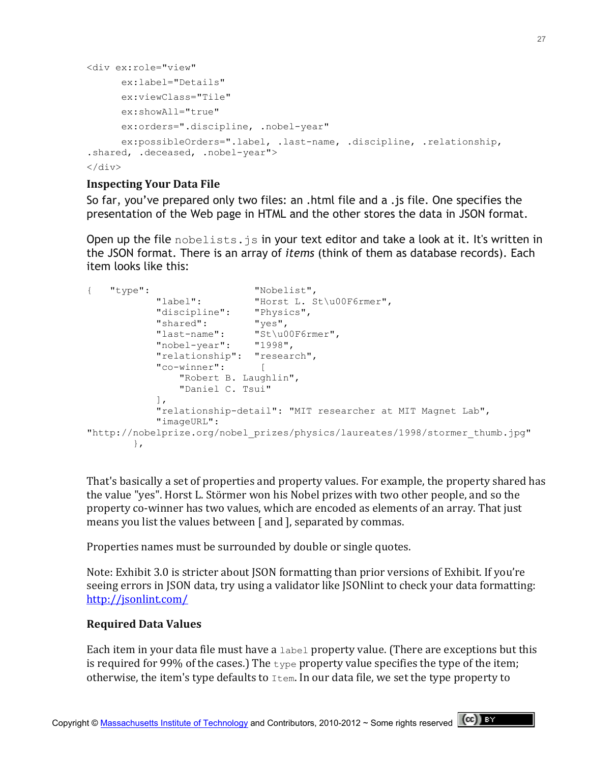```
<div ex:role="view"
      ex:label="Details"
      ex:viewClass="Tile"
      ex:showAll="true"
      ex:orders=".discipline, .nobel-year"
      ex:possibleOrders=".label, .last-name, .discipline, .relationship,
.shared, .deceased, .nobel-year">
</div>
```

### Inspecting Your Data File

So far, you've prepared only two files: an .html file and a .js file. One specifies the presentation of the Web page in HTML and the other stores the data in JSON format.

Open up the file `nobelists.js` in your text editor and take a look at it. It's written in the JSON format. There is an array of *items* (think of them as database records). Each item looks like this:

```
{   "type":                  "Nobelist",
            "label":         "Horst L. St\u00F6rmer",
            "discipline":    "Physics",
            "shared":        "yes",
            "last-name":     "St\u00F6rmer",
            "nobel-year":    "1998",
            "relationship":  "research",
            "co-winner":      [
                "Robert B. Laughlin",
                "Daniel C. Tsui"
            ],
            "relationship-detail": "MIT researcher at MIT Magnet Lab",
            "imageURL":
"http://nobelprize.org/nobel_prizes/physics/laureates/1998/stormer_thumb.jpg"
        },
```

That's basically a set of properties and property values. For example, the property shared has the value "yes". Horst L. Störmer won his Nobel prizes with two other people, and so the property co-winner has two values, which are encoded as elements of an array. That just means you list the values between [ and ], separated by commas.

Properties names must be surrounded by double or single quotes.

Note: Exhibit 3.0 is stricter about JSON formatting than prior versions of Exhibit. If you're seeing errors in JSON data, try using a validator like JSONlint to check your data formatting: http://jsonlint.com/

### Required Data Values

Each item in your data file must have a `label` property value. (There are exceptions but this is required for 99% of the cases.) The `type` property value specifies the type of the item; otherwise, the item's type defaults to `Item`. In our data file, we set the type property to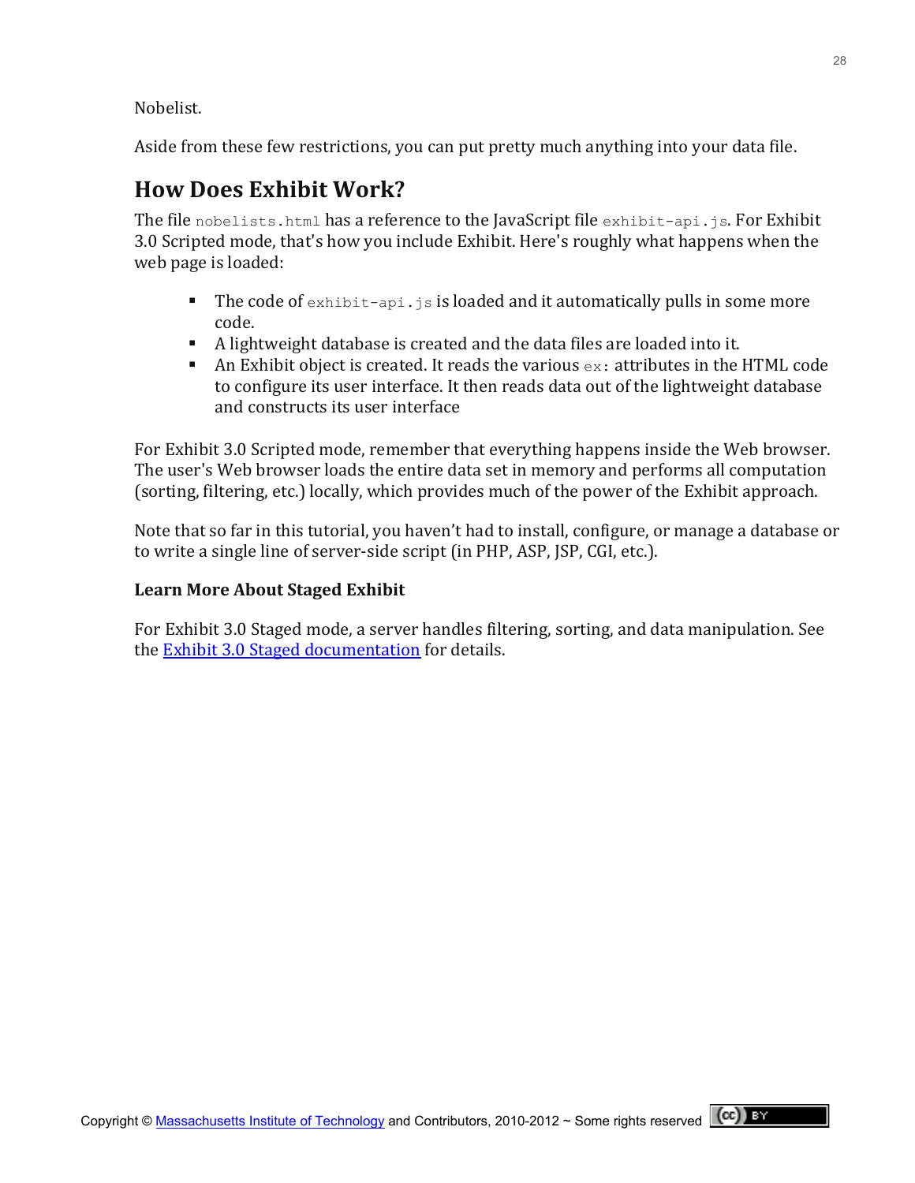Nobelist.

Aside from these few restrictions, you can put pretty much anything into your data file.

## How Does Exhibit Work?

The file `nobelists.html` has a reference to the JavaScript file `exhibit-api.js`. For Exhibit 3.0 Scripted mode, that's how you include Exhibit. Here's roughly what happens when the web page is loaded:

- The code of `exhibit-api.js` is loaded and it automatically pulls in some more code.
- A lightweight database is created and the data files are loaded into it.
- An Exhibit object is created. It reads the various `ex:` attributes in the HTML code to configure its user interface. It then reads data out of the lightweight database and constructs its user interface

For Exhibit 3.0 Scripted mode, remember that everything happens inside the Web browser. The user's Web browser loads the entire data set in memory and performs all computation (sorting, filtering, etc.) locally, which provides much of the power of the Exhibit approach.

Note that so far in this tutorial, you haven't had to install, configure, or manage a database or to write a single line of server-side script (in PHP, ASP, JSP, CGI, etc.).

### Learn More About Staged Exhibit

For Exhibit 3.0 Staged mode, a server handles filtering, sorting, and data manipulation. See the Exhibit 3.0 Staged documentation for details.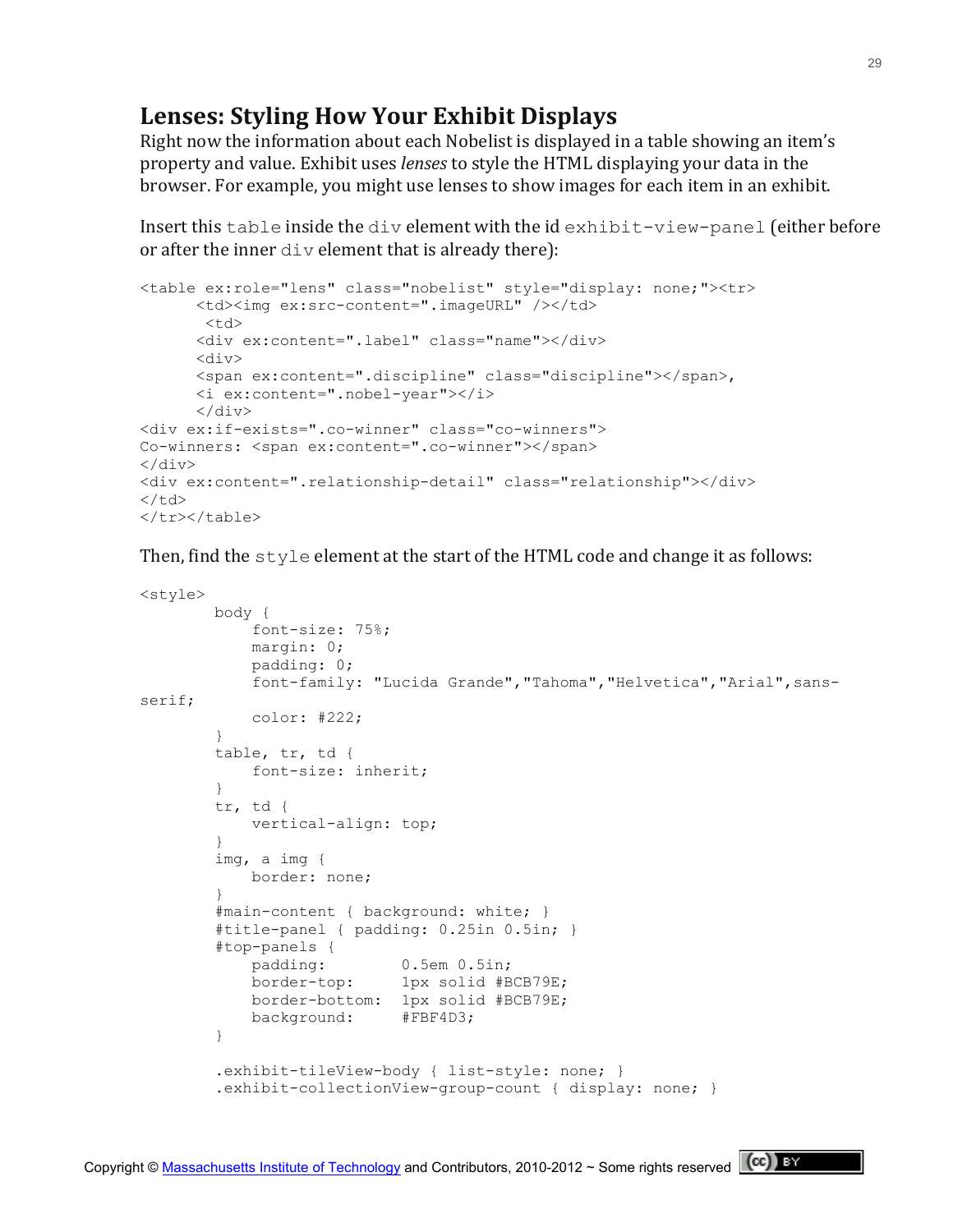## Lenses: Styling How Your Exhibit Displays

Right now the information about each Nobelist is displayed in a table showing an item's property and value. Exhibit uses *lenses* to style the HTML displaying your data in the browser. For example, you might use lenses to show images for each item in an exhibit.

Insert this `table` inside the `div` element with the id `exhibit-view-panel` (either before or after the inner `div` element that is already there):

```
<table ex:role="lens" class="nobelist" style="display: none;"><tr>
      <td><img ex:src-content=".imageURL" /></td>
       <td>
      <div ex:content=".label" class="name"></div>
      <div>
      <span ex:content=".discipline" class="discipline"></span>,
      <i ex:content=".nobel-year"></i>
      </div>
<div ex:if-exists=".co-winner" class="co-winners">
Co-winners: <span ex:content=".co-winner"></span>
</div>
<div ex:content=".relationship-detail" class="relationship"></div>
</td>
</tr></table>
```

Then, find the `style` element at the start of the HTML code and change it as follows:

```
<style>
        body {
            font-size: 75%;
            margin: 0;
            padding: 0;
            font-family: "Lucida Grande","Tahoma","Helvetica","Arial",sans-
serif;
            color: #222;
        }
        table, tr, td {
            font-size: inherit;
        }
        tr, td {
            vertical-align: top;
        }
        img, a img {
            border: none;
        }
        #main-content { background: white; }
        #title-panel { padding: 0.25in 0.5in; }
        #top-panels {
            padding:        0.5em 0.5in;
            border-top:     1px solid #BCB79E;
            border-bottom:  1px solid #BCB79E;
            background:     #FBF4D3;
        }

        .exhibit-tileView-body { list-style: none; }
        .exhibit-collectionView-group-count { display: none; }
```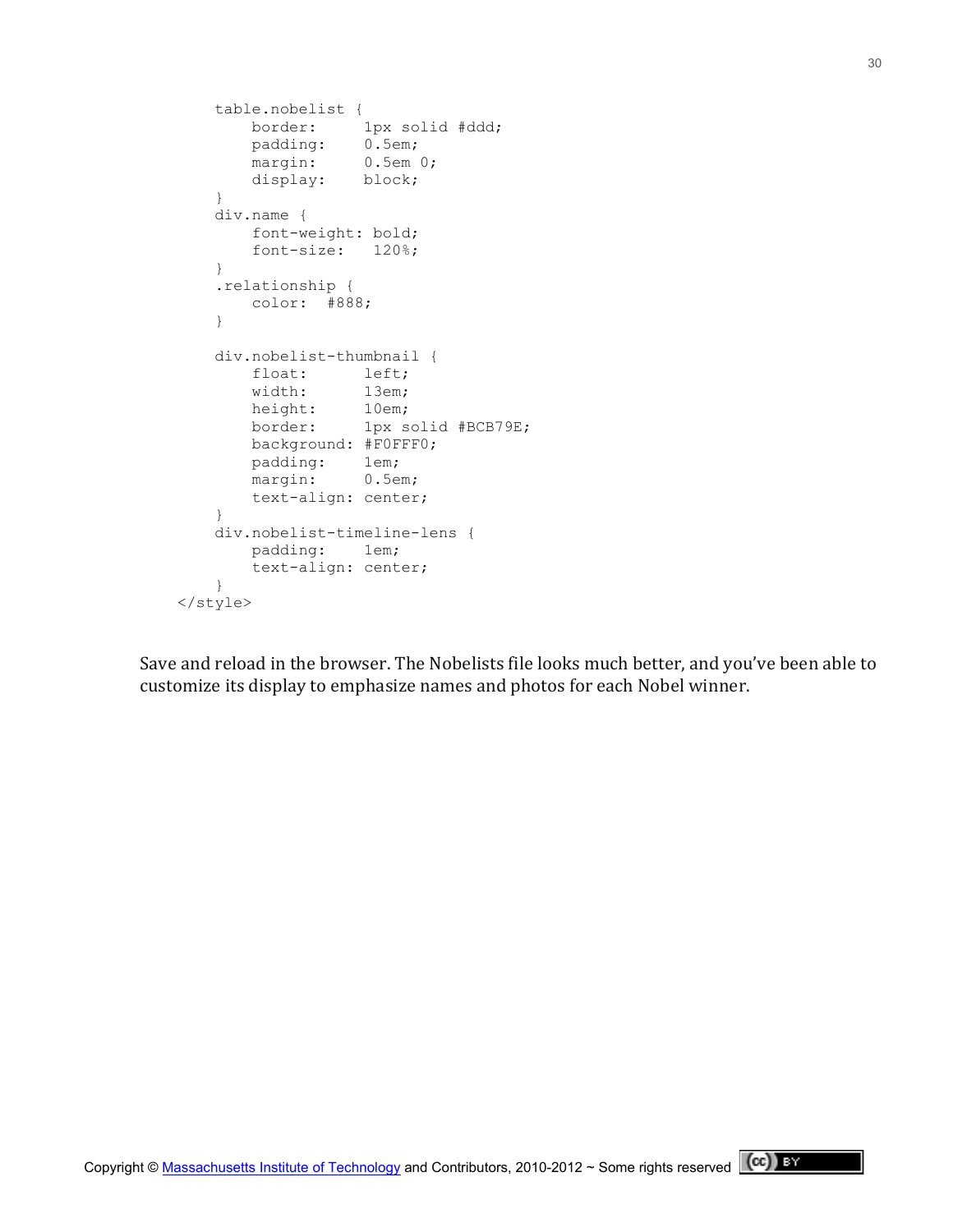```
        table.nobelist {
            border:     1px solid #ddd;
            padding:    0.5em;
            margin:     0.5em 0;
            display:    block;
        }
        div.name {
            font-weight: bold;
            font-size:   120%;
        }
        .relationship {
            color:  #888;
        }

        div.nobelist-thumbnail {
            float:      left;
            width:      13em;
            height:     10em;
            border:     1px solid #BCB79E;
            background: #F0FFF0;
            padding:    1em;
            margin:     0.5em;
            text-align: center;
        }
        div.nobelist-timeline-lens {
            padding:    1em;
            text-align: center;
        }
    </style>
```

Save and reload in the browser. The Nobelists file looks much better, and you've been able to customize its display to emphasize names and photos for each Nobel winner.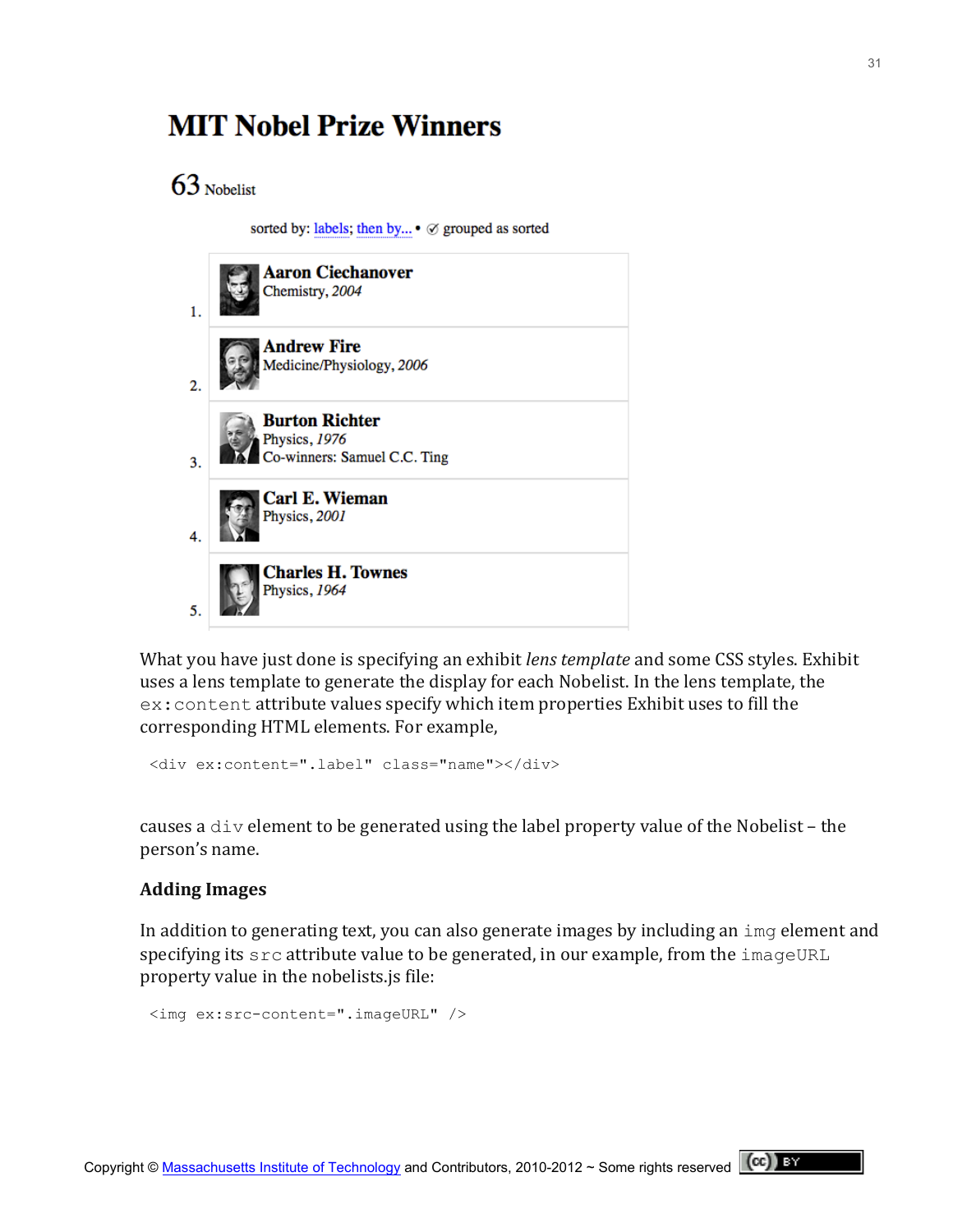# MIT Nobel Prize Winners

63 Nobelist

sorted by: labels; then by... • ✓ grouped as sorted

1. **Aaron Ciechanover**
   Chemistry, *2004*
2. **Andrew Fire**
   Medicine/Physiology, *2006*
3. **Burton Richter**
   Physics, *1976*
   Co-winners: Samuel C.C. Ting
4. **Carl E. Wieman**
   Physics, *2001*
5. **Charles H. Townes**
   Physics, *1964*

What you have just done is specifying an exhibit *lens template* and some CSS styles. Exhibit uses a lens template to generate the display for each Nobelist. In the lens template, the `ex:content` attribute values specify which item properties Exhibit uses to fill the corresponding HTML elements. For example,

```
<div ex:content=".label" class="name"></div>
```

causes a `div` element to be generated using the label property value of the Nobelist – the person's name.

### Adding Images

In addition to generating text, you can also generate images by including an `img` element and specifying its `src` attribute value to be generated, in our example, from the `imageURL` property value in the nobelists.js file:

```
<img ex:src-content=".imageURL" />
```

Copyright © Massachusetts Institute of Technology and Contributors, 2010-2012 ~ Some rights reserved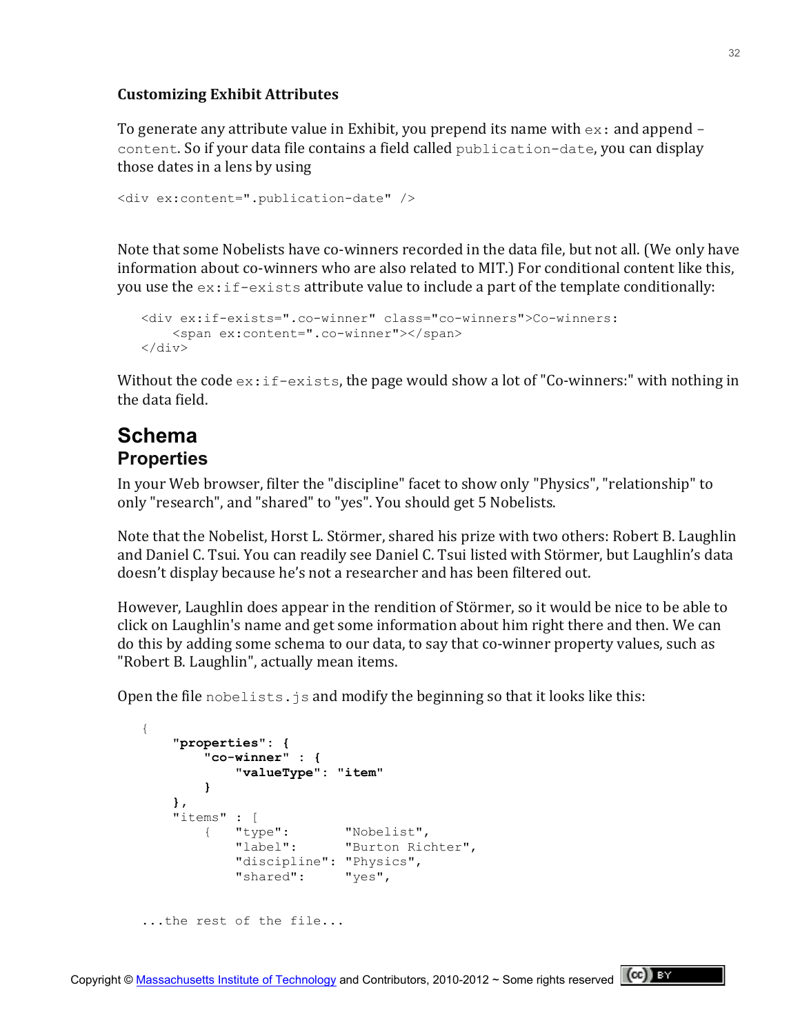**Customizing Exhibit Attributes**

To generate any attribute value in Exhibit, you prepend its name with `ex:` and append `–content`. So if your data file contains a field called `publication-date`, you can display those dates in a lens by using

```
<div ex:content=".publication-date" />
```

Note that some Nobelists have co-winners recorded in the data file, but not all. (We only have information about co-winners who are also related to MIT.) For conditional content like this, you use the `ex:if-exists` attribute value to include a part of the template conditionally:

```
<div ex:if-exists=".co-winner" class="co-winners">Co-winners:
    <span ex:content=".co-winner"></span>
</div>
```

Without the code `ex:if-exists`, the page would show a lot of "Co-winners:" with nothing in the data field.

# Schema

## Properties

In your Web browser, filter the "discipline" facet to show only "Physics", "relationship" to only "research", and "shared" to "yes". You should get 5 Nobelists.

Note that the Nobelist, Horst L. Störmer, shared his prize with two others: Robert B. Laughlin and Daniel C. Tsui. You can readily see Daniel C. Tsui listed with Störmer, but Laughlin's data doesn't display because he's not a researcher and has been filtered out.

However, Laughlin does appear in the rendition of Störmer, so it would be nice to be able to click on Laughlin's name and get some information about him right there and then. We can do this by adding some schema to our data, to say that co-winner property values, such as "Robert B. Laughlin", actually mean items.

Open the file `nobelists.js` and modify the beginning so that it looks like this:

```
{
    "properties": {
        "co-winner" : {
            "valueType": "item"
        }
    },
    "items" : [
        {   "type":       "Nobelist",
            "label":      "Burton Richter",
            "discipline": "Physics",
            "shared":     "yes",

...the rest of the file...
```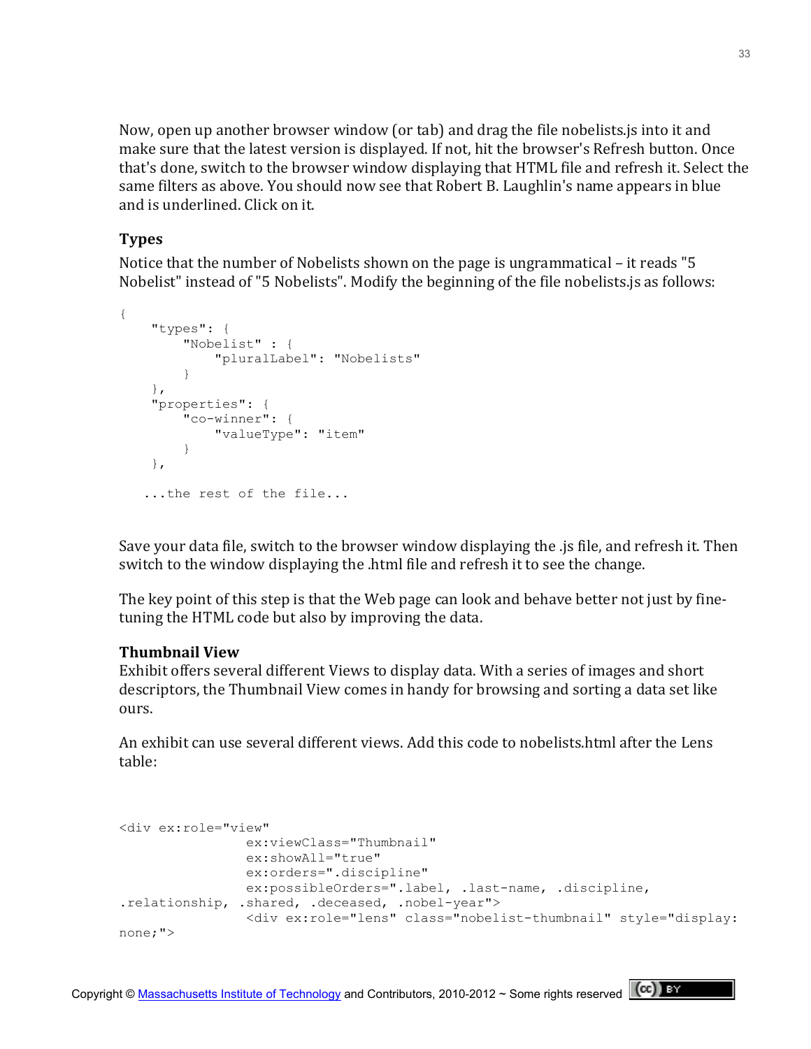Now, open up another browser window (or tab) and drag the file nobelists.js into it and make sure that the latest version is displayed. If not, hit the browser's Refresh button. Once that's done, switch to the browser window displaying that HTML file and refresh it. Select the same filters as above. You should now see that Robert B. Laughlin's name appears in blue and is underlined. Click on it.

### Types

Notice that the number of Nobelists shown on the page is ungrammatical – it reads "5 Nobelist" instead of "5 Nobelists". Modify the beginning of the file nobelists.js as follows:

```
{
    "types": {
        "Nobelist" : {
            "pluralLabel": "Nobelists"
        }
    },
    "properties": {
        "co-winner": {
            "valueType": "item"
        }
    },

   ...the rest of the file...
```

Save your data file, switch to the browser window displaying the .js file, and refresh it. Then switch to the window displaying the .html file and refresh it to see the change.

The key point of this step is that the Web page can look and behave better not just by fine-tuning the HTML code but also by improving the data.

### Thumbnail View

Exhibit offers several different Views to display data. With a series of images and short descriptors, the Thumbnail View comes in handy for browsing and sorting a data set like ours.

An exhibit can use several different views. Add this code to nobelists.html after the Lens table:

```
<div ex:role="view"
                ex:viewClass="Thumbnail"
                ex:showAll="true"
                ex:orders=".discipline"
                ex:possibleOrders=".label, .last-name, .discipline,
.relationship, .shared, .deceased, .nobel-year">
                <div ex:role="lens" class="nobelist-thumbnail" style="display:
none;">
```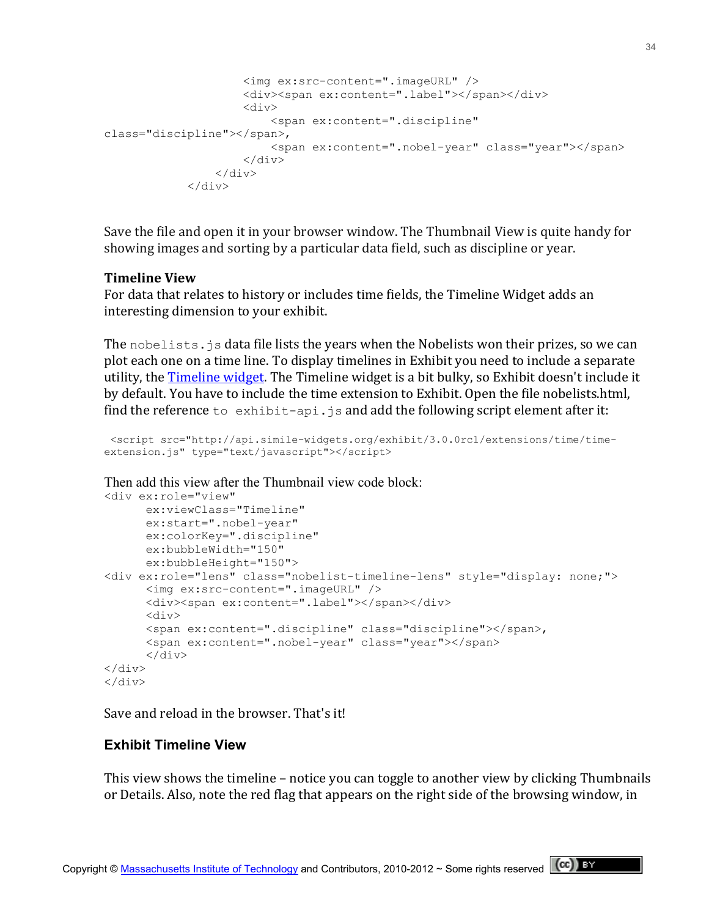```
                    <img ex:src-content=".imageURL" />
                    <div><span ex:content=".label"></span></div>
                    <div>
                        <span ex:content=".discipline"
class="discipline"></span>,
                        <span ex:content=".nobel-year" class="year"></span>
                    </div>
                </div>
            </div>
```

Save the file and open it in your browser window. The Thumbnail View is quite handy for showing images and sorting by a particular data field, such as discipline or year.

**Timeline View**

For data that relates to history or includes time fields, the Timeline Widget adds an interesting dimension to your exhibit.

The `nobelists.js` data file lists the years when the Nobelists won their prizes, so we can plot each one on a time line. To display timelines in Exhibit you need to include a separate utility, the [Timeline widget](). The Timeline widget is a bit bulky, so Exhibit doesn't include it by default. You have to include the time extension to Exhibit. Open the file nobelists.html, find the reference `to exhibit-api.js` and add the following script element after it:

```
 <script src="http://api.simile-widgets.org/exhibit/3.0.0rc1/extensions/time/time-
extension.js" type="text/javascript"></script>
```

Then add this view after the Thumbnail view code block:

```
<div ex:role="view"
      ex:viewClass="Timeline"
      ex:start=".nobel-year"
      ex:colorKey=".discipline"
      ex:bubbleWidth="150"
      ex:bubbleHeight="150">
<div ex:role="lens" class="nobelist-timeline-lens" style="display: none;">
      <img ex:src-content=".imageURL" />
      <div><span ex:content=".label"></span></div>
      <div>
      <span ex:content=".discipline" class="discipline"></span>,
      <span ex:content=".nobel-year" class="year"></span>
      </div>
</div>
</div>
```

Save and reload in the browser. That's it!

### Exhibit Timeline View

This view shows the timeline – notice you can toggle to another view by clicking Thumbnails or Details. Also, note the red flag that appears on the right side of the browsing window, in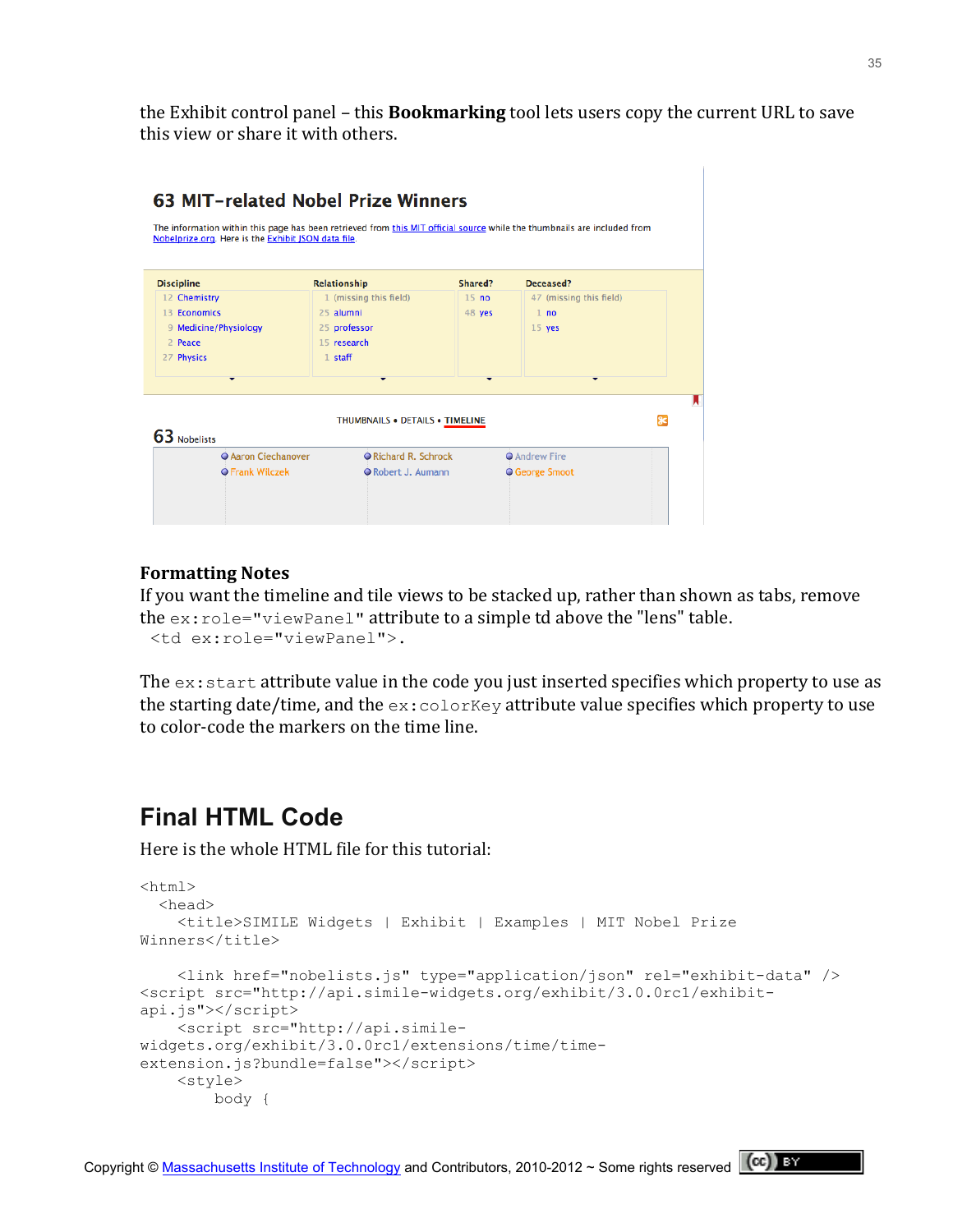the Exhibit control panel – this **Bookmarking** tool lets users copy the current URL to save this view or share it with others.

### Formatting Notes

If you want the timeline and tile views to be stacked up, rather than shown as tabs, remove the `ex:role="viewPanel"` attribute to a simple td above the "lens" table.
`<td ex:role="viewPanel">`.

The `ex:start` attribute value in the code you just inserted specifies which property to use as the starting date/time, and the `ex:colorKey` attribute value specifies which property to use to color-code the markers on the time line.

## Final HTML Code

Here is the whole HTML file for this tutorial:

```
<html>
  <head>
    <title>SIMILE Widgets | Exhibit | Examples | MIT Nobel Prize
Winners</title>

    <link href="nobelists.js" type="application/json" rel="exhibit-data" />
 <script src="http://api.simile-widgets.org/exhibit/3.0.0rc1/exhibit-
api.js"></script>
    <script src="http://api.simile-
widgets.org/exhibit/3.0.0rc1/extensions/time/time-
extension.js?bundle=false"></script>
    <style>
        body {
```

Copyright © Massachusetts Institute of Technology and Contributors, 2010-2012 ~ Some rights reserved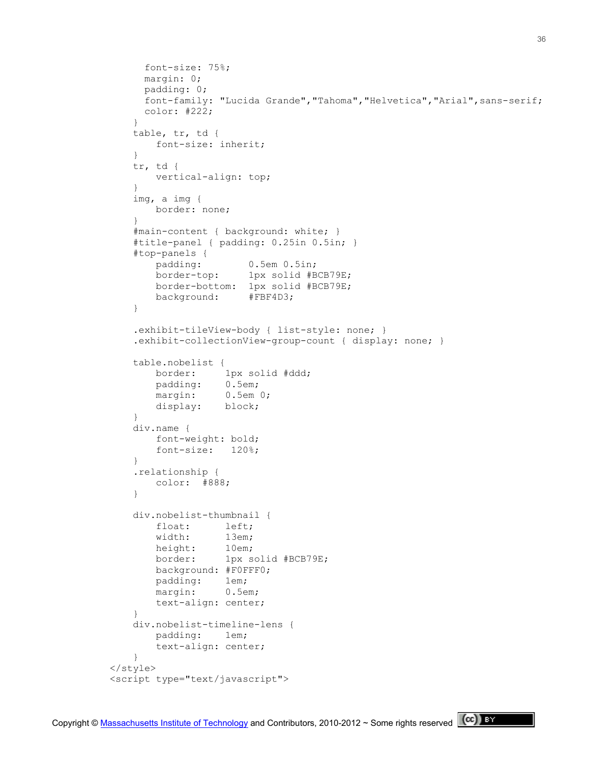```
        font-size: 75%;
        margin: 0;
        padding: 0;
        font-family: "Lucida Grande","Tahoma","Helvetica","Arial",sans-serif;
        color: #222;
      }
      table, tr, td {
          font-size: inherit;
      }
      tr, td {
          vertical-align: top;
      }
      img, a img {
          border: none;
      }
      #main-content { background: white; }
      #title-panel { padding: 0.25in 0.5in; }
      #top-panels {
          padding:        0.5em 0.5in;
          border-top:     1px solid #BCB79E;
          border-bottom:  1px solid #BCB79E;
          background:     #FBF4D3;
      }

      .exhibit-tileView-body { list-style: none; }
      .exhibit-collectionView-group-count { display: none; }

      table.nobelist {
          border:     1px solid #ddd;
          padding:    0.5em;
          margin:     0.5em 0;
          display:    block;
      }
      div.name {
          font-weight: bold;
          font-size:   120%;
      }
      .relationship {
          color:  #888;
      }

      div.nobelist-thumbnail {
          float:      left;
          width:      13em;
          height:     10em;
          border:     1px solid #BCB79E;
          background: #F0FFF0;
          padding:    1em;
          margin:     0.5em;
          text-align: center;
      }
      div.nobelist-timeline-lens {
          padding:    1em;
          text-align: center;
      }
  </style>
  <script type="text/javascript">
```

Copyright © Massachusetts Institute of Technology and Contributors, 2010-2012 ~ Some rights reserved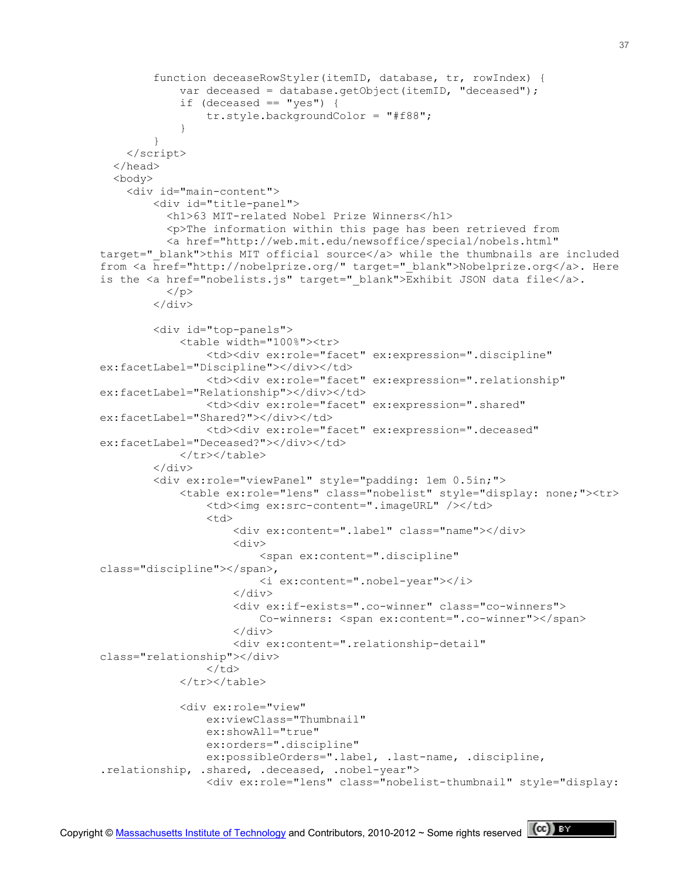```
        function deceaseRowStyler(itemID, database, tr, rowIndex) {
            var deceased = database.getObject(itemID, "deceased");
            if (deceased == "yes") {
                tr.style.backgroundColor = "#f88";
            }
        }
    </script>
  </head>
  <body>
    <div id="main-content">
        <div id="title-panel">
          <h1>63 MIT-related Nobel Prize Winners</h1>
          <p>The information within this page has been retrieved from
          <a href="http://web.mit.edu/newsoffice/special/nobels.html"
target="_blank">this MIT official source</a> while the thumbnails are included
from <a href="http://nobelprize.org/" target="_blank">Nobelprize.org</a>. Here
is the <a href="nobelists.js" target="_blank">Exhibit JSON data file</a>.
          </p>
        </div>

        <div id="top-panels">
            <table width="100%"><tr>
                <td><div ex:role="facet" ex:expression=".discipline"
ex:facetLabel="Discipline"></div></td>
                <td><div ex:role="facet" ex:expression=".relationship"
ex:facetLabel="Relationship"></div></td>
                <td><div ex:role="facet" ex:expression=".shared"
ex:facetLabel="Shared?"></div></td>
                <td><div ex:role="facet" ex:expression=".deceased"
ex:facetLabel="Deceased?"></div></td>
            </tr></table>
        </div>
        <div ex:role="viewPanel" style="padding: 1em 0.5in;">
            <table ex:role="lens" class="nobelist" style="display: none;"><tr>
                <td><img ex:src-content=".imageURL" /></td>
                <td>
                    <div ex:content=".label" class="name"></div>
                    <div>
                        <span ex:content=".discipline"
class="discipline"></span>,
                        <i ex:content=".nobel-year"></i>
                    </div>
                    <div ex:if-exists=".co-winner" class="co-winners">
                        Co-winners: <span ex:content=".co-winner"></span>
                    </div>
                    <div ex:content=".relationship-detail"
class="relationship"></div>
                </td>
            </tr></table>

            <div ex:role="view"
                ex:viewClass="Thumbnail"
                ex:showAll="true"
                ex:orders=".discipline"
                ex:possibleOrders=".label, .last-name, .discipline,
.relationship, .shared, .deceased, .nobel-year">
                <div ex:role="lens" class="nobelist-thumbnail" style="display:
```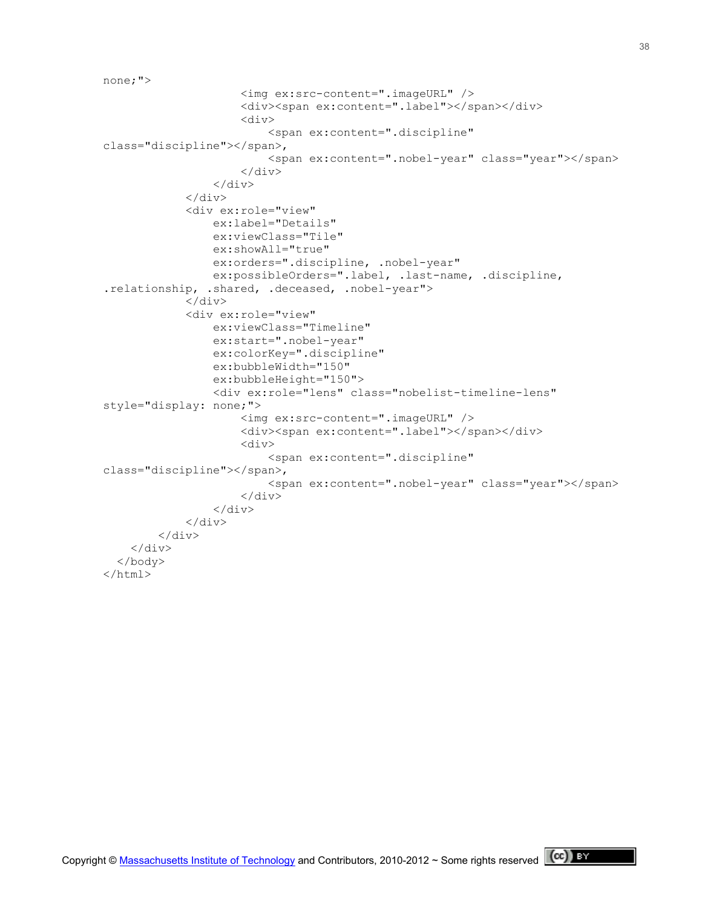```
none;">
                    <img ex:src-content=".imageURL" />
                    <div><span ex:content=".label"></span></div>
                    <div>
                        <span ex:content=".discipline"
class="discipline"></span>,
                        <span ex:content=".nobel-year" class="year"></span>
                    </div>
                </div>
            </div>
            <div ex:role="view"
                ex:label="Details"
                ex:viewClass="Tile"
                ex:showAll="true"
                ex:orders=".discipline, .nobel-year"
                ex:possibleOrders=".label, .last-name, .discipline,
.relationship, .shared, .deceased, .nobel-year">
            </div>
            <div ex:role="view"
                ex:viewClass="Timeline"
                ex:start=".nobel-year"
                ex:colorKey=".discipline"
                ex:bubbleWidth="150"
                ex:bubbleHeight="150">
                <div ex:role="lens" class="nobelist-timeline-lens"
style="display: none;">
                    <img ex:src-content=".imageURL" />
                    <div><span ex:content=".label"></span></div>
                    <div>
                        <span ex:content=".discipline"
class="discipline"></span>,
                        <span ex:content=".nobel-year" class="year"></span>
                    </div>
                </div>
            </div>
        </div>
    </div>
  </body>
</html>
```

Copyright © Massachusetts Institute of Technology and Contributors, 2010-2012 ~ Some rights reserved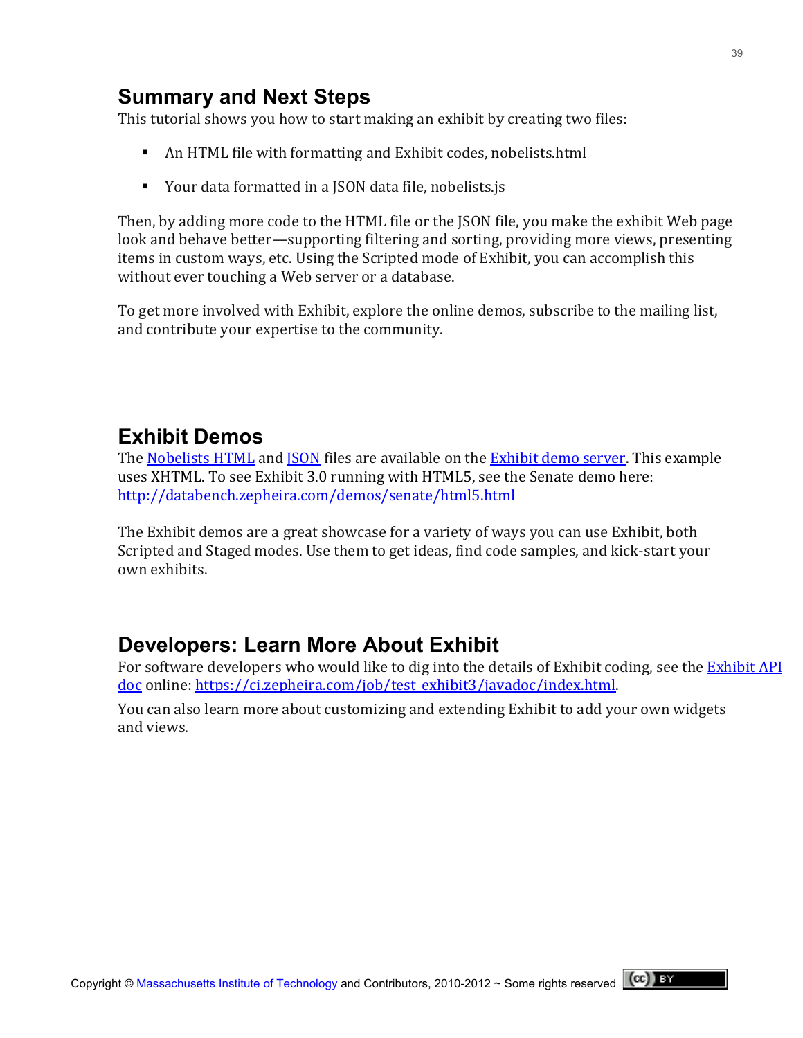## Summary and Next Steps

This tutorial shows you how to start making an exhibit by creating two files:

- An HTML file with formatting and Exhibit codes, nobelists.html
- Your data formatted in a JSON data file, nobelists.js

Then, by adding more code to the HTML file or the JSON file, you make the exhibit Web page look and behave better—supporting filtering and sorting, providing more views, presenting items in custom ways, etc. Using the Scripted mode of Exhibit, you can accomplish this without ever touching a Web server or a database.

To get more involved with Exhibit, explore the online demos, subscribe to the mailing list, and contribute your expertise to the community.

## Exhibit Demos

The Nobelists HTML and JSON files are available on the Exhibit demo server. This example uses XHTML. To see Exhibit 3.0 running with HTML5, see the Senate demo here: http://databench.zepheira.com/demos/senate/html5.html

The Exhibit demos are a great showcase for a variety of ways you can use Exhibit, both Scripted and Staged modes. Use them to get ideas, find code samples, and kick-start your own exhibits.

## Developers: Learn More About Exhibit

For software developers who would like to dig into the details of Exhibit coding, see the Exhibit API doc online: https://ci.zepheira.com/job/test_exhibit3/javadoc/index.html.

You can also learn more about customizing and extending Exhibit to add your own widgets and views.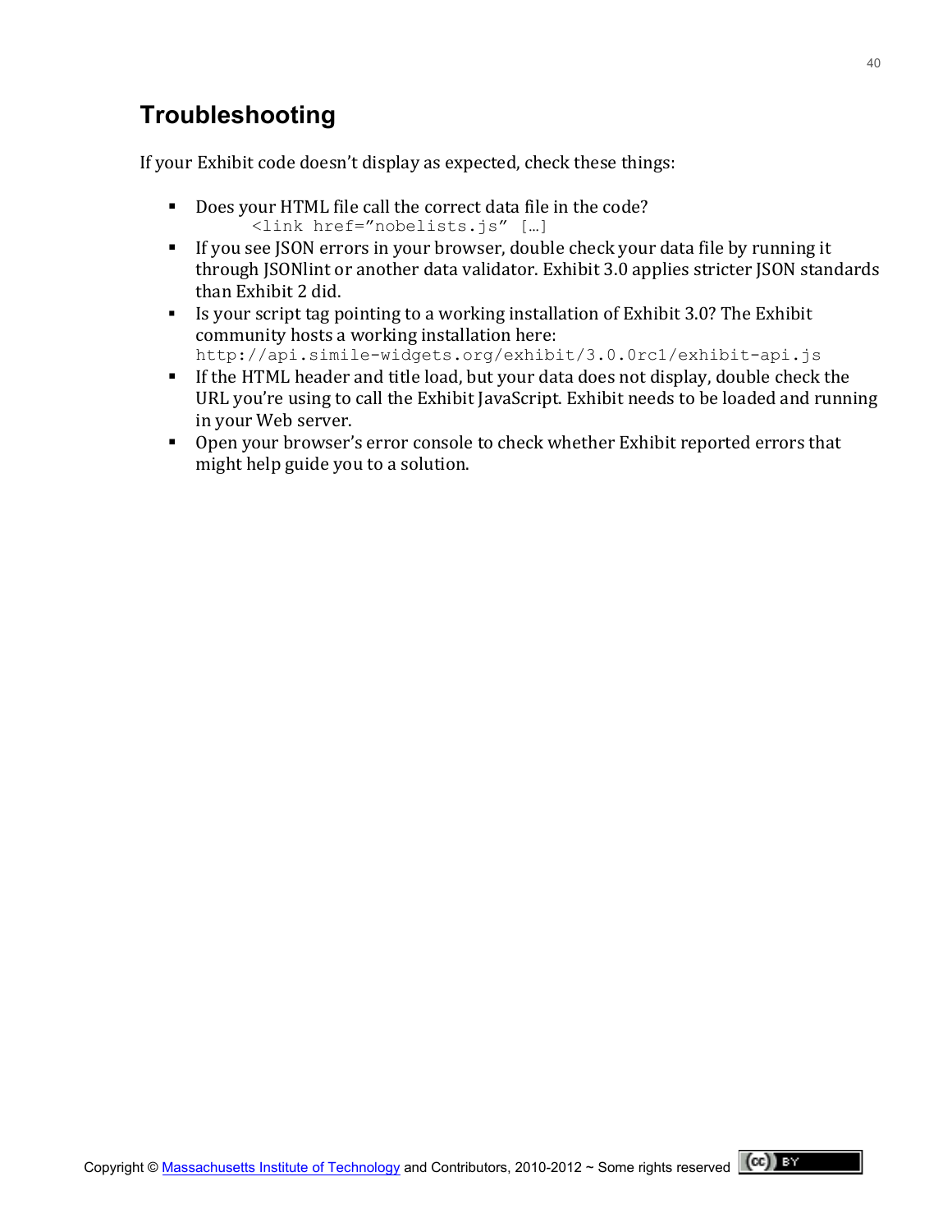## Troubleshooting

If your Exhibit code doesn't display as expected, check these things:

- Does your HTML file call the correct data file in the code?
  `<link href="nobelists.js" […]`
- If you see JSON errors in your browser, double check your data file by running it through JSONlint or another data validator. Exhibit 3.0 applies stricter JSON standards than Exhibit 2 did.
- Is your script tag pointing to a working installation of Exhibit 3.0? The Exhibit community hosts a working installation here:
  `http://api.simile-widgets.org/exhibit/3.0.0rc1/exhibit-api.js`
- If the HTML header and title load, but your data does not display, double check the URL you're using to call the Exhibit JavaScript. Exhibit needs to be loaded and running in your Web server.
- Open your browser's error console to check whether Exhibit reported errors that might help guide you to a solution.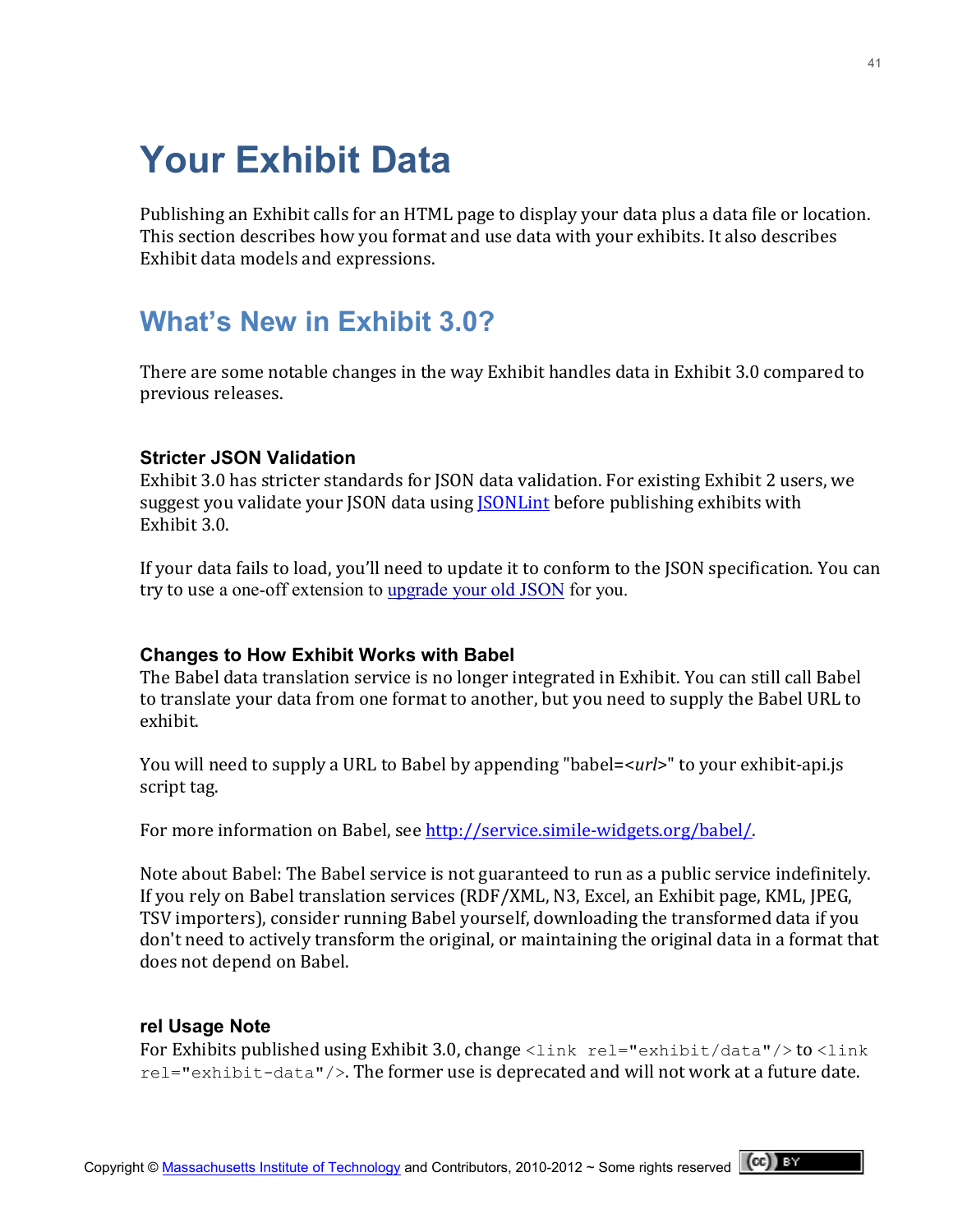# Your Exhibit Data

Publishing an Exhibit calls for an HTML page to display your data plus a data file or location. This section describes how you format and use data with your exhibits. It also describes Exhibit data models and expressions.

## What's New in Exhibit 3.0?

There are some notable changes in the way Exhibit handles data in Exhibit 3.0 compared to previous releases.

### Stricter JSON Validation

Exhibit 3.0 has stricter standards for JSON data validation. For existing Exhibit 2 users, we suggest you validate your JSON data using JSONLint before publishing exhibits with Exhibit 3.0.

If your data fails to load, you'll need to update it to conform to the JSON specification. You can try to use a one-off extension to upgrade your old JSON for you.

### Changes to How Exhibit Works with Babel

The Babel data translation service is no longer integrated in Exhibit. You can still call Babel to translate your data from one format to another, but you need to supply the Babel URL to exhibit.

You will need to supply a URL to Babel by appending "babel=<*url*>" to your exhibit-api.js script tag.

For more information on Babel, see http://service.simile-widgets.org/babel/.

Note about Babel: The Babel service is not guaranteed to run as a public service indefinitely. If you rely on Babel translation services (RDF/XML, N3, Excel, an Exhibit page, KML, JPEG, TSV importers), consider running Babel yourself, downloading the transformed data if you don't need to actively transform the original, or maintaining the original data in a format that does not depend on Babel.

### rel Usage Note

For Exhibits published using Exhibit 3.0, change `<link rel="exhibit/data"/>` to `<link rel="exhibit-data"/>`. The former use is deprecated and will not work at a future date.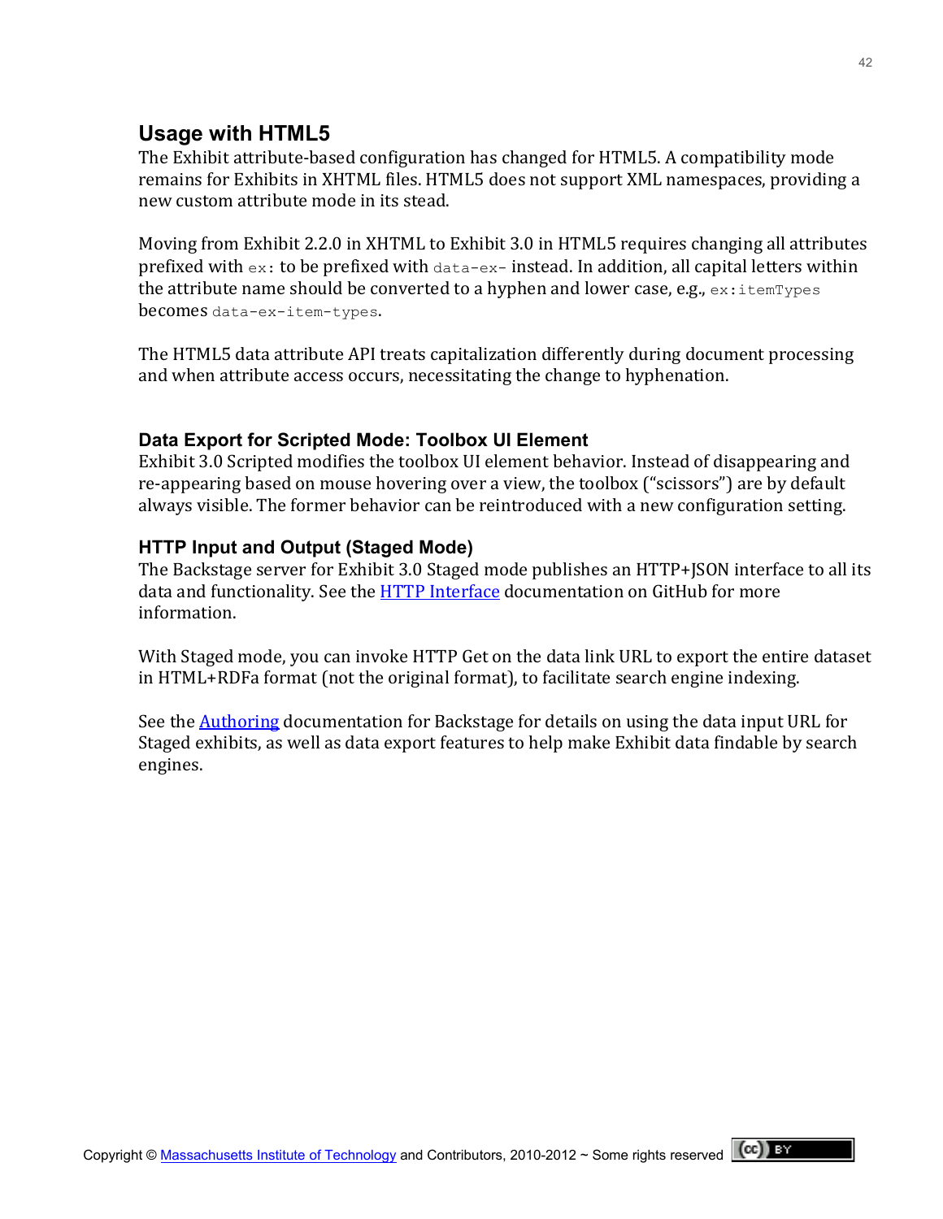## Usage with HTML5

The Exhibit attribute-based configuration has changed for HTML5. A compatibility mode remains for Exhibits in XHTML files. HTML5 does not support XML namespaces, providing a new custom attribute mode in its stead.

Moving from Exhibit 2.2.0 in XHTML to Exhibit 3.0 in HTML5 requires changing all attributes prefixed with `ex:` to be prefixed with `data-ex-` instead. In addition, all capital letters within the attribute name should be converted to a hyphen and lower case, e.g., `ex:itemTypes` becomes `data-ex-item-types`.

The HTML5 data attribute API treats capitalization differently during document processing and when attribute access occurs, necessitating the change to hyphenation.

### Data Export for Scripted Mode: Toolbox UI Element

Exhibit 3.0 Scripted modifies the toolbox UI element behavior. Instead of disappearing and re-appearing based on mouse hovering over a view, the toolbox ("scissors") are by default always visible. The former behavior can be reintroduced with a new configuration setting.

### HTTP Input and Output (Staged Mode)

The Backstage server for Exhibit 3.0 Staged mode publishes an HTTP+JSON interface to all its data and functionality. See the HTTP Interface documentation on GitHub for more information.

With Staged mode, you can invoke HTTP Get on the data link URL to export the entire dataset in HTML+RDFa format (not the original format), to facilitate search engine indexing.

See the Authoring documentation for Backstage for details on using the data input URL for Staged exhibits, as well as data export features to help make Exhibit data findable by search engines.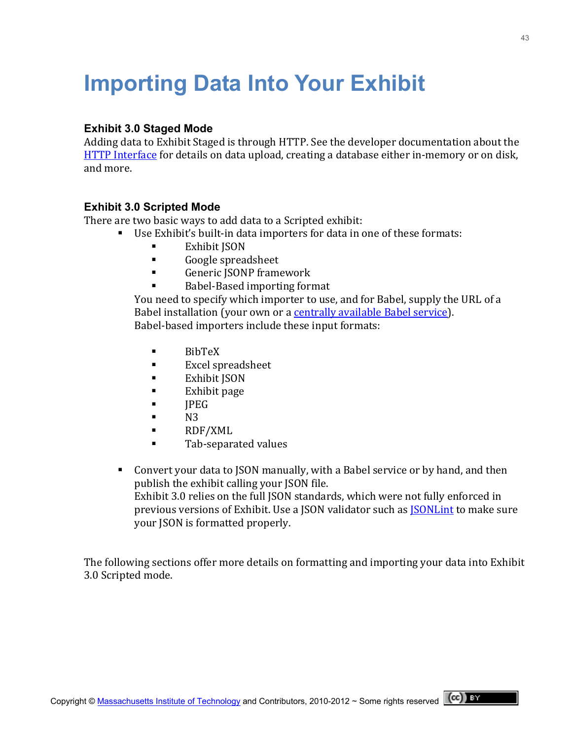# Importing Data Into Your Exhibit

### Exhibit 3.0 Staged Mode

Adding data to Exhibit Staged is through HTTP. See the developer documentation about the HTTP Interface for details on data upload, creating a database either in-memory or on disk, and more.

### Exhibit 3.0 Scripted Mode

There are two basic ways to add data to a Scripted exhibit:

- Use Exhibit's built-in data importers for data in one of these formats:
  - Exhibit JSON
  - Google spreadsheet
  - Generic JSONP framework
  - Babel-Based importing format

  You need to specify which importer to use, and for Babel, supply the URL of a Babel installation (your own or a centrally available Babel service).
  Babel-based importers include these input formats:

  - BibTeX
  - Excel spreadsheet
  - Exhibit JSON
  - Exhibit page
  - JPEG
  - N3
  - RDF/XML
  - Tab-separated values

- Convert your data to JSON manually, with a Babel service or by hand, and then publish the exhibit calling your JSON file.
  Exhibit 3.0 relies on the full JSON standards, which were not fully enforced in previous versions of Exhibit. Use a JSON validator such as JSONLint to make sure your JSON is formatted properly.

The following sections offer more details on formatting and importing your data into Exhibit 3.0 Scripted mode.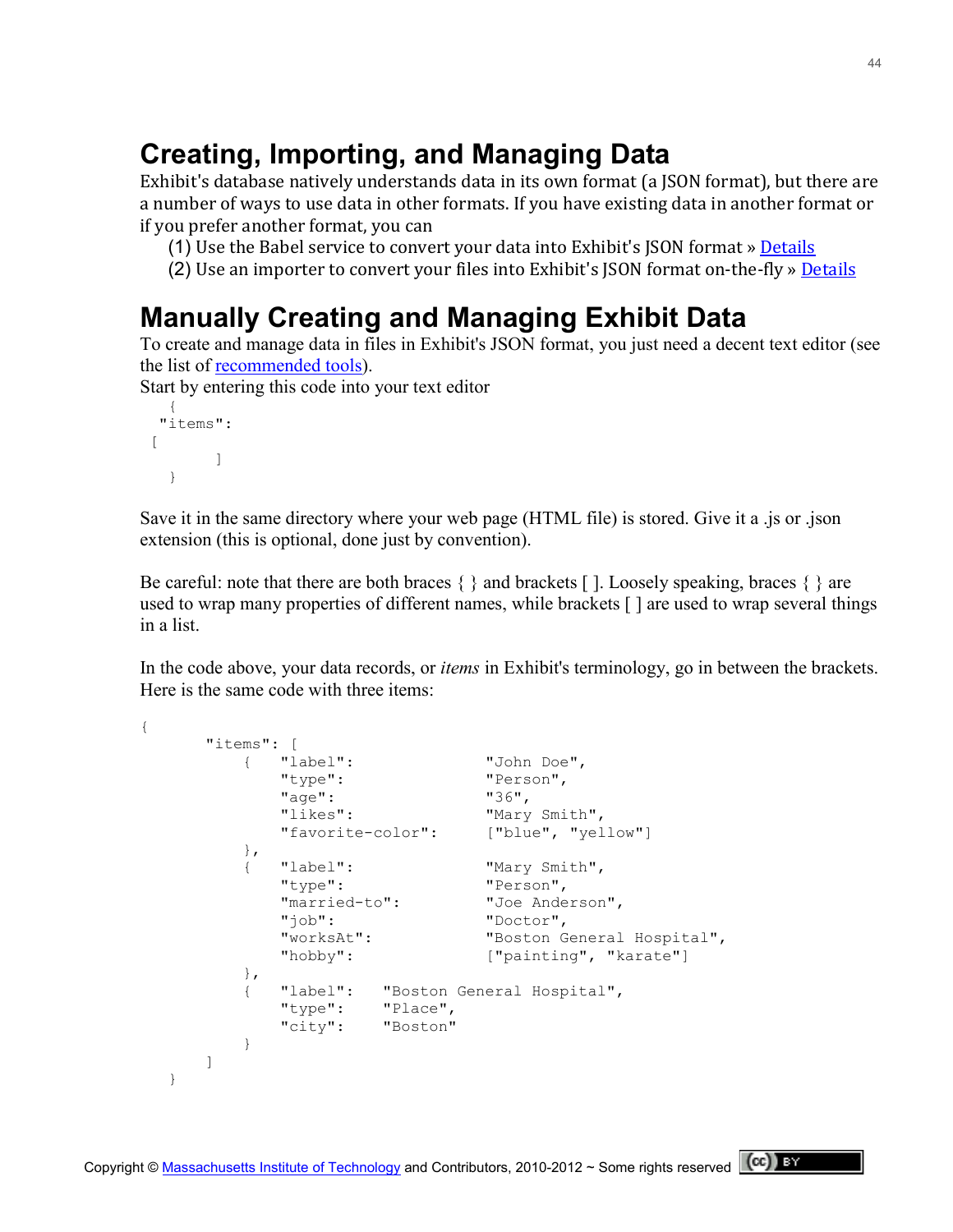# Creating, Importing, and Managing Data

Exhibit's database natively understands data in its own format (a JSON format), but there are a number of ways to use data in other formats. If you have existing data in another format or if you prefer another format, you can

(1) Use the Babel service to convert your data into Exhibit's JSON format » Details
(2) Use an importer to convert your files into Exhibit's JSON format on-the-fly » Details

# Manually Creating and Managing Exhibit Data

To create and manage data in files in Exhibit's JSON format, you just need a decent text editor (see the list of recommended tools).

Start by entering this code into your text editor

```
   {
  "items":
 [
         ]
   }
```

Save it in the same directory where your web page (HTML file) is stored. Give it a .js or .json extension (this is optional, done just by convention).

Be careful: note that there are both braces { } and brackets [ ]. Loosely speaking, braces { } are used to wrap many properties of different names, while brackets [ ] are used to wrap several things in a list.

In the code above, your data records, or *items* in Exhibit's terminology, go in between the brackets. Here is the same code with three items:

```
{
       "items": [
           {   "label":               "John Doe",
               "type":                "Person",
               "age":                 "36",
               "likes":               "Mary Smith",
               "favorite-color":      ["blue", "yellow"]
           },
           {   "label":               "Mary Smith",
               "type":                "Person",
               "married-to":          "Joe Anderson",
               "job":                 "Doctor",
               "worksAt":             "Boston General Hospital",
               "hobby":               ["painting", "karate"]
           },
           {   "label":    "Boston General Hospital",
               "type":     "Place",
               "city":     "Boston"
           }
       ]
   }
```

Copyright © Massachusetts Institute of Technology and Contributors, 2010-2012 ~ Some rights reserved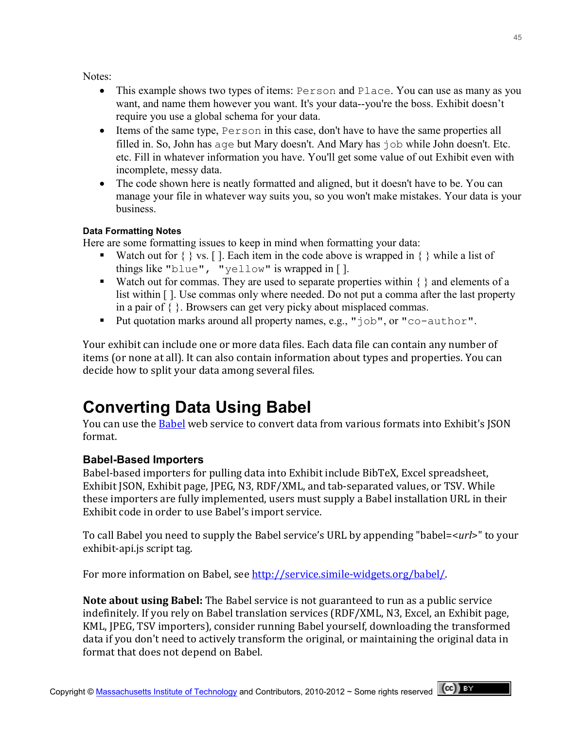Notes:

- This example shows two types of items: `Person` and `Place`. You can use as many as you want, and name them however you want. It's your data--you're the boss. Exhibit doesn't require you use a global schema for your data.
- Items of the same type, `Person` in this case, don't have to have the same properties all filled in. So, John has `age` but Mary doesn't. And Mary has `job` while John doesn't. Etc. etc. Fill in whatever information you have. You'll get some value of out Exhibit even with incomplete, messy data.
- The code shown here is neatly formatted and aligned, but it doesn't have to be. You can manage your file in whatever way suits you, so you won't make mistakes. Your data is your business.

#### Data Formatting Notes

Here are some formatting issues to keep in mind when formatting your data:

- Watch out for { } vs. [ ]. Each item in the code above is wrapped in { } while a list of things like `"blue", "yellow"` is wrapped in [ ].
- Watch out for commas. They are used to separate properties within { } and elements of a list within [ ]. Use commas only where needed. Do not put a comma after the last property in a pair of { }. Browsers can get very picky about misplaced commas.
- Put quotation marks around all property names, e.g., `"job"`, or `"co-author"`.

Your exhibit can include one or more data files. Each data file can contain any number of items (or none at all). It can also contain information about types and properties. You can decide how to split your data among several files.

# Converting Data Using Babel

You can use the Babel web service to convert data from various formats into Exhibit's JSON format.

### Babel-Based Importers

Babel-based importers for pulling data into Exhibit include BibTeX, Excel spreadsheet, Exhibit JSON, Exhibit page, JPEG, N3, RDF/XML, and tab-separated values, or TSV. While these importers are fully implemented, users must supply a Babel installation URL in their Exhibit code in order to use Babel's import service.

To call Babel you need to supply the Babel service's URL by appending "babel=<*url*>" to your exhibit-api.js script tag.

For more information on Babel, see http://service.simile-widgets.org/babel/.

**Note about using Babel:** The Babel service is not guaranteed to run as a public service indefinitely. If you rely on Babel translation services (RDF/XML, N3, Excel, an Exhibit page, KML, JPEG, TSV importers), consider running Babel yourself, downloading the transformed data if you don't need to actively transform the original, or maintaining the original data in format that does not depend on Babel.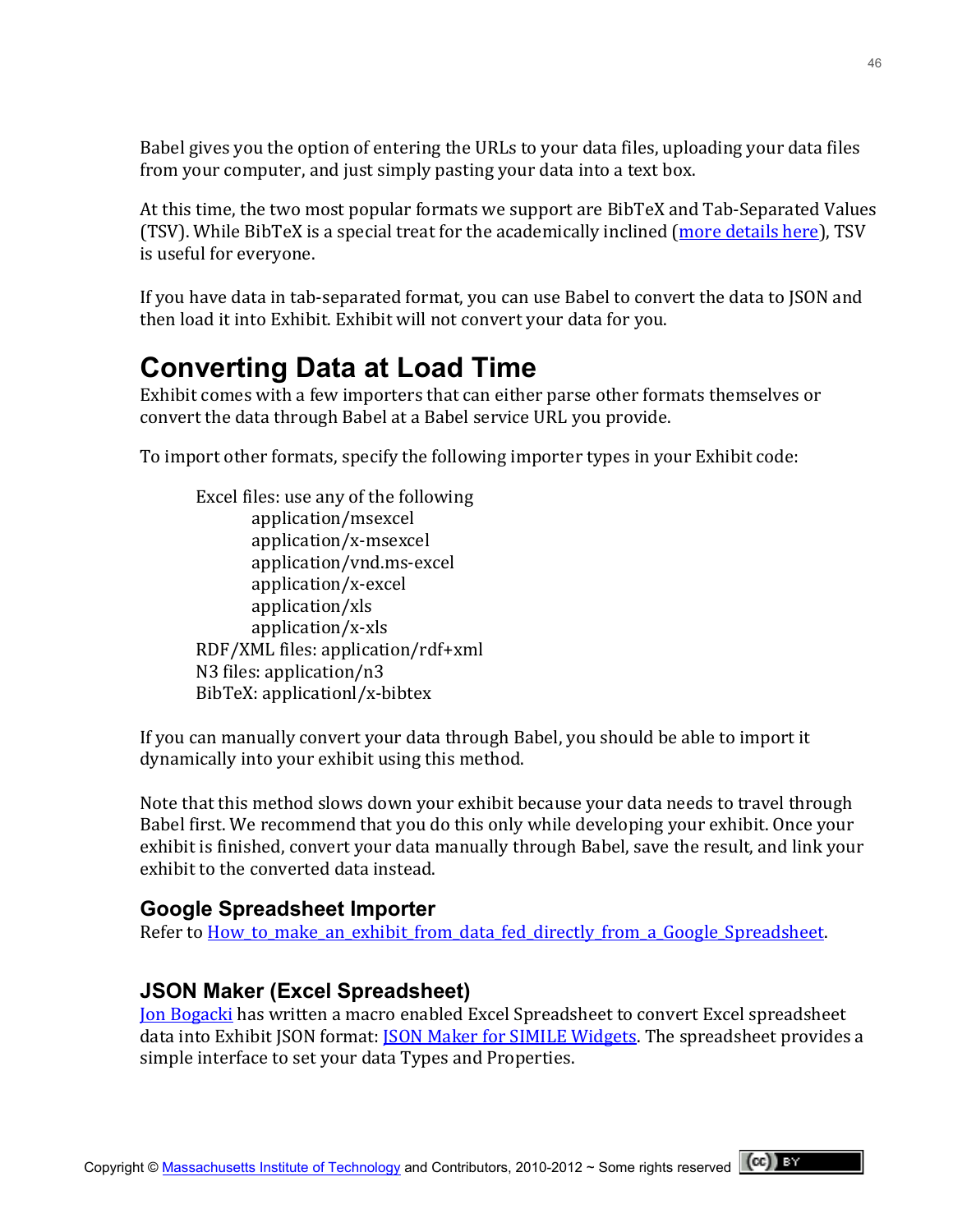Babel gives you the option of entering the URLs to your data files, uploading your data files from your computer, and just simply pasting your data into a text box.

At this time, the two most popular formats we support are BibTeX and Tab-Separated Values (TSV). While BibTeX is a special treat for the academically inclined (more details here), TSV is useful for everyone.

If you have data in tab-separated format, you can use Babel to convert the data to JSON and then load it into Exhibit. Exhibit will not convert your data for you.

# Converting Data at Load Time

Exhibit comes with a few importers that can either parse other formats themselves or convert the data through Babel at a Babel service URL you provide.

To import other formats, specify the following importer types in your Exhibit code:

- Excel files: use any of the following
  - application/msexcel
  - application/x-msexcel
  - application/vnd.ms-excel
  - application/x-excel
  - application/xls
  - application/x-xls
- RDF/XML files: application/rdf+xml
- N3 files: application/n3
- BibTeX: applicationl/x-bibtex

If you can manually convert your data through Babel, you should be able to import it dynamically into your exhibit using this method.

Note that this method slows down your exhibit because your data needs to travel through Babel first. We recommend that you do this only while developing your exhibit. Once your exhibit is finished, convert your data manually through Babel, save the result, and link your exhibit to the converted data instead.

## Google Spreadsheet Importer

Refer to How_to_make_an_exhibit_from_data_fed_directly_from_a_Google_Spreadsheet.

## JSON Maker (Excel Spreadsheet)

Jon Bogacki has written a macro enabled Excel Spreadsheet to convert Excel spreadsheet data into Exhibit JSON format: JSON Maker for SIMILE Widgets. The spreadsheet provides a simple interface to set your data Types and Properties.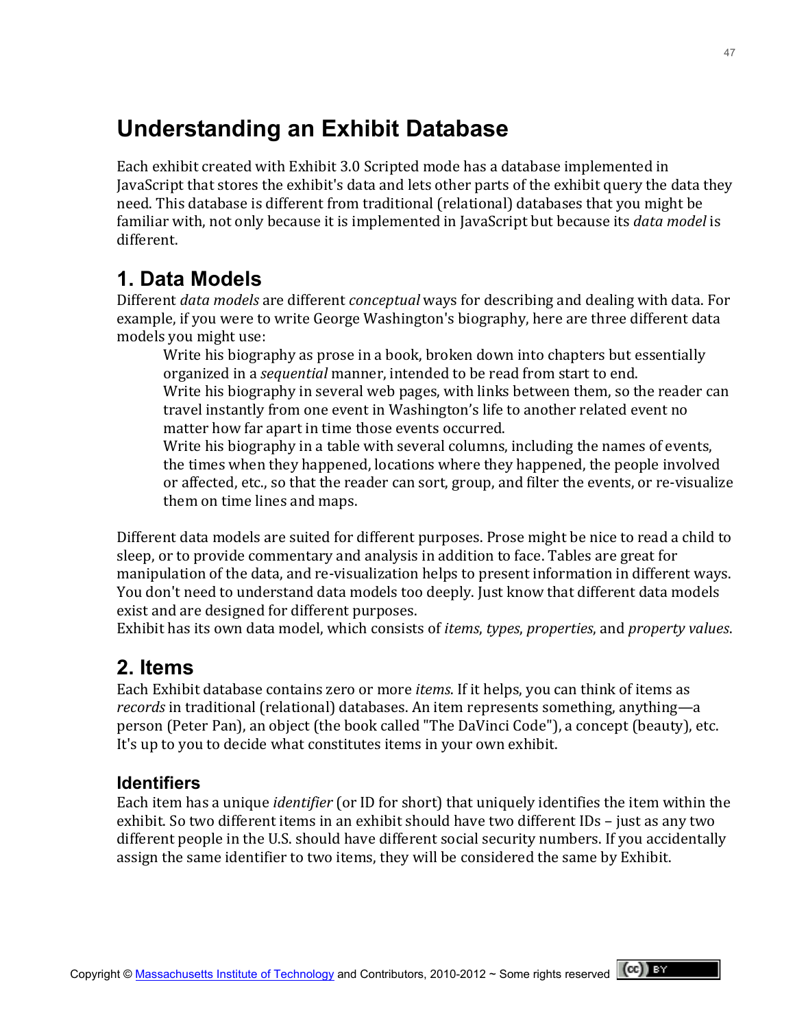# Understanding an Exhibit Database

Each exhibit created with Exhibit 3.0 Scripted mode has a database implemented in JavaScript that stores the exhibit's data and lets other parts of the exhibit query the data they need. This database is different from traditional (relational) databases that you might be familiar with, not only because it is implemented in JavaScript but because its *data model* is different.

## 1. Data Models

Different *data models* are different *conceptual* ways for describing and dealing with data. For example, if you were to write George Washington's biography, here are three different data models you might use:

> Write his biography as prose in a book, broken down into chapters but essentially organized in a *sequential* manner, intended to be read from start to end.
> Write his biography in several web pages, with links between them, so the reader can travel instantly from one event in Washington's life to another related event no matter how far apart in time those events occurred.
> Write his biography in a table with several columns, including the names of events, the times when they happened, locations where they happened, the people involved or affected, etc., so that the reader can sort, group, and filter the events, or re-visualize them on time lines and maps.

Different data models are suited for different purposes. Prose might be nice to read a child to sleep, or to provide commentary and analysis in addition to face. Tables are great for manipulation of the data, and re-visualization helps to present information in different ways. You don't need to understand data models too deeply. Just know that different data models exist and are designed for different purposes.
Exhibit has its own data model, which consists of *items*, *types*, *properties*, and *property values*.

## 2. Items

Each Exhibit database contains zero or more *items*. If it helps, you can think of items as *records* in traditional (relational) databases. An item represents something, anything—a person (Peter Pan), an object (the book called "The DaVinci Code"), a concept (beauty), etc. It's up to you to decide what constitutes items in your own exhibit.

### Identifiers

Each item has a unique *identifier* (or ID for short) that uniquely identifies the item within the exhibit. So two different items in an exhibit should have two different IDs – just as any two different people in the U.S. should have different social security numbers. If you accidentally assign the same identifier to two items, they will be considered the same by Exhibit.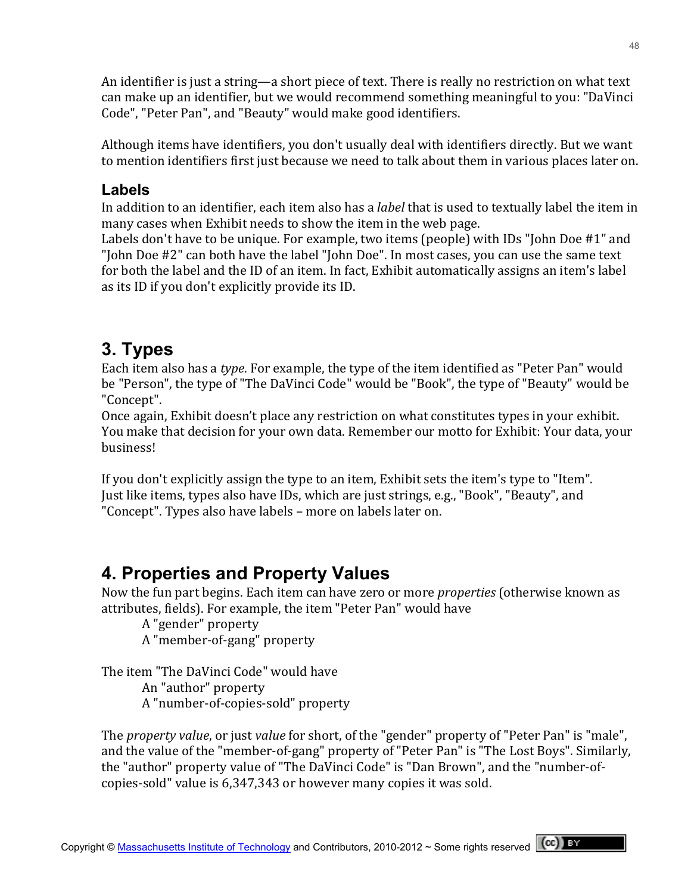An identifier is just a string—a short piece of text. There is really no restriction on what text can make up an identifier, but we would recommend something meaningful to you: "DaVinci Code", "Peter Pan", and "Beauty" would make good identifiers.

Although items have identifiers, you don't usually deal with identifiers directly. But we want to mention identifiers first just because we need to talk about them in various places later on.

### Labels

In addition to an identifier, each item also has a *label* that is used to textually label the item in many cases when Exhibit needs to show the item in the web page.
Labels don't have to be unique. For example, two items (people) with IDs "John Doe #1" and "John Doe #2" can both have the label "John Doe". In most cases, you can use the same text for both the label and the ID of an item. In fact, Exhibit automatically assigns an item's label as its ID if you don't explicitly provide its ID.

## 3. Types

Each item also has a *type*. For example, the type of the item identified as "Peter Pan" would be "Person", the type of "The DaVinci Code" would be "Book", the type of "Beauty" would be "Concept".
Once again, Exhibit doesn't place any restriction on what constitutes types in your exhibit. You make that decision for your own data. Remember our motto for Exhibit: Your data, your business!

If you don't explicitly assign the type to an item, Exhibit sets the item's type to "Item". Just like items, types also have IDs, which are just strings, e.g., "Book", "Beauty", and "Concept". Types also have labels – more on labels later on.

## 4. Properties and Property Values

Now the fun part begins. Each item can have zero or more *properties* (otherwise known as attributes, fields). For example, the item "Peter Pan" would have

A "gender" property
A "member-of-gang" property

The item "The DaVinci Code" would have

An "author" property
A "number-of-copies-sold" property

The *property value*, or just *value* for short, of the "gender" property of "Peter Pan" is "male", and the value of the "member-of-gang" property of "Peter Pan" is "The Lost Boys". Similarly, the "author" property value of "The DaVinci Code" is "Dan Brown", and the "number-of-copies-sold" value is 6,347,343 or however many copies it was sold.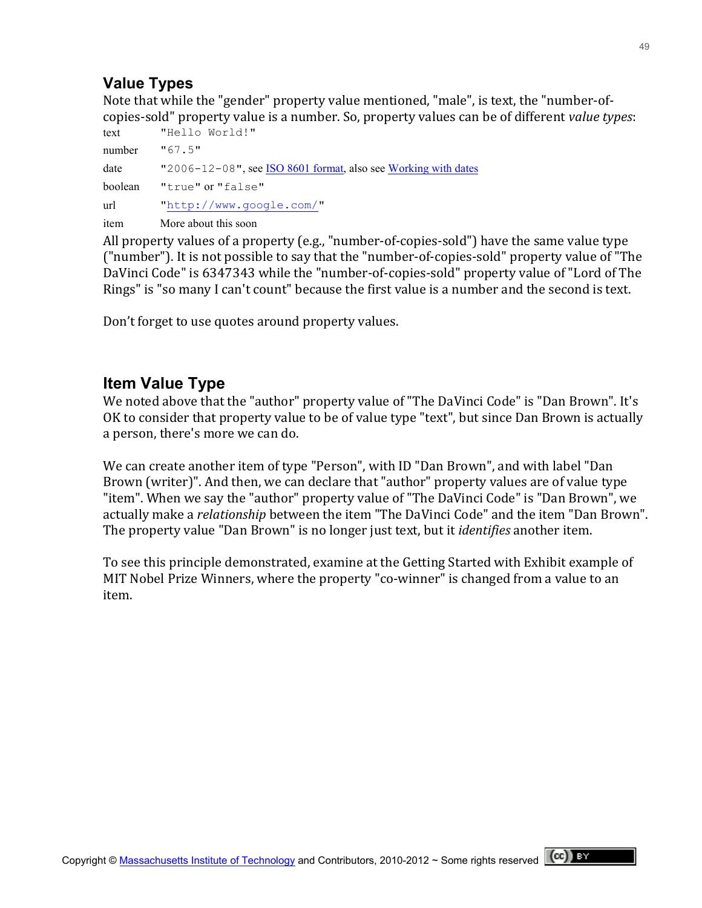## Value Types

Note that while the "gender" property value mentioned, "male", is text, the "number-of-copies-sold" property value is a number. So, property values can be of different *value types*:

| | |
|---|---|
| text | `"Hello World!"` |
| number | `"67.5"` |
| date | `"2006-12-08"`, see ISO 8601 format, also see Working with dates |
| boolean | `"true"` or `"false"` |
| url | `"http://www.google.com/"` |
| item | More about this soon |

All property values of a property (e.g., "number-of-copies-sold") have the same value type ("number"). It is not possible to say that the "number-of-copies-sold" property value of "The DaVinci Code" is 6347343 while the "number-of-copies-sold" property value of "Lord of The Rings" is "so many I can't count" because the first value is a number and the second is text.

Don't forget to use quotes around property values.

## Item Value Type

We noted above that the "author" property value of "The DaVinci Code" is "Dan Brown". It's OK to consider that property value to be of value type "text", but since Dan Brown is actually a person, there's more we can do.

We can create another item of type "Person", with ID "Dan Brown", and with label "Dan Brown (writer)". And then, we can declare that "author" property values are of value type "item". When we say the "author" property value of "The DaVinci Code" is "Dan Brown", we actually make a *relationship* between the item "The DaVinci Code" and the item "Dan Brown". The property value "Dan Brown" is no longer just text, but it *identifies* another item.

To see this principle demonstrated, examine at the Getting Started with Exhibit example of MIT Nobel Prize Winners, where the property "co-winner" is changed from a value to an item.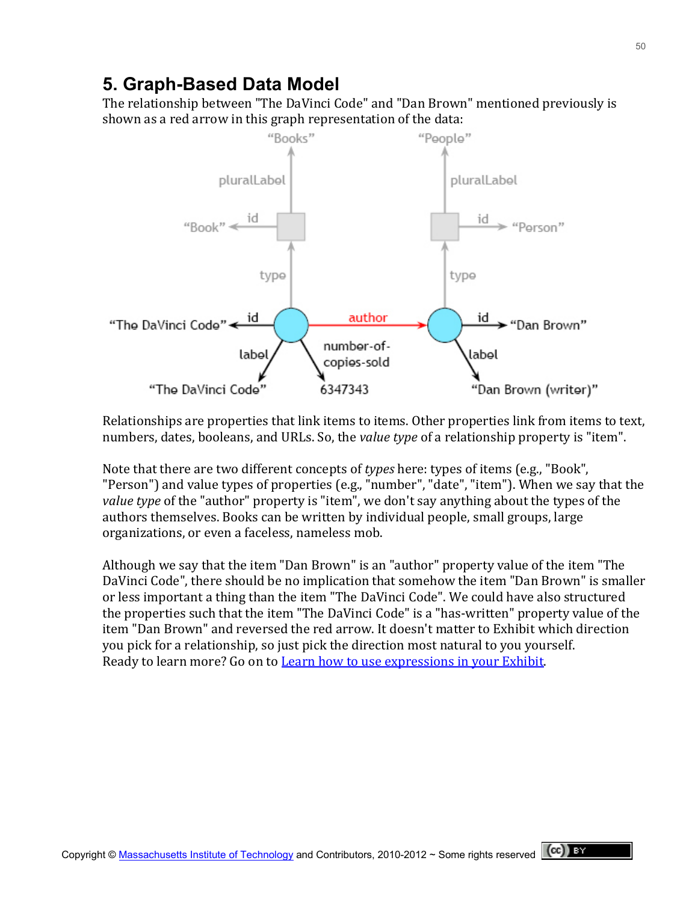# 5. Graph-Based Data Model

The relationship between "The DaVinci Code" and "Dan Brown" mentioned previously is shown as a red arrow in this graph representation of the data:

Relationships are properties that link items to items. Other properties link from items to text, numbers, dates, booleans, and URLs. So, the *value type* of a relationship property is "item".

Note that there are two different concepts of *types* here: types of items (e.g., "Book", "Person") and value types of properties (e.g., "number", "date", "item"). When we say that the *value type* of the "author" property is "item", we don't say anything about the types of the authors themselves. Books can be written by individual people, small groups, large organizations, or even a faceless, nameless mob.

Although we say that the item "Dan Brown" is an "author" property value of the item "The DaVinci Code", there should be no implication that somehow the item "Dan Brown" is smaller or less important a thing than the item "The DaVinci Code". We could have also structured the properties such that the item "The DaVinci Code" is a "has-written" property value of the item "Dan Brown" and reversed the red arrow. It doesn't matter to Exhibit which direction you pick for a relationship, so just pick the direction most natural to you yourself.
Ready to learn more? Go on to [Learn how to use expressions in your Exhibit](#).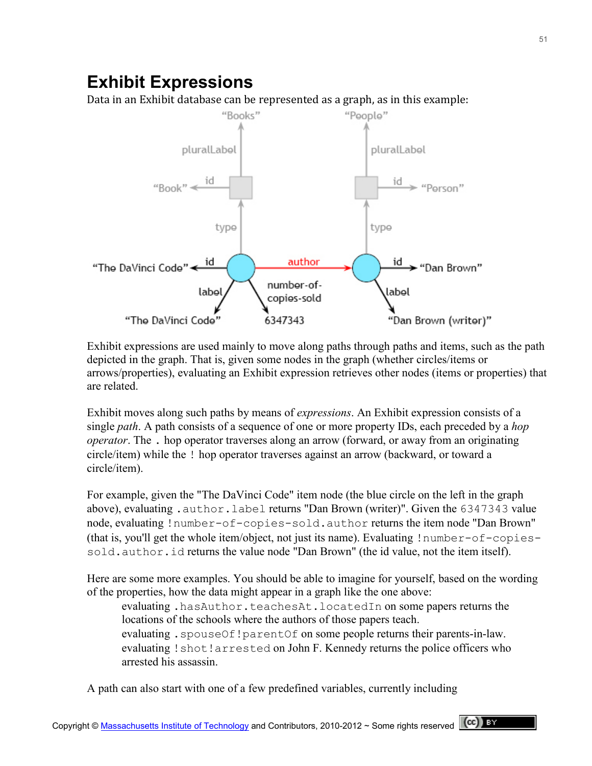# Exhibit Expressions

Data in an Exhibit database can be represented as a graph, as in this example:

Exhibit expressions are used mainly to move along paths through paths and items, such as the path depicted in the graph. That is, given some nodes in the graph (whether circles/items or arrows/properties), evaluating an Exhibit expression retrieves other nodes (items or properties) that are related.

Exhibit moves along such paths by means of *expressions*. An Exhibit expression consists of a single *path*. A path consists of a sequence of one or more property IDs, each preceded by a *hop operator*. The `.` hop operator traverses along an arrow (forward, or away from an originating circle/item) while the `!` hop operator traverses against an arrow (backward, or toward a circle/item).

For example, given the "The DaVinci Code" item node (the blue circle on the left in the graph above), evaluating `.author.label` returns "Dan Brown (writer)". Given the `6347343` value node, evaluating `!number-of-copies-sold.author` returns the item node "Dan Brown" (that is, you'll get the whole item/object, not just its name). Evaluating `!number-of-copies-sold.author.id` returns the value node "Dan Brown" (the id value, not the item itself).

Here are some more examples. You should be able to imagine for yourself, based on the wording of the properties, how the data might appear in a graph like the one above:

evaluating `.hasAuthor.teachesAt.locatedIn` on some papers returns the locations of the schools where the authors of those papers teach.
evaluating `.spouseOf!parentOf` on some people returns their parents-in-law.
evaluating `!shot!arrested` on John F. Kennedy returns the police officers who arrested his assassin.

A path can also start with one of a few predefined variables, currently including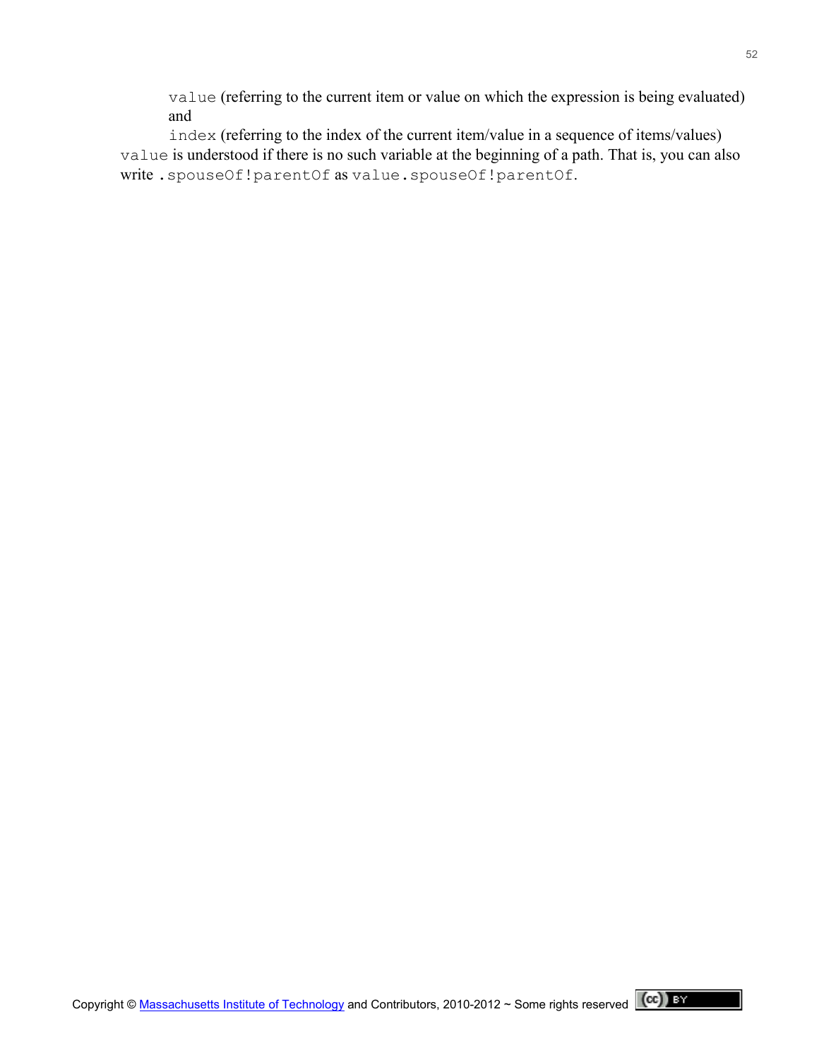`value` (referring to the current item or value on which the expression is being evaluated) and

`index` (referring to the index of the current item/value in a sequence of items/values)

`value` is understood if there is no such variable at the beginning of a path. That is, you can also write `.spouseOf!parentOf` as `value.spouseOf!parentOf`.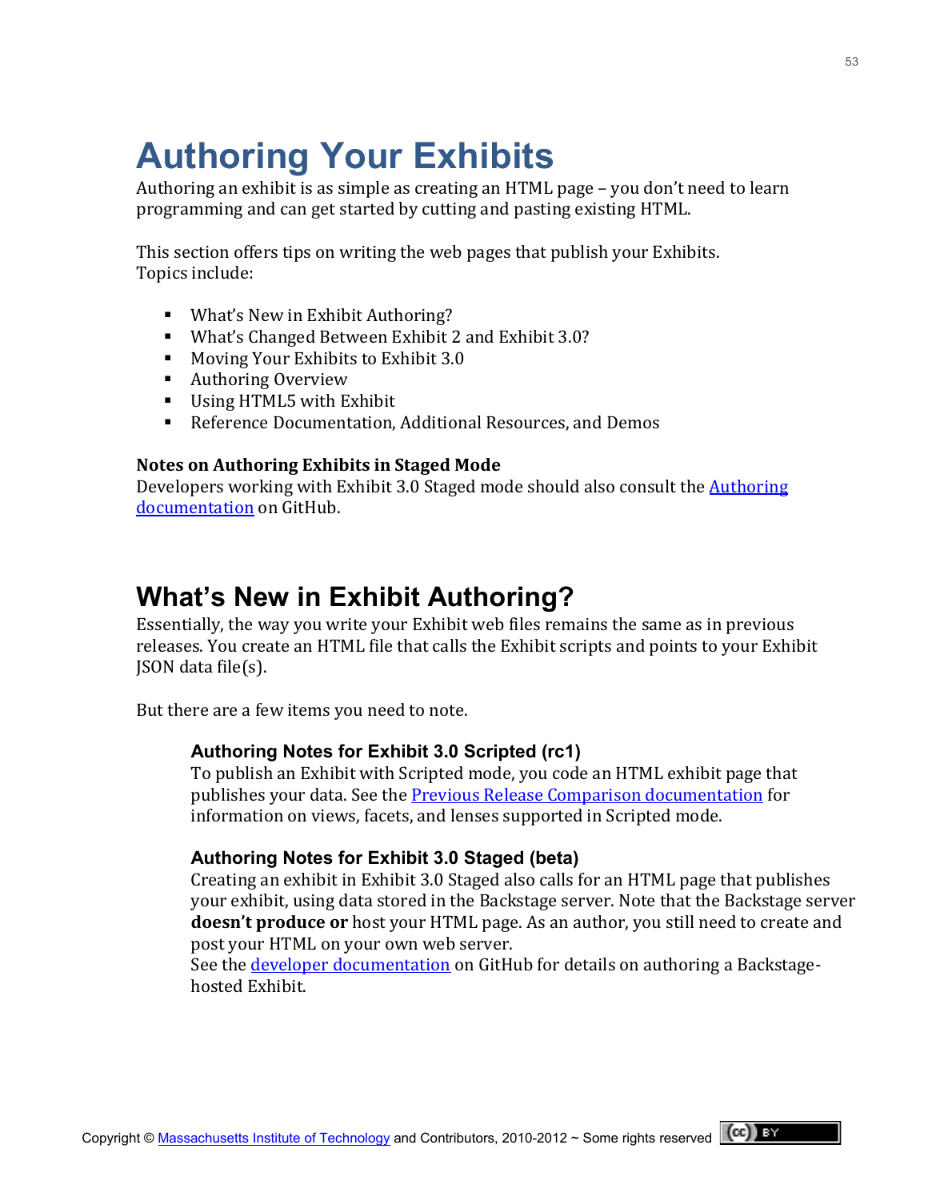# Authoring Your Exhibits

Authoring an exhibit is as simple as creating an HTML page – you don't need to learn programming and can get started by cutting and pasting existing HTML.

This section offers tips on writing the web pages that publish your Exhibits. Topics include:

- What's New in Exhibit Authoring?
- What's Changed Between Exhibit 2 and Exhibit 3.0?
- Moving Your Exhibits to Exhibit 3.0
- Authoring Overview
- Using HTML5 with Exhibit
- Reference Documentation, Additional Resources, and Demos

**Notes on Authoring Exhibits in Staged Mode**

Developers working with Exhibit 3.0 Staged mode should also consult the Authoring documentation on GitHub.

## What's New in Exhibit Authoring?

Essentially, the way you write your Exhibit web files remains the same as in previous releases. You create an HTML file that calls the Exhibit scripts and points to your Exhibit JSON data file(s).

But there are a few items you need to note.

### Authoring Notes for Exhibit 3.0 Scripted (rc1)

To publish an Exhibit with Scripted mode, you code an HTML exhibit page that publishes your data. See the Previous Release Comparison documentation for information on views, facets, and lenses supported in Scripted mode.

### Authoring Notes for Exhibit 3.0 Staged (beta)

Creating an exhibit in Exhibit 3.0 Staged also calls for an HTML page that publishes your exhibit, using data stored in the Backstage server. Note that the Backstage server **doesn't produce or** host your HTML page. As an author, you still need to create and post your HTML on your own web server.
See the developer documentation on GitHub for details on authoring a Backstage-hosted Exhibit.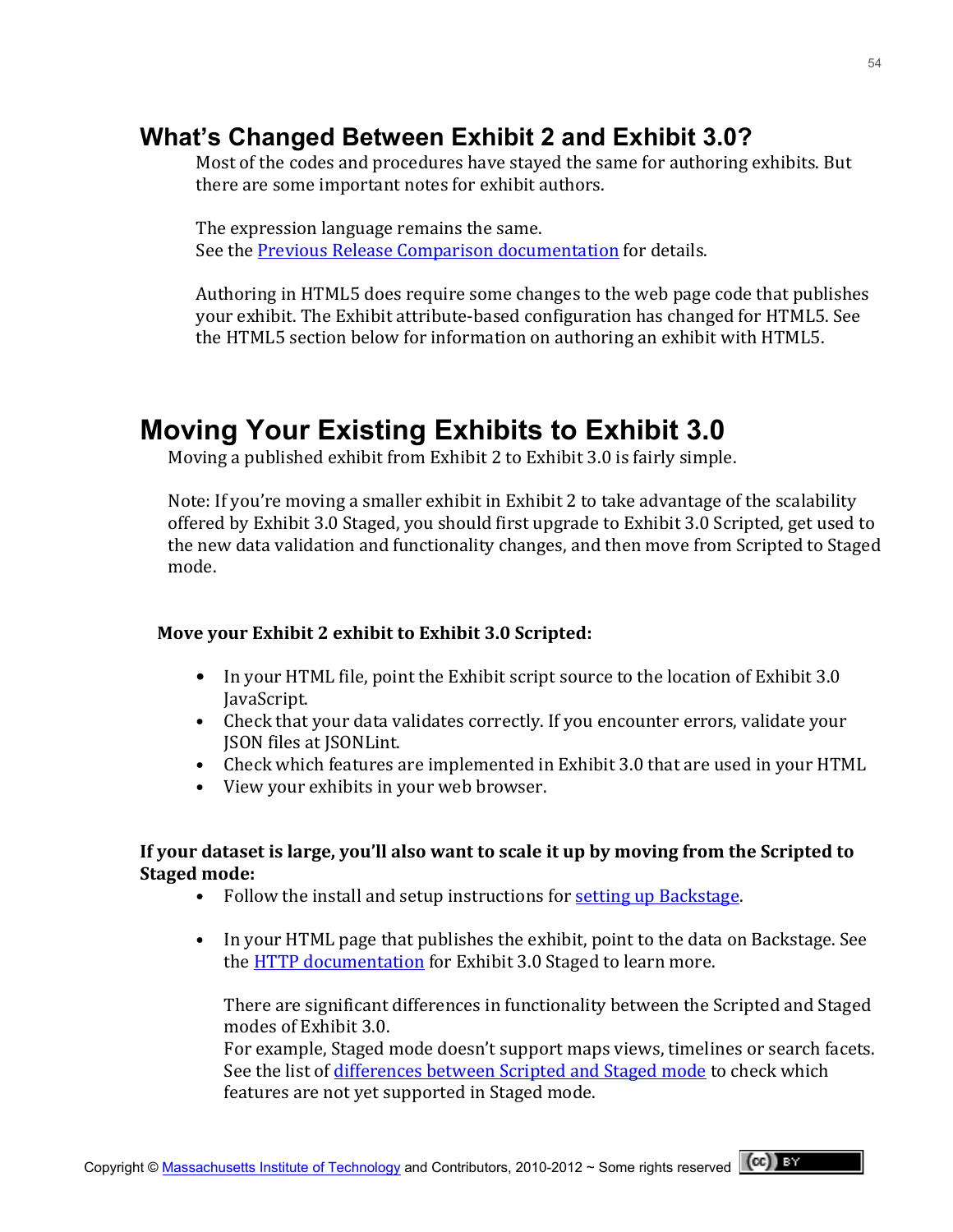## What's Changed Between Exhibit 2 and Exhibit 3.0?

Most of the codes and procedures have stayed the same for authoring exhibits. But there are some important notes for exhibit authors.

The expression language remains the same.
See the Previous Release Comparison documentation for details.

Authoring in HTML5 does require some changes to the web page code that publishes your exhibit. The Exhibit attribute-based configuration has changed for HTML5. See the HTML5 section below for information on authoring an exhibit with HTML5.

# Moving Your Existing Exhibits to Exhibit 3.0

Moving a published exhibit from Exhibit 2 to Exhibit 3.0 is fairly simple.

Note: If you're moving a smaller exhibit in Exhibit 2 to take advantage of the scalability offered by Exhibit 3.0 Staged, you should first upgrade to Exhibit 3.0 Scripted, get used to the new data validation and functionality changes, and then move from Scripted to Staged mode.

**Move your Exhibit 2 exhibit to Exhibit 3.0 Scripted:**

- In your HTML file, point the Exhibit script source to the location of Exhibit 3.0 JavaScript.
- Check that your data validates correctly. If you encounter errors, validate your JSON files at JSONLint.
- Check which features are implemented in Exhibit 3.0 that are used in your HTML
- View your exhibits in your web browser.

**If your dataset is large, you'll also want to scale it up by moving from the Scripted to Staged mode:**

- Follow the install and setup instructions for setting up Backstage.
- In your HTML page that publishes the exhibit, point to the data on Backstage. See the HTTP documentation for Exhibit 3.0 Staged to learn more.

  There are significant differences in functionality between the Scripted and Staged modes of Exhibit 3.0.
  For example, Staged mode doesn't support maps views, timelines or search facets. See the list of differences between Scripted and Staged mode to check which features are not yet supported in Staged mode.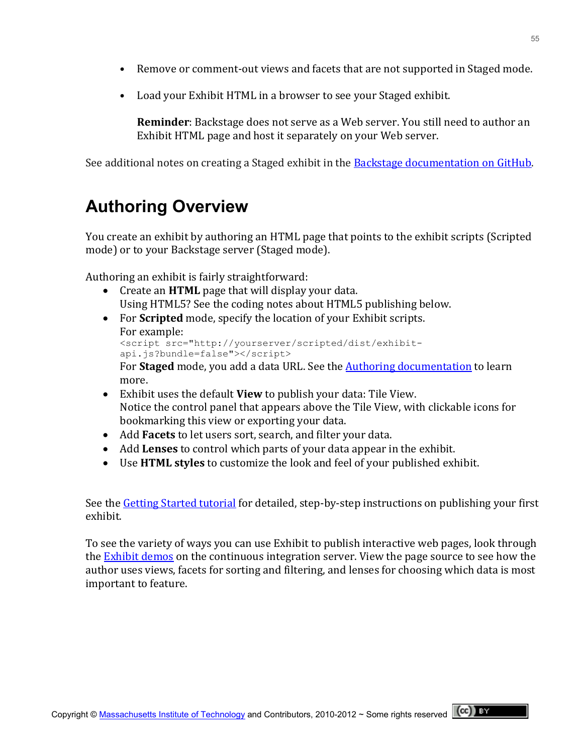- Remove or comment-out views and facets that are not supported in Staged mode.

- Load your Exhibit HTML in a browser to see your Staged exhibit.

  **Reminder**: Backstage does not serve as a Web server. You still need to author an Exhibit HTML page and host it separately on your Web server.

See additional notes on creating a Staged exhibit in the Backstage documentation on GitHub.

# Authoring Overview

You create an exhibit by authoring an HTML page that points to the exhibit scripts (Scripted mode) or to your Backstage server (Staged mode).

Authoring an exhibit is fairly straightforward:

- Create an **HTML** page that will display your data.
  Using HTML5? See the coding notes about HTML5 publishing below.
- For **Scripted** mode, specify the location of your Exhibit scripts.
  For example:
  ```
  <script src="http://yourserver/scripted/dist/exhibit-api.js?bundle=false"></script>
  ```
  For **Staged** mode, you add a data URL. See the Authoring documentation to learn more.
- Exhibit uses the default **View** to publish your data: Tile View.
  Notice the control panel that appears above the Tile View, with clickable icons for bookmarking this view or exporting your data.
- Add **Facets** to let users sort, search, and filter your data.
- Add **Lenses** to control which parts of your data appear in the exhibit.
- Use **HTML styles** to customize the look and feel of your published exhibit.

See the Getting Started tutorial for detailed, step-by-step instructions on publishing your first exhibit.

To see the variety of ways you can use Exhibit to publish interactive web pages, look through the Exhibit demos on the continuous integration server. View the page source to see how the author uses views, facets for sorting and filtering, and lenses for choosing which data is most important to feature.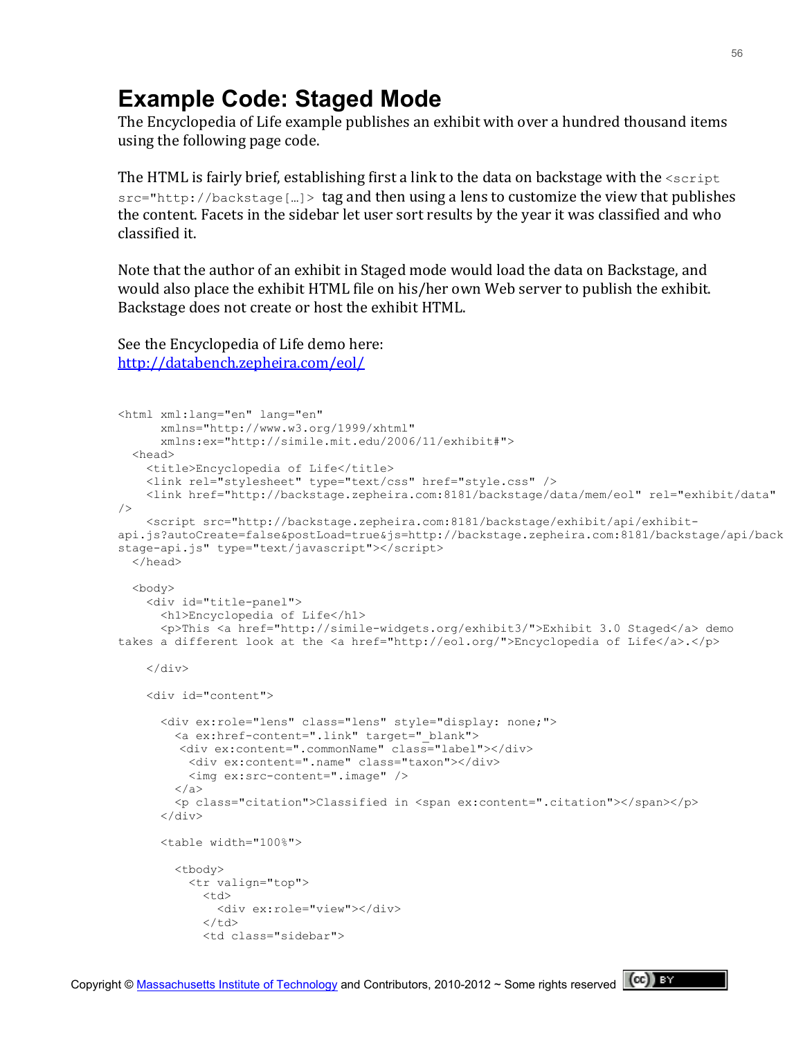# Example Code: Staged Mode

The Encyclopedia of Life example publishes an exhibit with over a hundred thousand items using the following page code.

The HTML is fairly brief, establishing first a link to the data on backstage with the `<script src="http://backstage[…]>` tag and then using a lens to customize the view that publishes the content. Facets in the sidebar let user sort results by the year it was classified and who classified it.

Note that the author of an exhibit in Staged mode would load the data on Backstage, and would also place the exhibit HTML file on his/her own Web server to publish the exhibit. Backstage does not create or host the exhibit HTML.

See the Encyclopedia of Life demo here:
http://databench.zepheira.com/eol/

```
<html xml:lang="en" lang="en"
      xmlns="http://www.w3.org/1999/xhtml"
      xmlns:ex="http://simile.mit.edu/2006/11/exhibit#">
  <head>
    <title>Encyclopedia of Life</title>
    <link rel="stylesheet" type="text/css" href="style.css" />
    <link href="http://backstage.zepheira.com:8181/backstage/data/mem/eol" rel="exhibit/data"
/>
    <script src="http://backstage.zepheira.com:8181/backstage/exhibit/api/exhibit-
api.js?autoCreate=false&postLoad=true&js=http://backstage.zepheira.com:8181/backstage/api/back
stage-api.js" type="text/javascript"></script>
  </head>

  <body>
    <div id="title-panel">
      <h1>Encyclopedia of Life</h1>
      <p>This <a href="http://simile-widgets.org/exhibit3/">Exhibit 3.0 Staged</a> demo
takes a different look at the <a href="http://eol.org/">Encyclopedia of Life</a>.</p>

    </div>

    <div id="content">

      <div ex:role="lens" class="lens" style="display: none;">
        <a ex:href-content=".link" target="_blank">
         <div ex:content=".commonName" class="label"></div>
          <div ex:content=".name" class="taxon"></div>
          <img ex:src-content=".image" />
        </a>
        <p class="citation">Classified in <span ex:content=".citation"></span></p>
      </div>

      <table width="100%">

        <tbody>
          <tr valign="top">
            <td>
              <div ex:role="view"></div>
            </td>
            <td class="sidebar">
```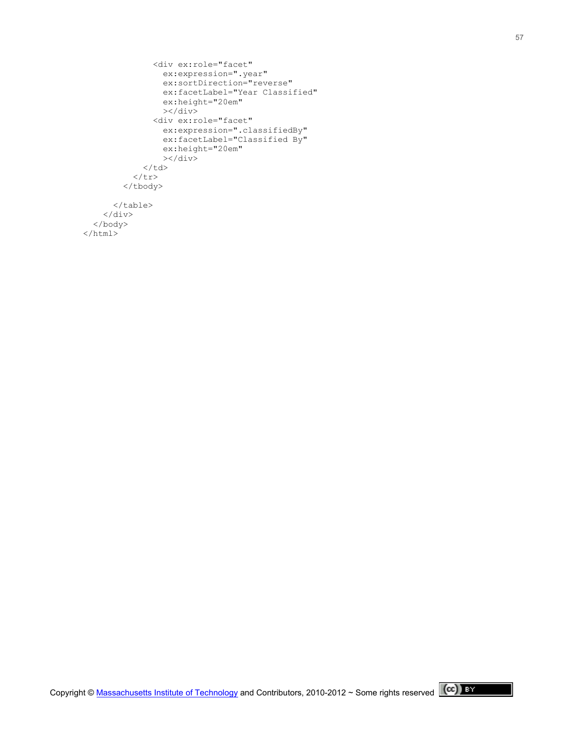```
            <div ex:role="facet"
              ex:expression=".year"
              ex:sortDirection="reverse"
              ex:facetLabel="Year Classified"
              ex:height="20em"
              ></div>
            <div ex:role="facet"
              ex:expression=".classifiedBy"
              ex:facetLabel="Classified By"
              ex:height="20em"
              ></div>
          </td>
        </tr>
      </tbody>

    </table>
  </div>
 </body>
</html>
```

Copyright © Massachusetts Institute of Technology and Contributors, 2010-2012 ~ Some rights reserved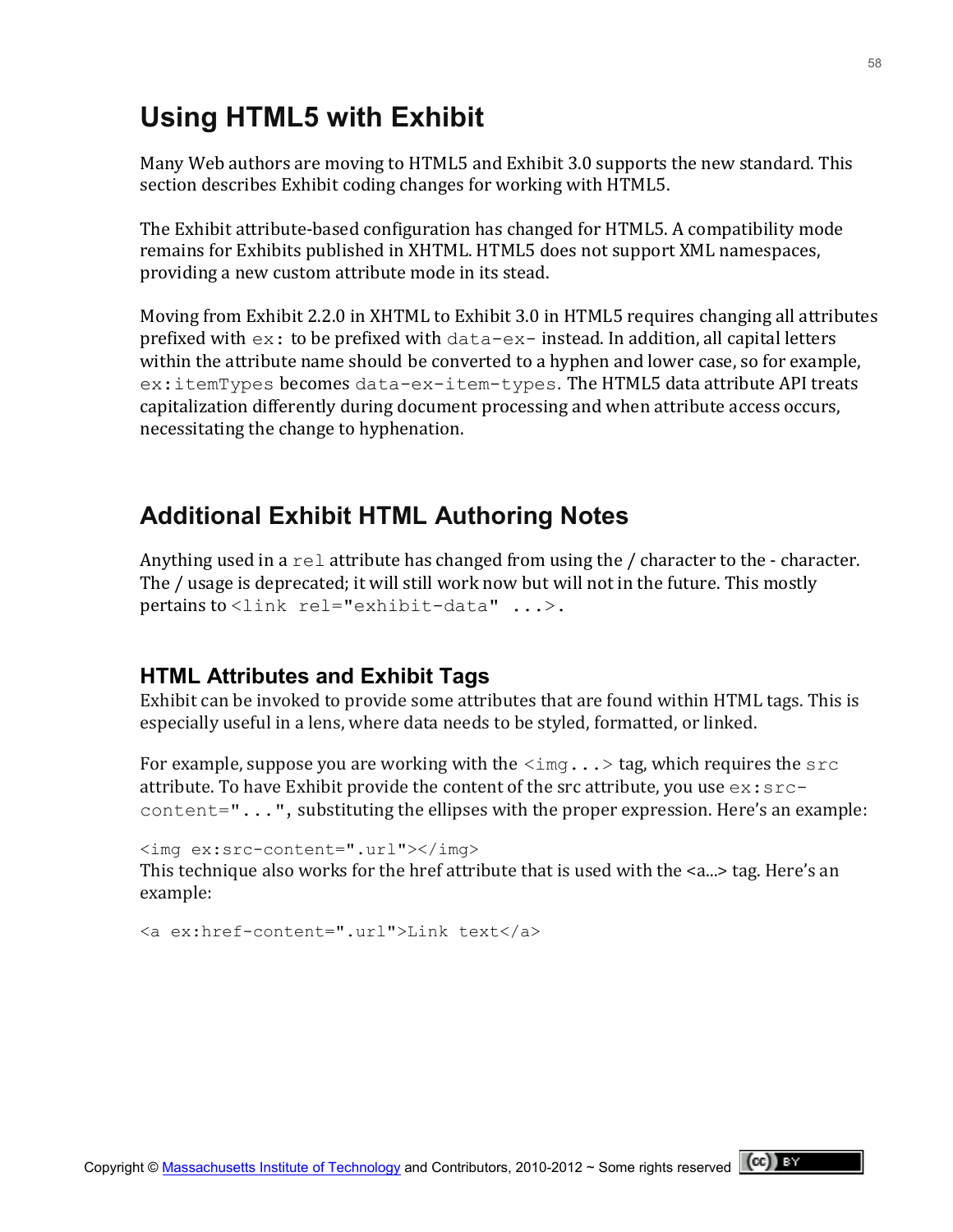# Using HTML5 with Exhibit

Many Web authors are moving to HTML5 and Exhibit 3.0 supports the new standard. This section describes Exhibit coding changes for working with HTML5.

The Exhibit attribute-based configuration has changed for HTML5. A compatibility mode remains for Exhibits published in XHTML. HTML5 does not support XML namespaces, providing a new custom attribute mode in its stead.

Moving from Exhibit 2.2.0 in XHTML to Exhibit 3.0 in HTML5 requires changing all attributes prefixed with `ex:` to be prefixed with `data-ex-` instead. In addition, all capital letters within the attribute name should be converted to a hyphen and lower case, so for example, `ex:itemTypes` becomes `data-ex-item-types`. The HTML5 data attribute API treats capitalization differently during document processing and when attribute access occurs, necessitating the change to hyphenation.

## Additional Exhibit HTML Authoring Notes

Anything used in a `rel` attribute has changed from using the / character to the - character. The / usage is deprecated; it will still work now but will not in the future. This mostly pertains to `<link rel="exhibit-data" ...>`.

### HTML Attributes and Exhibit Tags

Exhibit can be invoked to provide some attributes that are found within HTML tags. This is especially useful in a lens, where data needs to be styled, formatted, or linked.

For example, suppose you are working with the `<img...>` tag, which requires the `src` attribute. To have Exhibit provide the content of the src attribute, you use `ex:src-content="..."`, substituting the ellipses with the proper expression. Here's an example:

```
<img ex:src-content=".url"></img>
```

This technique also works for the href attribute that is used with the <a...> tag. Here's an example:

```
<a ex:href-content=".url">Link text</a>
```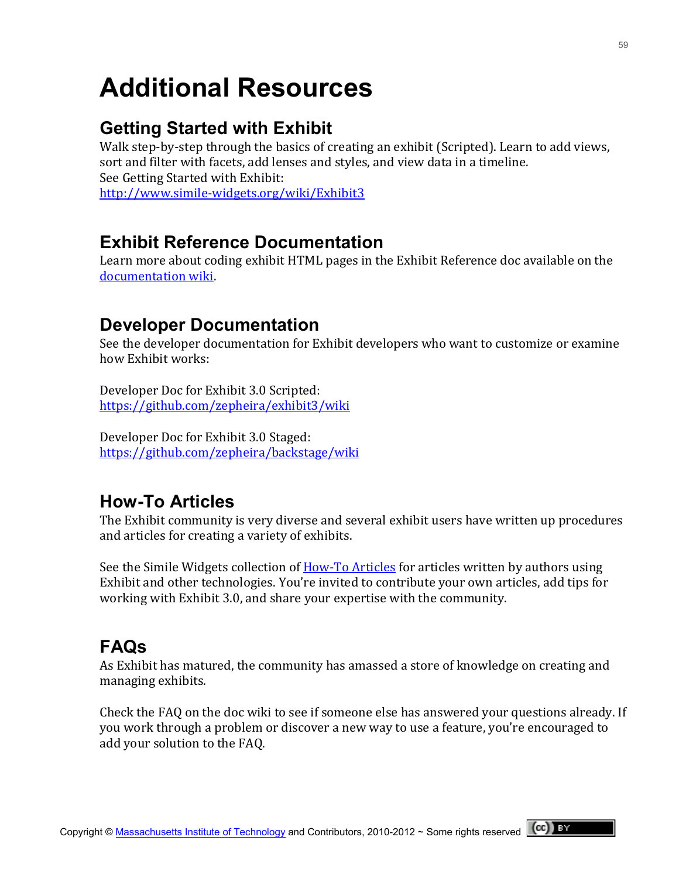# Additional Resources

## Getting Started with Exhibit

Walk step-by-step through the basics of creating an exhibit (Scripted). Learn to add views, sort and filter with facets, add lenses and styles, and view data in a timeline.
See Getting Started with Exhibit:
http://www.simile-widgets.org/wiki/Exhibit3

## Exhibit Reference Documentation

Learn more about coding exhibit HTML pages in the Exhibit Reference doc available on the documentation wiki.

## Developer Documentation

See the developer documentation for Exhibit developers who want to customize or examine how Exhibit works:

Developer Doc for Exhibit 3.0 Scripted:
https://github.com/zepheira/exhibit3/wiki

Developer Doc for Exhibit 3.0 Staged:
https://github.com/zepheira/backstage/wiki

## How-To Articles

The Exhibit community is very diverse and several exhibit users have written up procedures and articles for creating a variety of exhibits.

See the Simile Widgets collection of How-To Articles for articles written by authors using Exhibit and other technologies. You're invited to contribute your own articles, add tips for working with Exhibit 3.0, and share your expertise with the community.

## FAQs

As Exhibit has matured, the community has amassed a store of knowledge on creating and managing exhibits.

Check the FAQ on the doc wiki to see if someone else has answered your questions already. If you work through a problem or discover a new way to use a feature, you're encouraged to add your solution to the FAQ.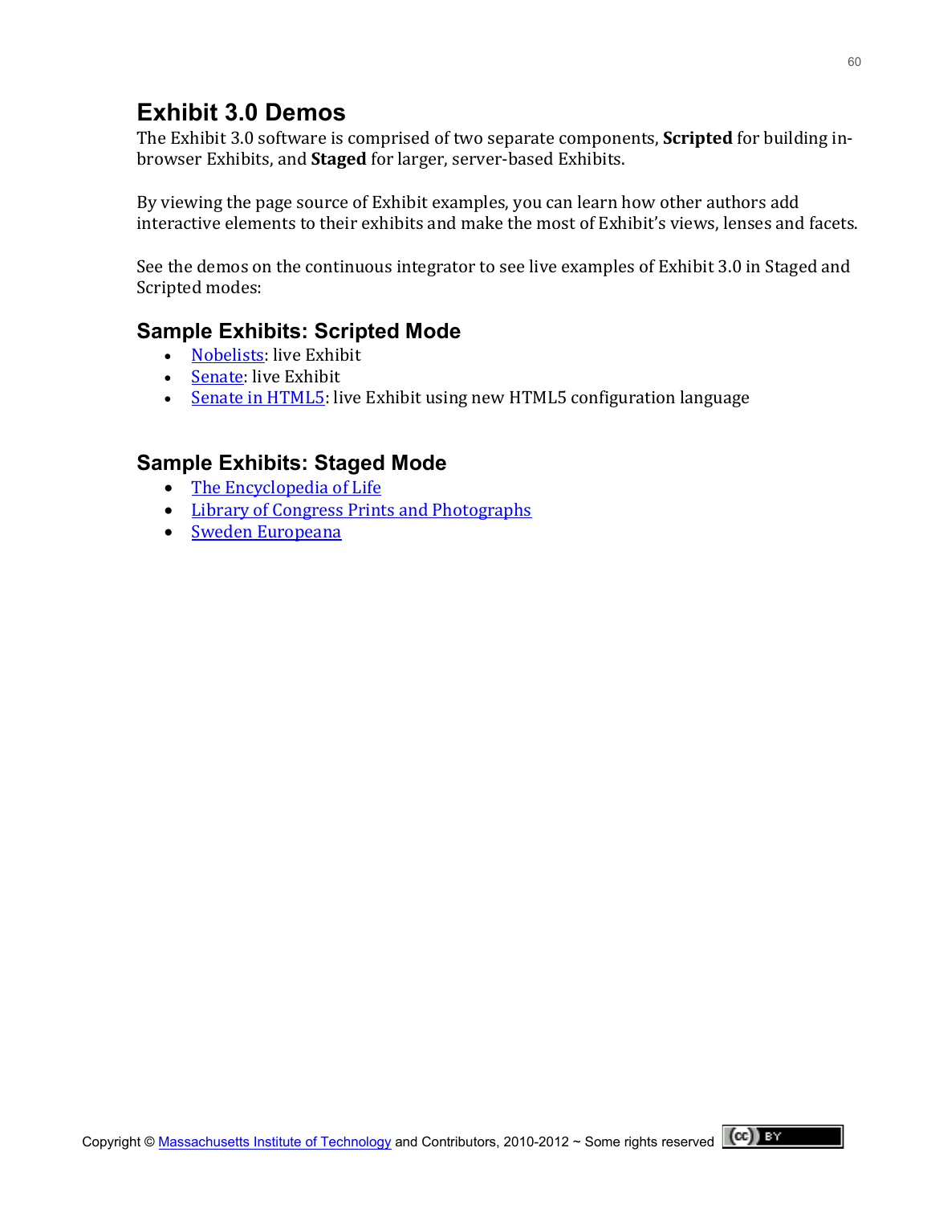# Exhibit 3.0 Demos

The Exhibit 3.0 software is comprised of two separate components, **Scripted** for building in-browser Exhibits, and **Staged** for larger, server-based Exhibits.

By viewing the page source of Exhibit examples, you can learn how other authors add interactive elements to their exhibits and make the most of Exhibit's views, lenses and facets.

See the demos on the continuous integrator to see live examples of Exhibit 3.0 in Staged and Scripted modes:

## Sample Exhibits: Scripted Mode

- Nobelists: live Exhibit
- Senate: live Exhibit
- Senate in HTML5: live Exhibit using new HTML5 configuration language

## Sample Exhibits: Staged Mode

- The Encyclopedia of Life
- Library of Congress Prints and Photographs
- Sweden Europeana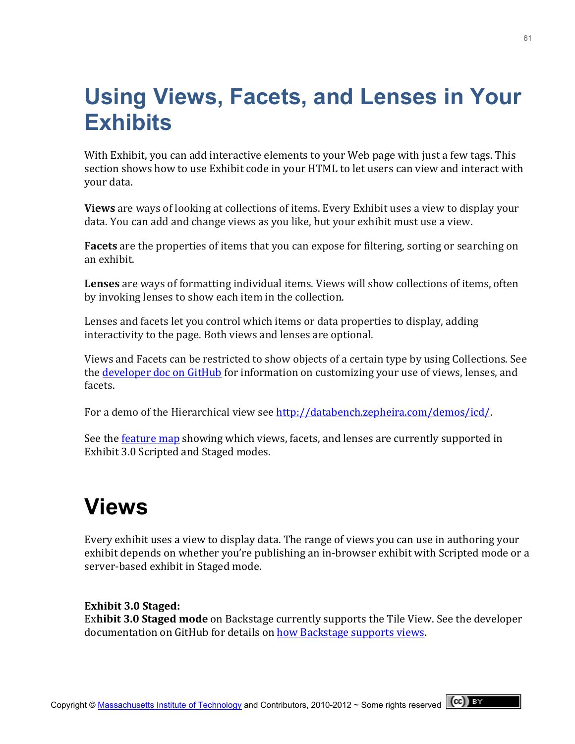# Using Views, Facets, and Lenses in Your Exhibits

With Exhibit, you can add interactive elements to your Web page with just a few tags. This section shows how to use Exhibit code in your HTML to let users can view and interact with your data.

**Views** are ways of looking at collections of items. Every Exhibit uses a view to display your data. You can add and change views as you like, but your exhibit must use a view.

**Facets** are the properties of items that you can expose for filtering, sorting or searching on an exhibit.

**Lenses** are ways of formatting individual items. Views will show collections of items, often by invoking lenses to show each item in the collection.

Lenses and facets let you control which items or data properties to display, adding interactivity to the page. Both views and lenses are optional.

Views and Facets can be restricted to show objects of a certain type by using Collections. See the developer doc on GitHub for information on customizing your use of views, lenses, and facets.

For a demo of the Hierarchical view see http://databench.zepheira.com/demos/icd/.

See the feature map showing which views, facets, and lenses are currently supported in Exhibit 3.0 Scripted and Staged modes.

# Views

Every exhibit uses a view to display data. The range of views you can use in authoring your exhibit depends on whether you're publishing an in-browser exhibit with Scripted mode or a server-based exhibit in Staged mode.

**Exhibit 3.0 Staged:**
**Exhibit 3.0 Staged mode** on Backstage currently supports the Tile View. See the developer documentation on GitHub for details on how Backstage supports views.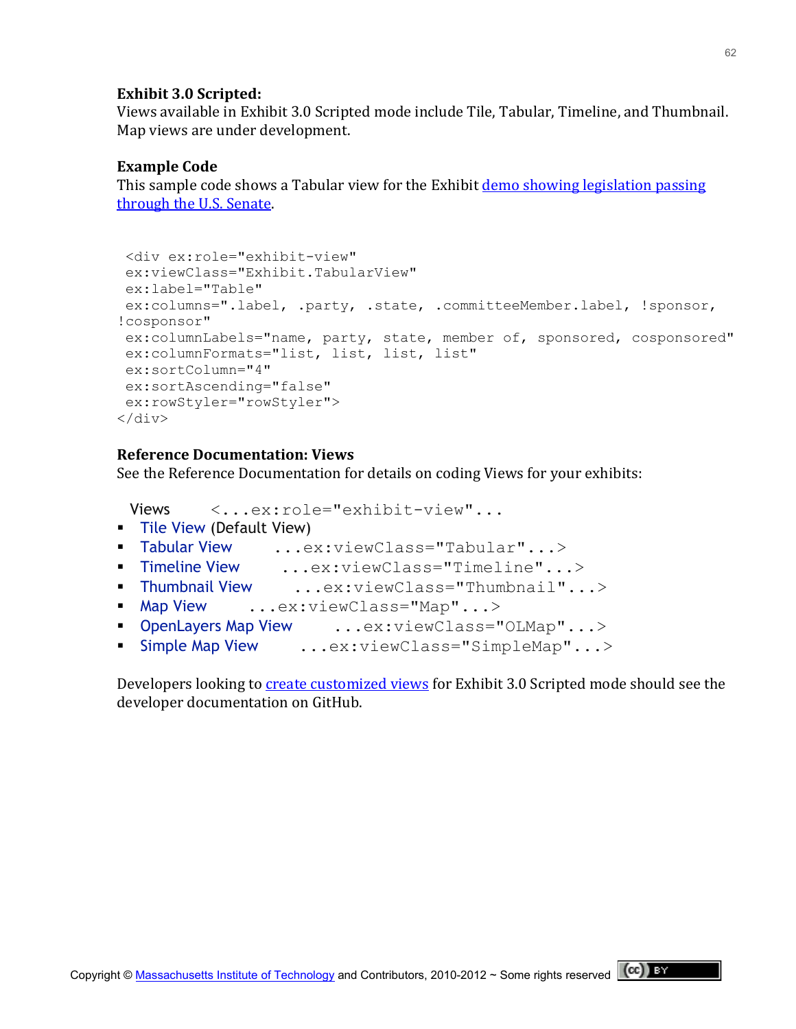**Exhibit 3.0 Scripted:**
Views available in Exhibit 3.0 Scripted mode include Tile, Tabular, Timeline, and Thumbnail. Map views are under development.

**Example Code**
This sample code shows a Tabular view for the Exhibit demo showing legislation passing through the U.S. Senate.

```
 <div ex:role="exhibit-view"
 ex:viewClass="Exhibit.TabularView"
 ex:label="Table"
 ex:columns=".label, .party, .state, .committeeMember.label, !sponsor,
!cosponsor"
 ex:columnLabels="name, party, state, member of, sponsored, cosponsored"
 ex:columnFormats="list, list, list, list"
 ex:sortColumn="4"
 ex:sortAscending="false"
 ex:rowStyler="rowStyler">
</div>
```

**Reference Documentation: Views**
See the Reference Documentation for details on coding Views for your exhibits:

Views `<...ex:role="exhibit-view"...`

- Tile View (Default View)
- Tabular View `...ex:viewClass="Tabular"...>`
- Timeline View `...ex:viewClass="Timeline"...>`
- Thumbnail View `...ex:viewClass="Thumbnail"...>`
- Map View `...ex:viewClass="Map"...>`
- OpenLayers Map View `...ex:viewClass="OLMap"...>`
- Simple Map View `...ex:viewClass="SimpleMap"...>`

Developers looking to create customized views for Exhibit 3.0 Scripted mode should see the developer documentation on GitHub.

Copyright © Massachusetts Institute of Technology and Contributors, 2010-2012 ~ Some rights reserved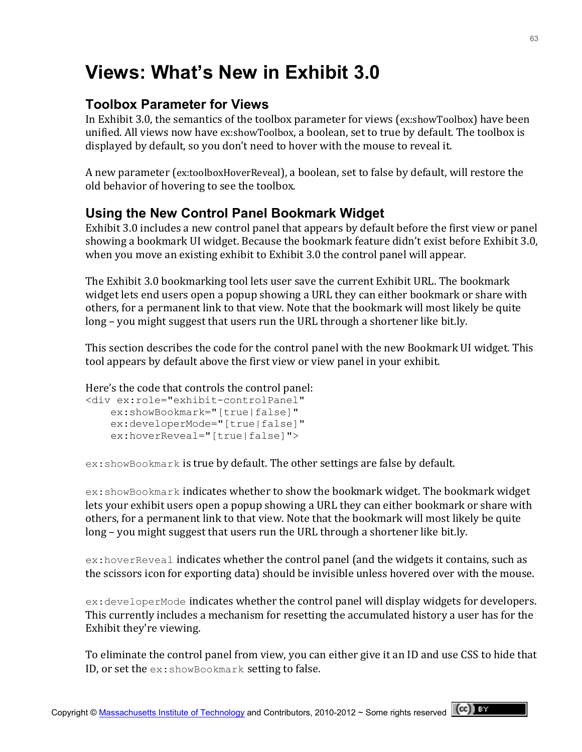# Views: What's New in Exhibit 3.0

## Toolbox Parameter for Views

In Exhibit 3.0, the semantics of the toolbox parameter for views (ex:showToolbox) have been unified. All views now have ex:showToolbox, a boolean, set to true by default. The toolbox is displayed by default, so you don't need to hover with the mouse to reveal it.

A new parameter (ex:toolboxHoverReveal), a boolean, set to false by default, will restore the old behavior of hovering to see the toolbox.

## Using the New Control Panel Bookmark Widget

Exhibit 3.0 includes a new control panel that appears by default before the first view or panel showing a bookmark UI widget. Because the bookmark feature didn't exist before Exhibit 3.0, when you move an existing exhibit to Exhibit 3.0 the control panel will appear.

The Exhibit 3.0 bookmarking tool lets user save the current Exhibit URL. The bookmark widget lets end users open a popup showing a URL they can either bookmark or share with others, for a permanent link to that view. Note that the bookmark will most likely be quite long – you might suggest that users run the URL through a shortener like bit.ly.

This section describes the code for the control panel with the new Bookmark UI widget. This tool appears by default above the first view or view panel in your exhibit.

Here's the code that controls the control panel:

```
<div ex:role="exhibit-controlPanel"
    ex:showBookmark="[true|false]"
    ex:developerMode="[true|false]"
    ex:hoverReveal="[true|false]">
```

`ex:showBookmark` is true by default. The other settings are false by default.

`ex:showBookmark` indicates whether to show the bookmark widget. The bookmark widget lets your exhibit users open a popup showing a URL they can either bookmark or share with others, for a permanent link to that view. Note that the bookmark will most likely be quite long – you might suggest that users run the URL through a shortener like bit.ly.

`ex:hoverReveal` indicates whether the control panel (and the widgets it contains, such as the scissors icon for exporting data) should be invisible unless hovered over with the mouse.

`ex:developerMode` indicates whether the control panel will display widgets for developers. This currently includes a mechanism for resetting the accumulated history a user has for the Exhibit they're viewing.

To eliminate the control panel from view, you can either give it an ID and use CSS to hide that ID, or set the `ex:showBookmark` setting to false.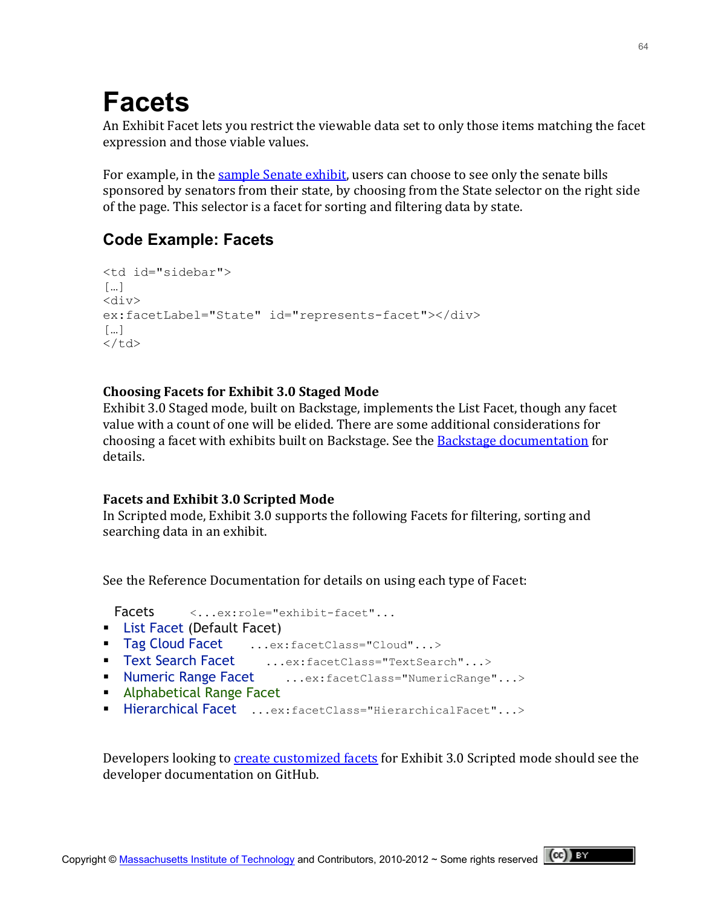# Facets

An Exhibit Facet lets you restrict the viewable data set to only those items matching the facet expression and those viable values.

For example, in the sample Senate exhibit, users can choose to see only the senate bills sponsored by senators from their state, by choosing from the State selector on the right side of the page. This selector is a facet for sorting and filtering data by state.

## Code Example: Facets

```
<td id="sidebar">
[…]
<div>
ex:facetLabel="State" id="represents-facet"></div>
[…]
</td>
```

### Choosing Facets for Exhibit 3.0 Staged Mode

Exhibit 3.0 Staged mode, built on Backstage, implements the List Facet, though any facet value with a count of one will be elided. There are some additional considerations for choosing a facet with exhibits built on Backstage. See the Backstage documentation for details.

### Facets and Exhibit 3.0 Scripted Mode

In Scripted mode, Exhibit 3.0 supports the following Facets for filtering, sorting and searching data in an exhibit.

See the Reference Documentation for details on using each type of Facet:

Facets `<...ex:role="exhibit-facet"...`

- List Facet (Default Facet)
- Tag Cloud Facet `...ex:facetClass="Cloud"...>`
- Text Search Facet `...ex:facetClass="TextSearch"...>`
- Numeric Range Facet `...ex:facetClass="NumericRange"...>`
- Alphabetical Range Facet
- Hierarchical Facet `...ex:facetClass="HierarchicalFacet"...>`

Developers looking to create customized facets for Exhibit 3.0 Scripted mode should see the developer documentation on GitHub.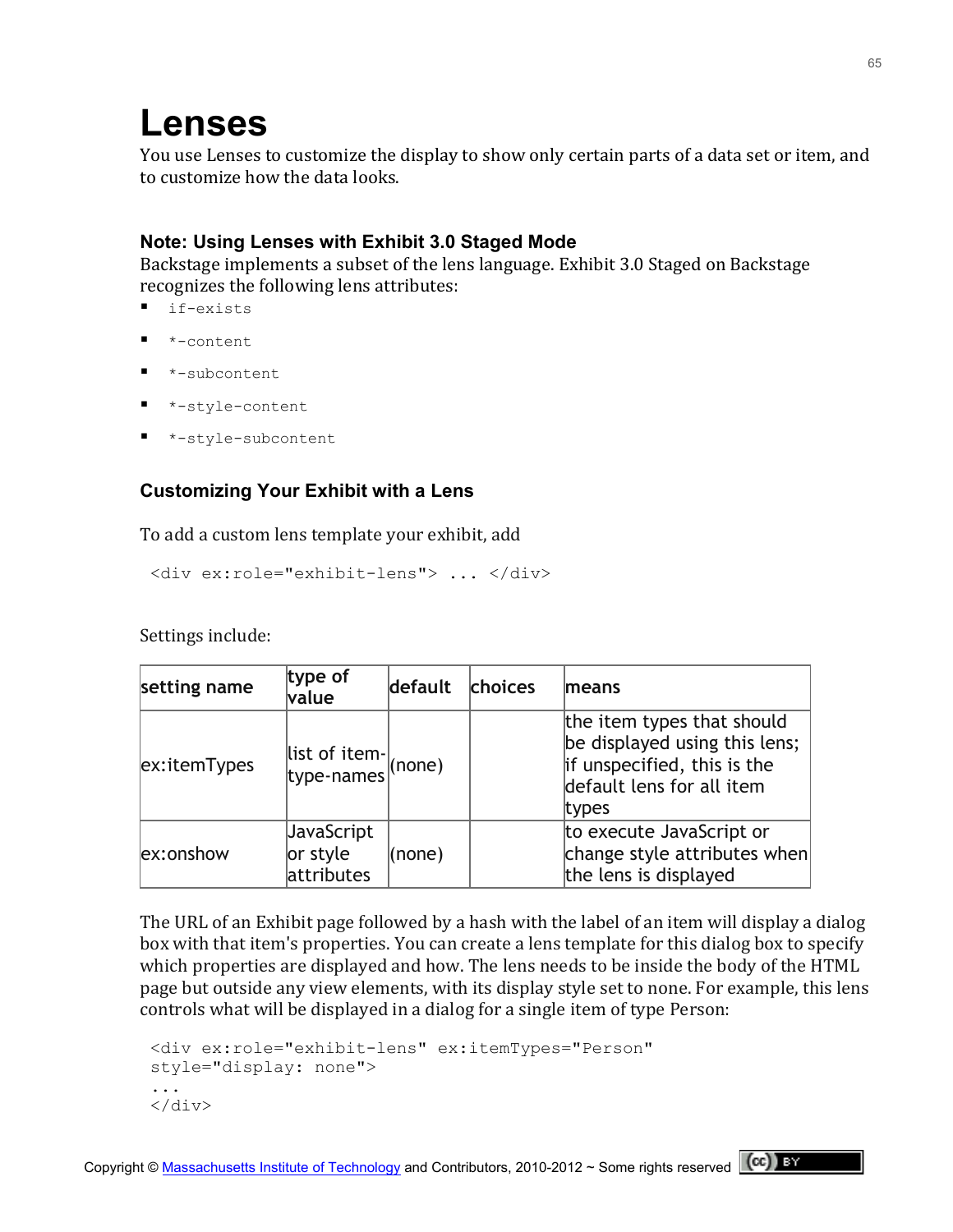# Lenses

You use Lenses to customize the display to show only certain parts of a data set or item, and to customize how the data looks.

### Note: Using Lenses with Exhibit 3.0 Staged Mode

Backstage implements a subset of the lens language. Exhibit 3.0 Staged on Backstage recognizes the following lens attributes:

- `if-exists`
- `*-content`
- `*-subcontent`
- `*-style-content`
- `*-style-subcontent`

### Customizing Your Exhibit with a Lens

To add a custom lens template your exhibit, add

```
<div ex:role="exhibit-lens"> ... </div>
```

Settings include:

| setting name | type of value | default | choices | means |
|---|---|---|---|---|
| ex:itemTypes | list of item-type-names | (none) | | the item types that should be displayed using this lens; if unspecified, this is the default lens for all item types |
| ex:onshow | JavaScript or style attributes | (none) | | to execute JavaScript or change style attributes when the lens is displayed |

The URL of an Exhibit page followed by a hash with the label of an item will display a dialog box with that item's properties. You can create a lens template for this dialog box to specify which properties are displayed and how. The lens needs to be inside the body of the HTML page but outside any view elements, with its display style set to none. For example, this lens controls what will be displayed in a dialog for a single item of type Person:

```
<div ex:role="exhibit-lens" ex:itemTypes="Person"
style="display: none">
...
</div>
```

Copyright © Massachusetts Institute of Technology and Contributors, 2010-2012 ~ Some rights reserved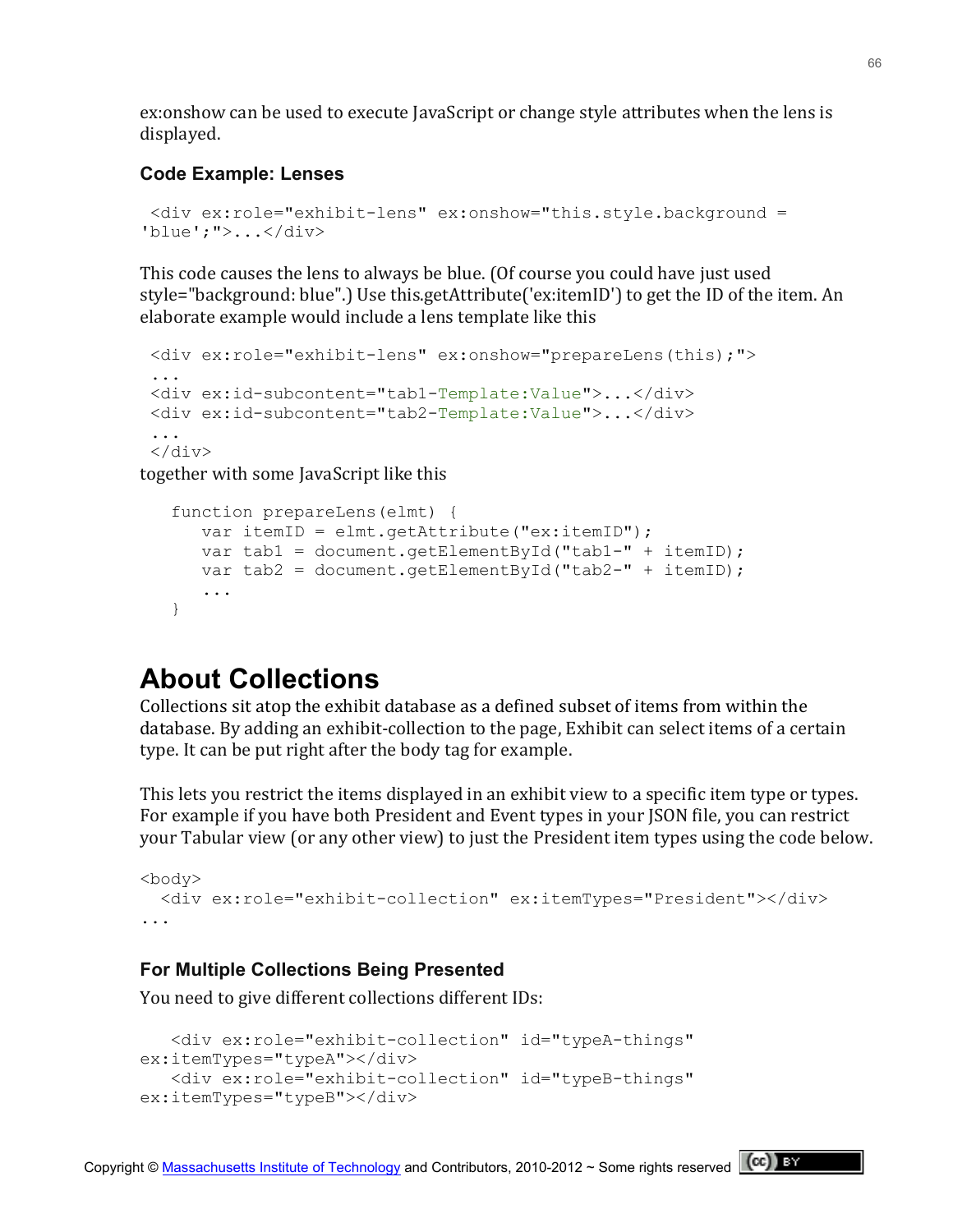ex:onshow can be used to execute JavaScript or change style attributes when the lens is displayed.

### Code Example: Lenses

```
 <div ex:role="exhibit-lens" ex:onshow="this.style.background = 
'blue';">...</div>
```

This code causes the lens to always be blue. (Of course you could have just used style="background: blue".) Use this.getAttribute('ex:itemID') to get the ID of the item. An elaborate example would include a lens template like this

```
 <div ex:role="exhibit-lens" ex:onshow="prepareLens(this);">
 ...
 <div ex:id-subcontent="tab1-Template:Value">...</div>
 <div ex:id-subcontent="tab2-Template:Value">...</div>
 ...
 </div>
```

together with some JavaScript like this

```
   function prepareLens(elmt) {
      var itemID = elmt.getAttribute("ex:itemID");
      var tab1 = document.getElementById("tab1-" + itemID);
      var tab2 = document.getElementById("tab2-" + itemID);
      ...
   }
```

## About Collections

Collections sit atop the exhibit database as a defined subset of items from within the database. By adding an exhibit-collection to the page, Exhibit can select items of a certain type. It can be put right after the body tag for example.

This lets you restrict the items displayed in an exhibit view to a specific item type or types. For example if you have both President and Event types in your JSON file, you can restrict your Tabular view (or any other view) to just the President item types using the code below.

```
<body>
  <div ex:role="exhibit-collection" ex:itemTypes="President"></div>
...
```

### For Multiple Collections Being Presented

You need to give different collections different IDs:

```
   <div ex:role="exhibit-collection" id="typeA-things" 
ex:itemTypes="typeA"></div>
   <div ex:role="exhibit-collection" id="typeB-things" 
ex:itemTypes="typeB"></div>
```

Copyright © Massachusetts Institute of Technology and Contributors, 2010-2012 ~ Some rights reserved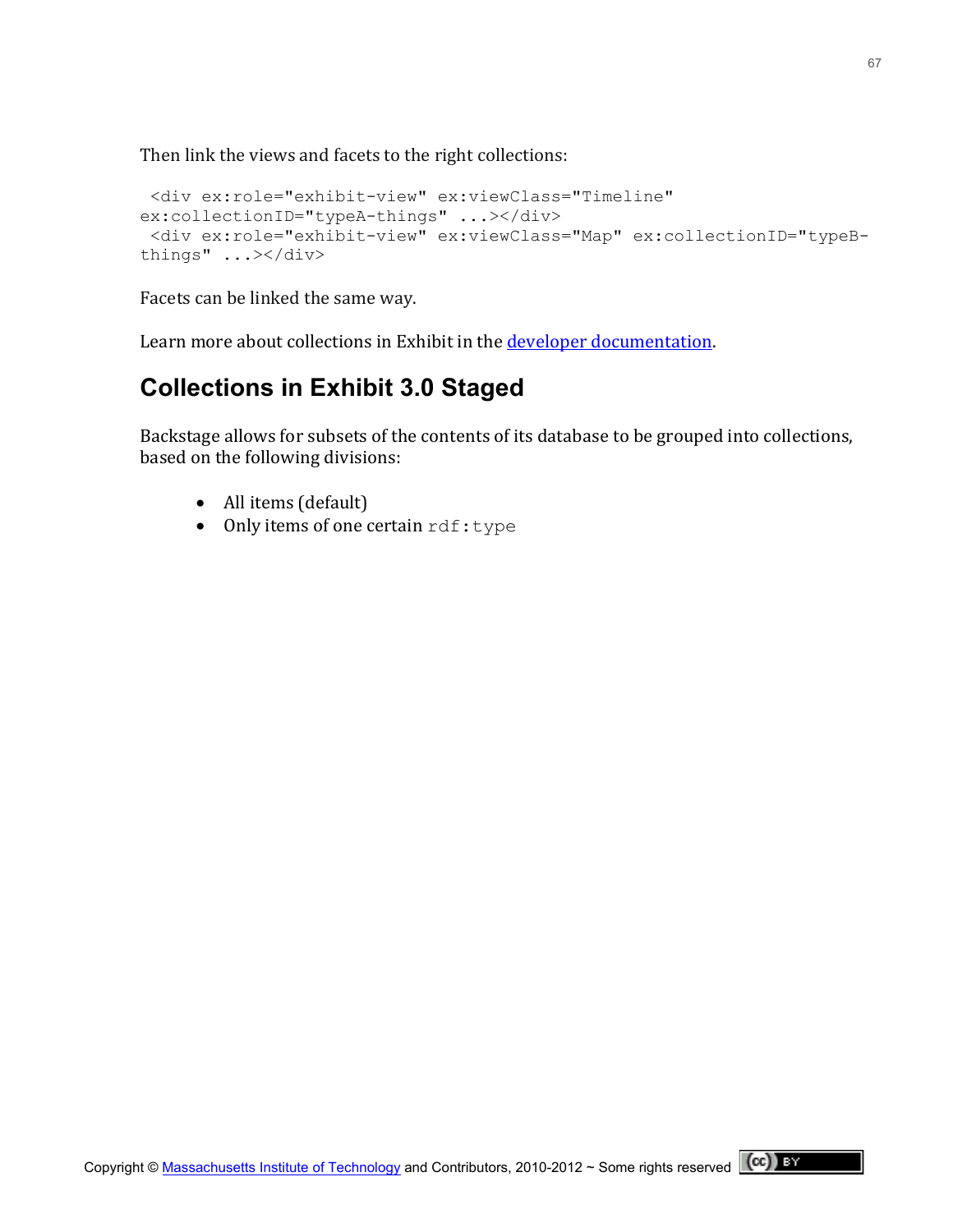Then link the views and facets to the right collections:

```
 <div ex:role="exhibit-view" ex:viewClass="Timeline"
ex:collectionID="typeA-things" ...></div>
 <div ex:role="exhibit-view" ex:viewClass="Map" ex:collectionID="typeB-
things" ...></div>
```

Facets can be linked the same way.

Learn more about collections in Exhibit in the [developer documentation](#).

## Collections in Exhibit 3.0 Staged

Backstage allows for subsets of the contents of its database to be grouped into collections, based on the following divisions:

- All items (default)
- Only items of one certain `rdf:type`